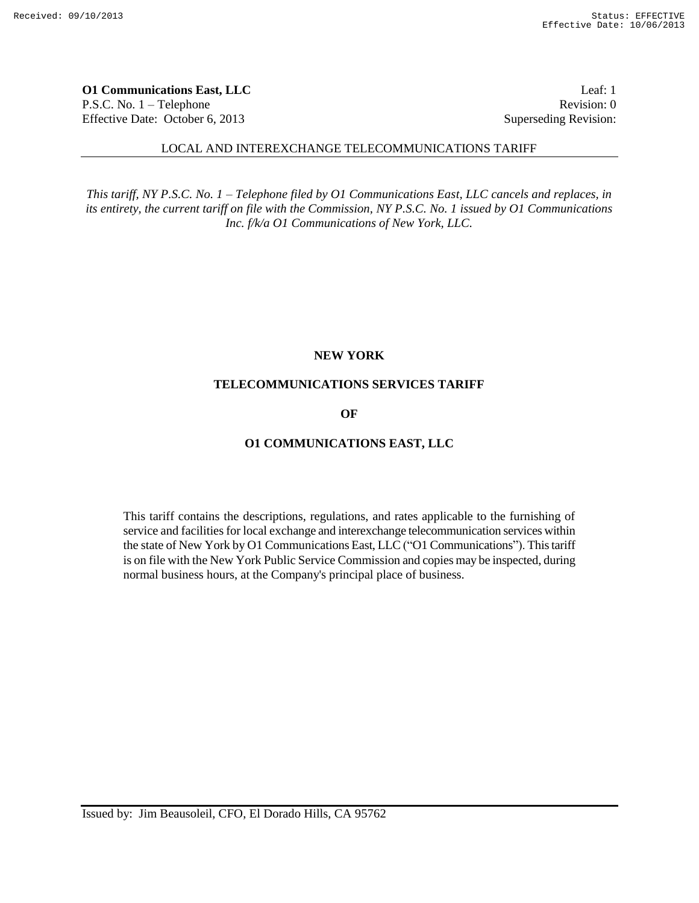**O1 Communications East, LLC** Leaf: 1
P.S.C. No. 1 – Telephone Revision: 0
Effective Date: October 6, 2013 Superseding Revision:

LOCAL AND INTEREXCHANGE TELECOMMUNICATIONS TARIFF

*This tariff, NY P.S.C. No. 1 – Telephone filed by O1 Communications East, LLC cancels and replaces, in its entirety, the current tariff on file with the Commission, NY P.S.C. No. 1 issued by O1 Communications Inc. f/k/a O1 Communications of New York, LLC.*

**NEW YORK**

**TELECOMMUNICATIONS SERVICES TARIFF**

**OF**

**O1 COMMUNICATIONS EAST, LLC**

This tariff contains the descriptions, regulations, and rates applicable to the furnishing of service and facilities for local exchange and interexchange telecommunication services within the state of New York by O1 Communications East, LLC ("O1 Communications"). This tariff is on file with the New York Public Service Commission and copies may be inspected, during normal business hours, at the Company's principal place of business.

Issued by: Jim Beausoleil, CFO, El Dorado Hills, CA 95762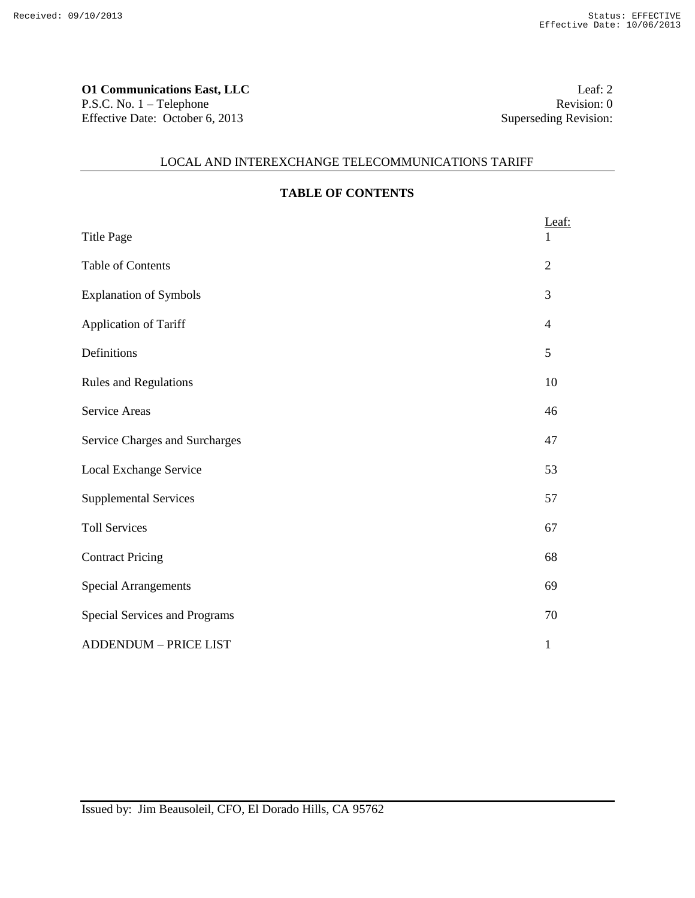**O1 Communications East, LLC**
P.S.C. No. 1 – Telephone
Effective Date: October 6, 2013

Leaf: 2
Revision: 0
Superseding Revision:

LOCAL AND INTEREXCHANGE TELECOMMUNICATIONS TARIFF

## TABLE OF CONTENTS

| | Leaf: |
|---|---|
| Title Page | 1 |
| Table of Contents | 2 |
| Explanation of Symbols | 3 |
| Application of Tariff | 4 |
| Definitions | 5 |
| Rules and Regulations | 10 |
| Service Areas | 46 |
| Service Charges and Surcharges | 47 |
| Local Exchange Service | 53 |
| Supplemental Services | 57 |
| Toll Services | 67 |
| Contract Pricing | 68 |
| Special Arrangements | 69 |
| Special Services and Programs | 70 |
| ADDENDUM – PRICE LIST | 1 |

Issued by: Jim Beausoleil, CFO, El Dorado Hills, CA 95762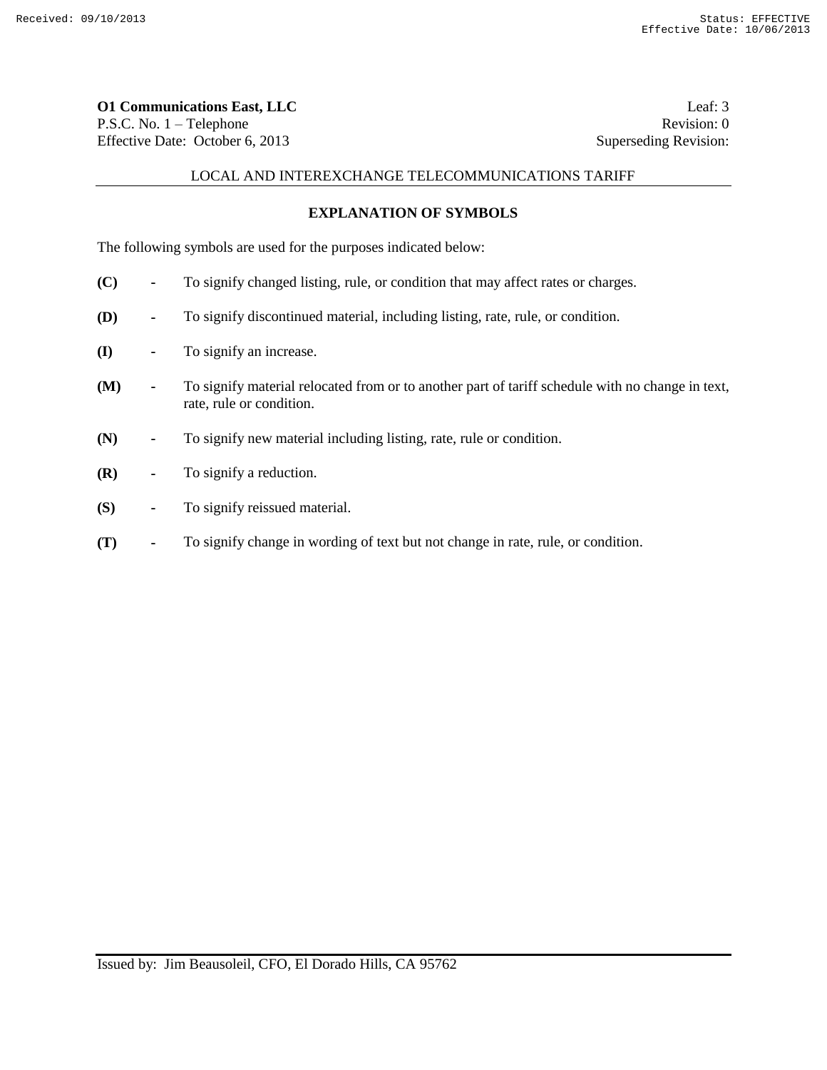**O1 Communications East, LLC** Leaf: 3
P.S.C. No. 1 – Telephone Revision: 0
Effective Date: October 6, 2013 Superseding Revision:

LOCAL AND INTEREXCHANGE TELECOMMUNICATIONS TARIFF

## EXPLANATION OF SYMBOLS

The following symbols are used for the purposes indicated below:

**(C)** - To signify changed listing, rule, or condition that may affect rates or charges.

**(D)** - To signify discontinued material, including listing, rate, rule, or condition.

**(I)** - To signify an increase.

**(M)** - To signify material relocated from or to another part of tariff schedule with no change in text, rate, rule or condition.

**(N)** - To signify new material including listing, rate, rule or condition.

**(R)** - To signify a reduction.

**(S)** - To signify reissued material.

**(T)** - To signify change in wording of text but not change in rate, rule, or condition.

Issued by: Jim Beausoleil, CFO, El Dorado Hills, CA 95762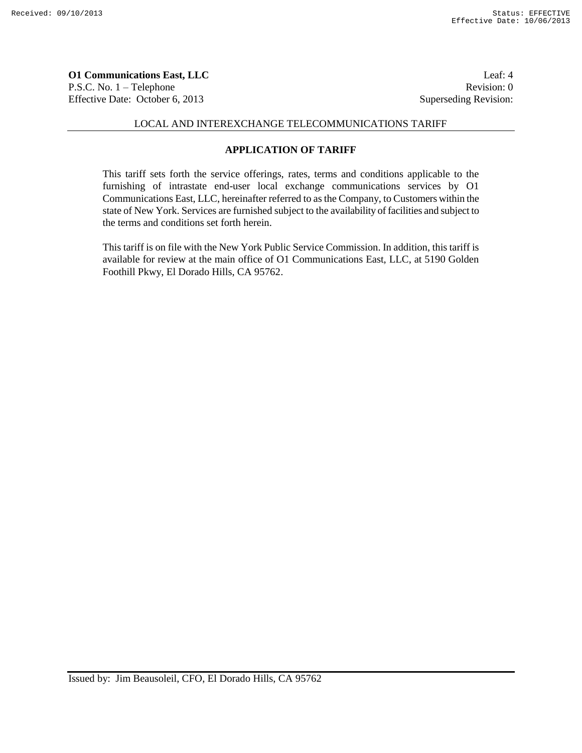**O1 Communications East, LLC** Leaf: 4
P.S.C. No. 1 – Telephone Revision: 0
Effective Date: October 6, 2013 Superseding Revision:

LOCAL AND INTEREXCHANGE TELECOMMUNICATIONS TARIFF

## APPLICATION OF TARIFF

This tariff sets forth the service offerings, rates, terms and conditions applicable to the furnishing of intrastate end-user local exchange communications services by O1 Communications East, LLC, hereinafter referred to as the Company, to Customers within the state of New York. Services are furnished subject to the availability of facilities and subject to the terms and conditions set forth herein.

This tariff is on file with the New York Public Service Commission. In addition, this tariff is available for review at the main office of O1 Communications East, LLC, at 5190 Golden Foothill Pkwy, El Dorado Hills, CA 95762.

Issued by: Jim Beausoleil, CFO, El Dorado Hills, CA 95762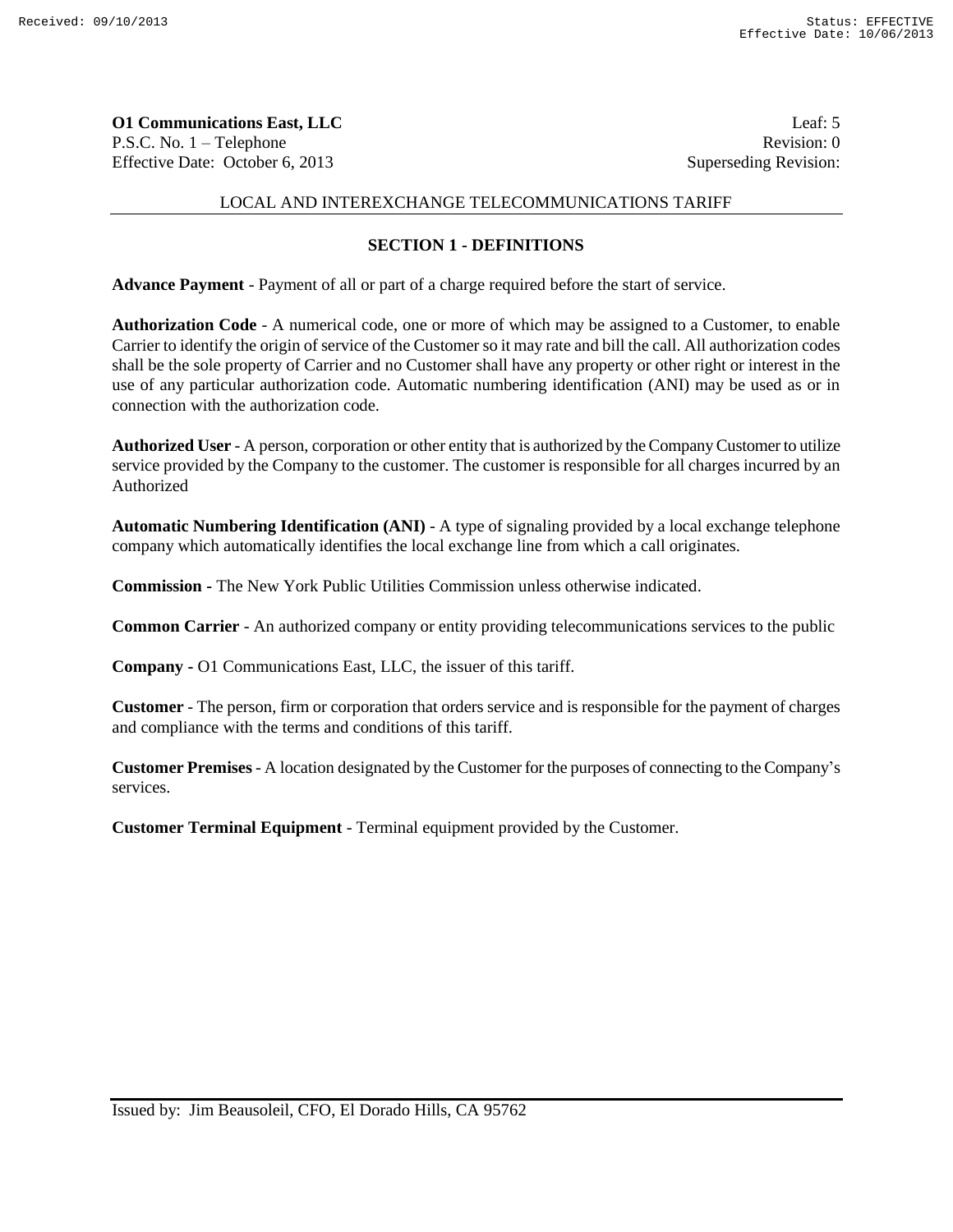## SECTION 1 - DEFINITIONS

**Advance Payment** - Payment of all or part of a charge required before the start of service.

**Authorization Code** - A numerical code, one or more of which may be assigned to a Customer, to enable Carrier to identify the origin of service of the Customer so it may rate and bill the call. All authorization codes shall be the sole property of Carrier and no Customer shall have any property or other right or interest in the use of any particular authorization code. Automatic numbering identification (ANI) may be used as or in connection with the authorization code.

**Authorized User** - A person, corporation or other entity that is authorized by the Company Customer to utilize service provided by the Company to the customer. The customer is responsible for all charges incurred by an Authorized

**Automatic Numbering Identification (ANI)** - A type of signaling provided by a local exchange telephone company which automatically identifies the local exchange line from which a call originates.

**Commission** - The New York Public Utilities Commission unless otherwise indicated.

**Common Carrier** - An authorized company or entity providing telecommunications services to the public

**Company -** O1 Communications East, LLC, the issuer of this tariff.

**Customer** - The person, firm or corporation that orders service and is responsible for the payment of charges and compliance with the terms and conditions of this tariff.

**Customer Premises** - A location designated by the Customer for the purposes of connecting to the Company's services.

**Customer Terminal Equipment** - Terminal equipment provided by the Customer.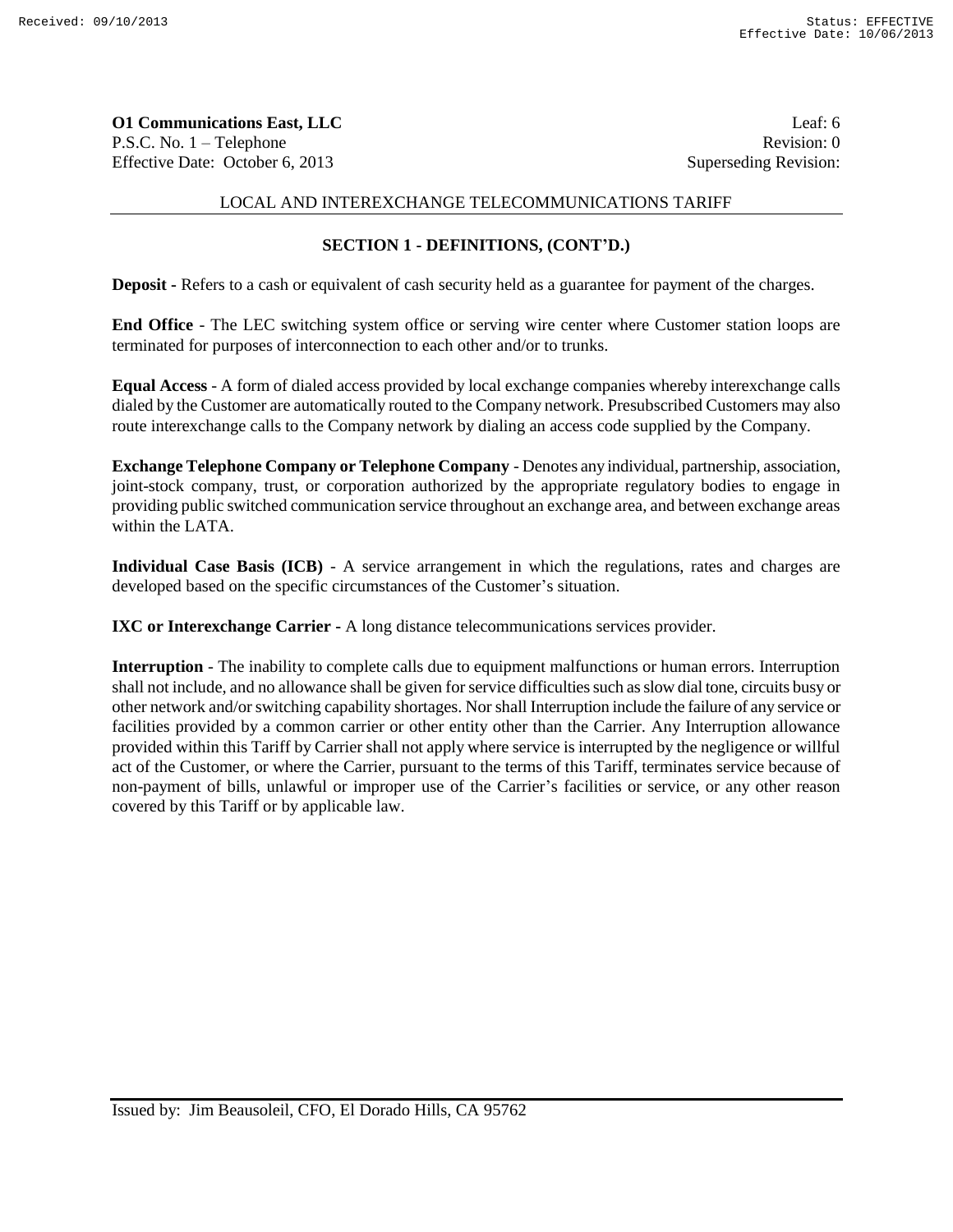**O1 Communications East, LLC**
P.S.C. No. 1 – Telephone
Effective Date: October 6, 2013

Leaf: 6
Revision: 0
Superseding Revision:

LOCAL AND INTEREXCHANGE TELECOMMUNICATIONS TARIFF

## SECTION 1 - DEFINITIONS, (CONT'D.)

**Deposit** - Refers to a cash or equivalent of cash security held as a guarantee for payment of the charges.

**End Office** - The LEC switching system office or serving wire center where Customer station loops are terminated for purposes of interconnection to each other and/or to trunks.

**Equal Access** - A form of dialed access provided by local exchange companies whereby interexchange calls dialed by the Customer are automatically routed to the Company network. Presubscribed Customers may also route interexchange calls to the Company network by dialing an access code supplied by the Company.

**Exchange Telephone Company or Telephone Company** - Denotes any individual, partnership, association, joint-stock company, trust, or corporation authorized by the appropriate regulatory bodies to engage in providing public switched communication service throughout an exchange area, and between exchange areas within the LATA.

**Individual Case Basis (ICB)** - A service arrangement in which the regulations, rates and charges are developed based on the specific circumstances of the Customer's situation.

**IXC or Interexchange Carrier** - A long distance telecommunications services provider.

**Interruption** - The inability to complete calls due to equipment malfunctions or human errors. Interruption shall not include, and no allowance shall be given for service difficulties such as slow dial tone, circuits busy or other network and/or switching capability shortages. Nor shall Interruption include the failure of any service or facilities provided by a common carrier or other entity other than the Carrier. Any Interruption allowance provided within this Tariff by Carrier shall not apply where service is interrupted by the negligence or willful act of the Customer, or where the Carrier, pursuant to the terms of this Tariff, terminates service because of non-payment of bills, unlawful or improper use of the Carrier's facilities or service, or any other reason covered by this Tariff or by applicable law.

Issued by: Jim Beausoleil, CFO, El Dorado Hills, CA 95762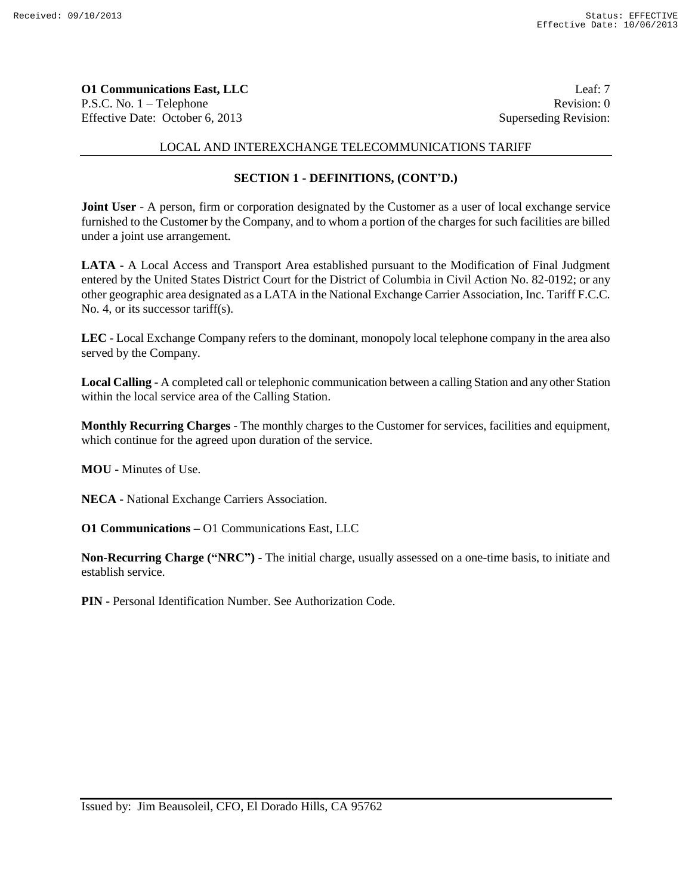**O1 Communications East, LLC**
P.S.C. No. 1 – Telephone
Effective Date: October 6, 2013

Leaf: 7
Revision: 0
Superseding Revision:

LOCAL AND INTEREXCHANGE TELECOMMUNICATIONS TARIFF

## SECTION 1 - DEFINITIONS, (CONT'D.)

**Joint User** - A person, firm or corporation designated by the Customer as a user of local exchange service furnished to the Customer by the Company, and to whom a portion of the charges for such facilities are billed under a joint use arrangement.

**LATA** - A Local Access and Transport Area established pursuant to the Modification of Final Judgment entered by the United States District Court for the District of Columbia in Civil Action No. 82-0192; or any other geographic area designated as a LATA in the National Exchange Carrier Association, Inc. Tariff F.C.C. No. 4, or its successor tariff(s).

**LEC** - Local Exchange Company refers to the dominant, monopoly local telephone company in the area also served by the Company.

**Local Calling** - A completed call or telephonic communication between a calling Station and any other Station within the local service area of the Calling Station.

**Monthly Recurring Charges** - The monthly charges to the Customer for services, facilities and equipment, which continue for the agreed upon duration of the service.

**MOU** - Minutes of Use.

**NECA** - National Exchange Carriers Association.

**O1 Communications –** O1 Communications East, LLC

**Non-Recurring Charge ("NRC") -** The initial charge, usually assessed on a one-time basis, to initiate and establish service.

**PIN** - Personal Identification Number. See Authorization Code.

Issued by: Jim Beausoleil, CFO, El Dorado Hills, CA 95762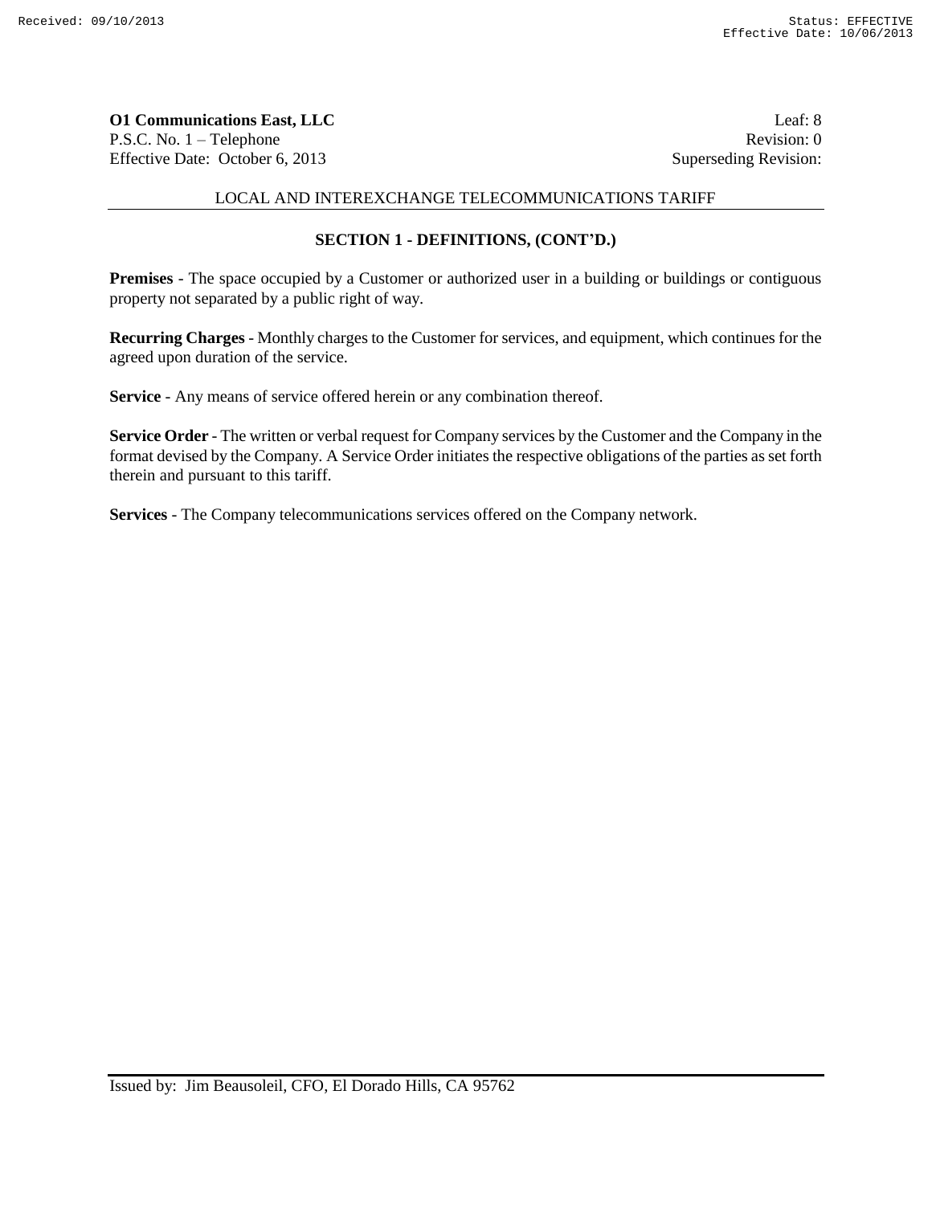**O1 Communications East, LLC**
P.S.C. No. 1 – Telephone
Effective Date: October 6, 2013

Leaf: 8
Revision: 0
Superseding Revision:

LOCAL AND INTEREXCHANGE TELECOMMUNICATIONS TARIFF

## SECTION 1 - DEFINITIONS, (CONT'D.)

**Premises** - The space occupied by a Customer or authorized user in a building or buildings or contiguous property not separated by a public right of way.

**Recurring Charges** - Monthly charges to the Customer for services, and equipment, which continues for the agreed upon duration of the service.

**Service** - Any means of service offered herein or any combination thereof.

**Service Order** - The written or verbal request for Company services by the Customer and the Company in the format devised by the Company. A Service Order initiates the respective obligations of the parties as set forth therein and pursuant to this tariff.

**Services** - The Company telecommunications services offered on the Company network.

Issued by: Jim Beausoleil, CFO, El Dorado Hills, CA 95762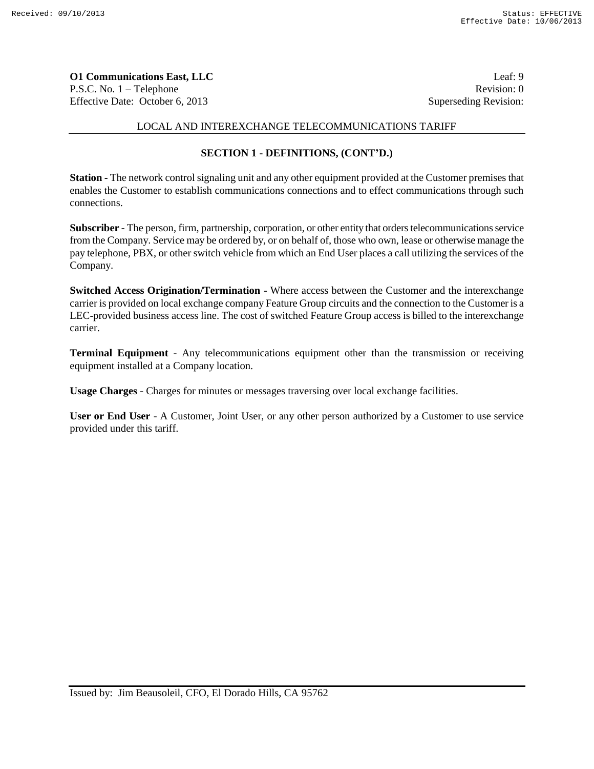LOCAL AND INTEREXCHANGE TELECOMMUNICATIONS TARIFF

## SECTION 1 - DEFINITIONS, (CONT'D.)

**Station -** The network control signaling unit and any other equipment provided at the Customer premises that enables the Customer to establish communications connections and to effect communications through such connections.

**Subscriber -** The person, firm, partnership, corporation, or other entity that orders telecommunications service from the Company. Service may be ordered by, or on behalf of, those who own, lease or otherwise manage the pay telephone, PBX, or other switch vehicle from which an End User places a call utilizing the services of the Company.

**Switched Access Origination/Termination** - Where access between the Customer and the interexchange carrier is provided on local exchange company Feature Group circuits and the connection to the Customer is a LEC-provided business access line. The cost of switched Feature Group access is billed to the interexchange carrier.

**Terminal Equipment** - Any telecommunications equipment other than the transmission or receiving equipment installed at a Company location.

**Usage Charges** - Charges for minutes or messages traversing over local exchange facilities.

**User or End User** - A Customer, Joint User, or any other person authorized by a Customer to use service provided under this tariff.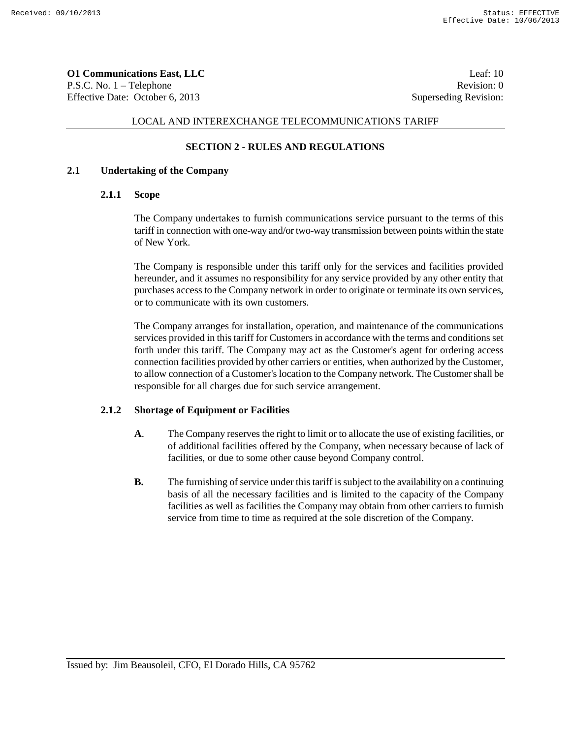## SECTION 2 - RULES AND REGULATIONS

### 2.1 Undertaking of the Company

#### 2.1.1 Scope

The Company undertakes to furnish communications service pursuant to the terms of this tariff in connection with one-way and/or two-way transmission between points within the state of New York.

The Company is responsible under this tariff only for the services and facilities provided hereunder, and it assumes no responsibility for any service provided by any other entity that purchases access to the Company network in order to originate or terminate its own services, or to communicate with its own customers.

The Company arranges for installation, operation, and maintenance of the communications services provided in this tariff for Customers in accordance with the terms and conditions set forth under this tariff. The Company may act as the Customer's agent for ordering access connection facilities provided by other carriers or entities, when authorized by the Customer, to allow connection of a Customer's location to the Company network. The Customer shall be responsible for all charges due for such service arrangement.

#### 2.1.2 Shortage of Equipment or Facilities

**A**. The Company reserves the right to limit or to allocate the use of existing facilities, or of additional facilities offered by the Company, when necessary because of lack of facilities, or due to some other cause beyond Company control.

**B.** The furnishing of service under this tariff is subject to the availability on a continuing basis of all the necessary facilities and is limited to the capacity of the Company facilities as well as facilities the Company may obtain from other carriers to furnish service from time to time as required at the sole discretion of the Company.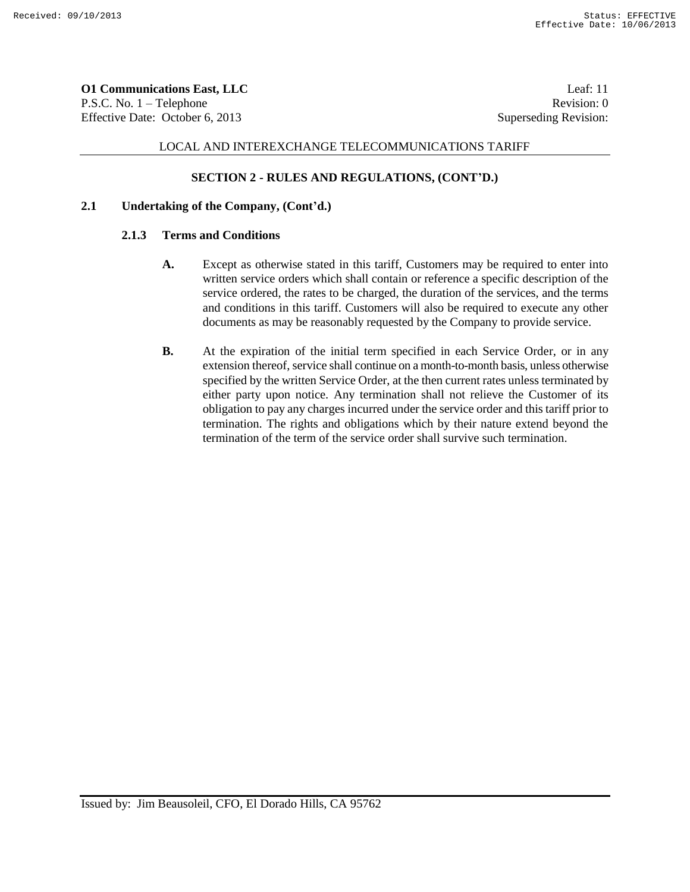## SECTION 2 - RULES AND REGULATIONS, (CONT'D.)

### 2.1 Undertaking of the Company, (Cont'd.)

#### 2.1.3 Terms and Conditions

**A.** Except as otherwise stated in this tariff, Customers may be required to enter into written service orders which shall contain or reference a specific description of the service ordered, the rates to be charged, the duration of the services, and the terms and conditions in this tariff. Customers will also be required to execute any other documents as may be reasonably requested by the Company to provide service.

**B.** At the expiration of the initial term specified in each Service Order, or in any extension thereof, service shall continue on a month-to-month basis, unless otherwise specified by the written Service Order, at the then current rates unless terminated by either party upon notice. Any termination shall not relieve the Customer of its obligation to pay any charges incurred under the service order and this tariff prior to termination. The rights and obligations which by their nature extend beyond the termination of the term of the service order shall survive such termination.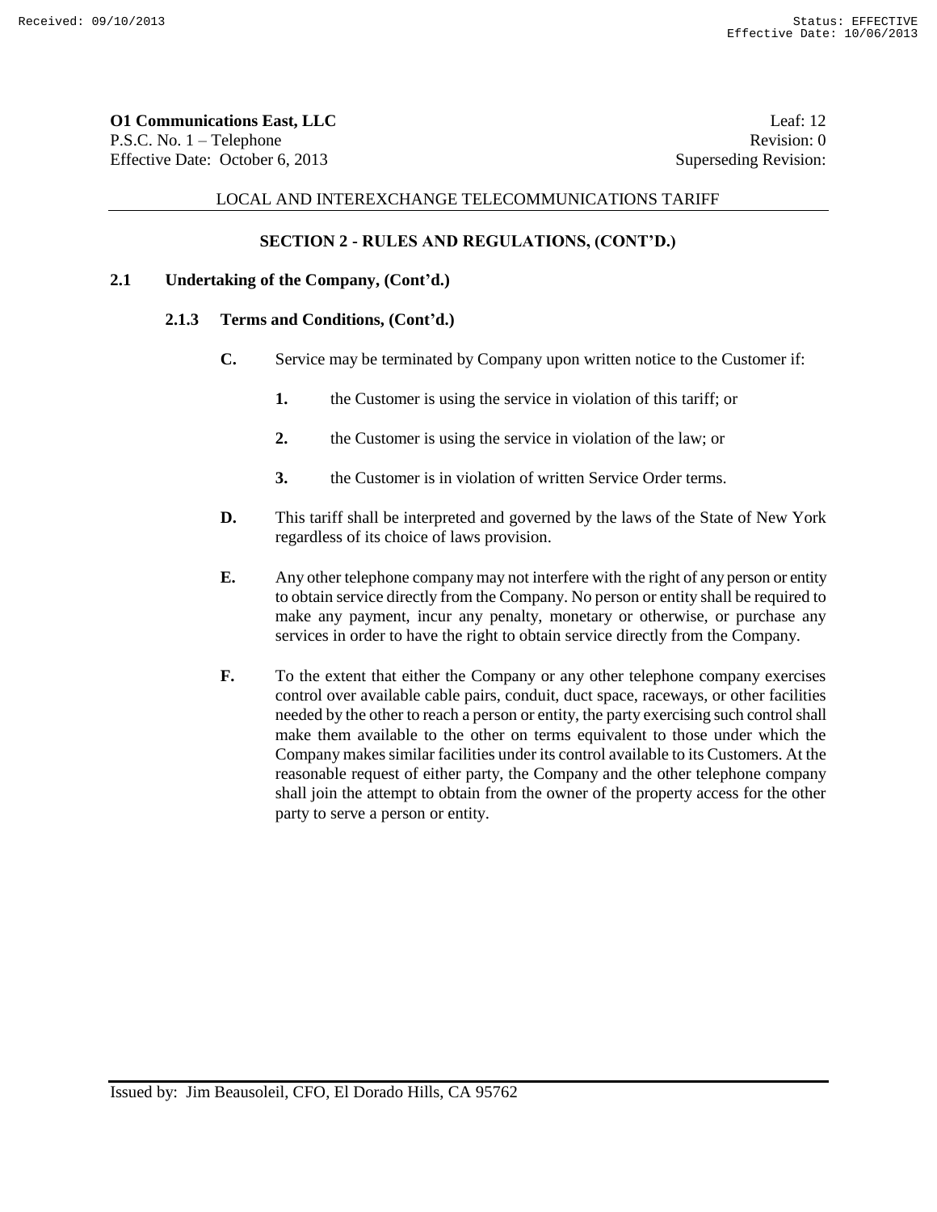## SECTION 2 - RULES AND REGULATIONS, (CONT'D.)

### 2.1 Undertaking of the Company, (Cont'd.)

#### 2.1.3 Terms and Conditions, (Cont'd.)

**C.** Service may be terminated by Company upon written notice to the Customer if:

**1.** the Customer is using the service in violation of this tariff; or

**2.** the Customer is using the service in violation of the law; or

**3.** the Customer is in violation of written Service Order terms.

**D.** This tariff shall be interpreted and governed by the laws of the State of New York regardless of its choice of laws provision.

**E.** Any other telephone company may not interfere with the right of any person or entity to obtain service directly from the Company. No person or entity shall be required to make any payment, incur any penalty, monetary or otherwise, or purchase any services in order to have the right to obtain service directly from the Company.

**F.** To the extent that either the Company or any other telephone company exercises control over available cable pairs, conduit, duct space, raceways, or other facilities needed by the other to reach a person or entity, the party exercising such control shall make them available to the other on terms equivalent to those under which the Company makes similar facilities under its control available to its Customers. At the reasonable request of either party, the Company and the other telephone company shall join the attempt to obtain from the owner of the property access for the other party to serve a person or entity.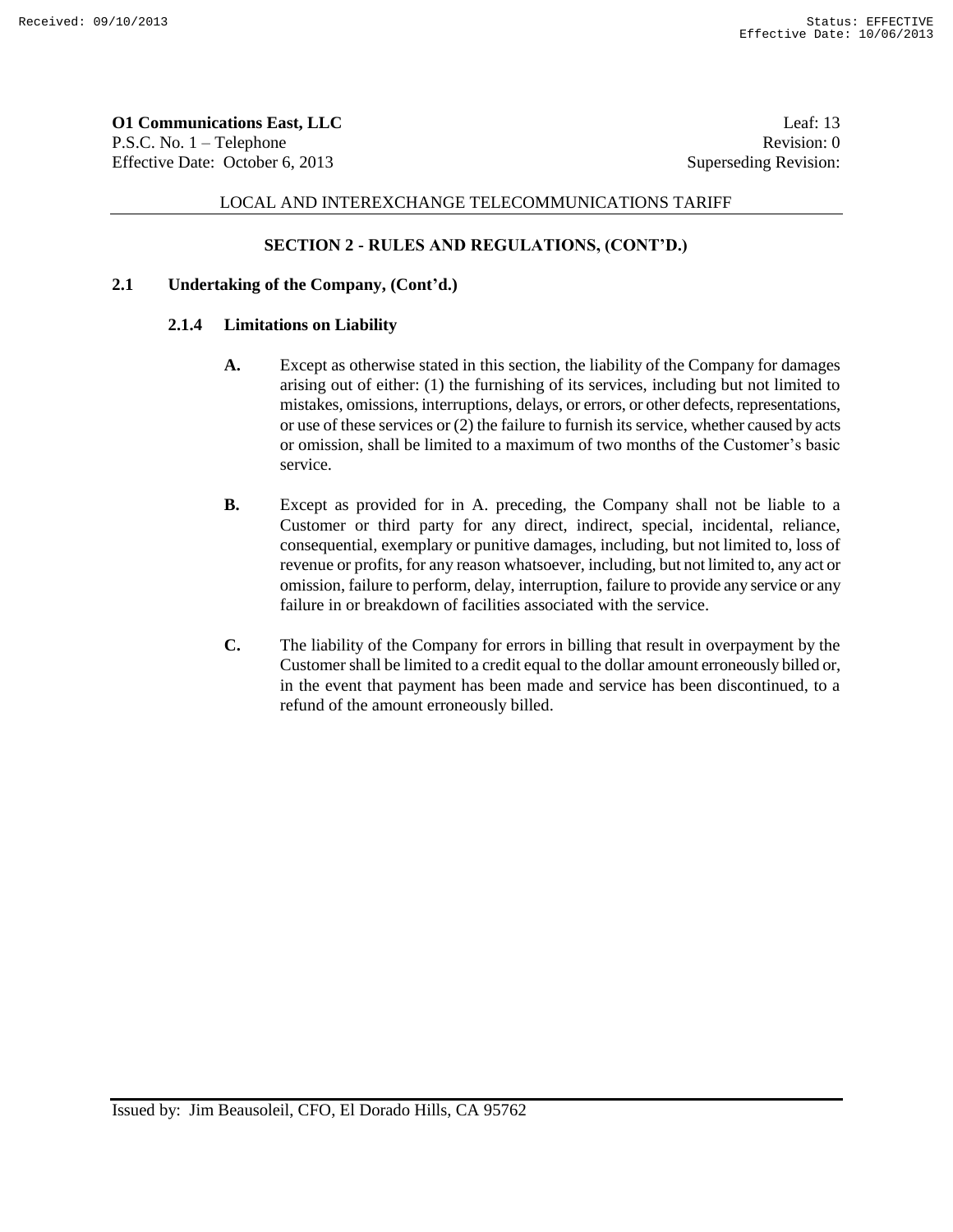## SECTION 2 - RULES AND REGULATIONS, (CONT'D.)

### 2.1 Undertaking of the Company, (Cont'd.)

#### 2.1.4 Limitations on Liability

**A.** Except as otherwise stated in this section, the liability of the Company for damages arising out of either: (1) the furnishing of its services, including but not limited to mistakes, omissions, interruptions, delays, or errors, or other defects, representations, or use of these services or (2) the failure to furnish its service, whether caused by acts or omission, shall be limited to a maximum of two months of the Customer's basic service.

**B.** Except as provided for in A. preceding, the Company shall not be liable to a Customer or third party for any direct, indirect, special, incidental, reliance, consequential, exemplary or punitive damages, including, but not limited to, loss of revenue or profits, for any reason whatsoever, including, but not limited to, any act or omission, failure to perform, delay, interruption, failure to provide any service or any failure in or breakdown of facilities associated with the service.

**C.** The liability of the Company for errors in billing that result in overpayment by the Customer shall be limited to a credit equal to the dollar amount erroneously billed or, in the event that payment has been made and service has been discontinued, to a refund of the amount erroneously billed.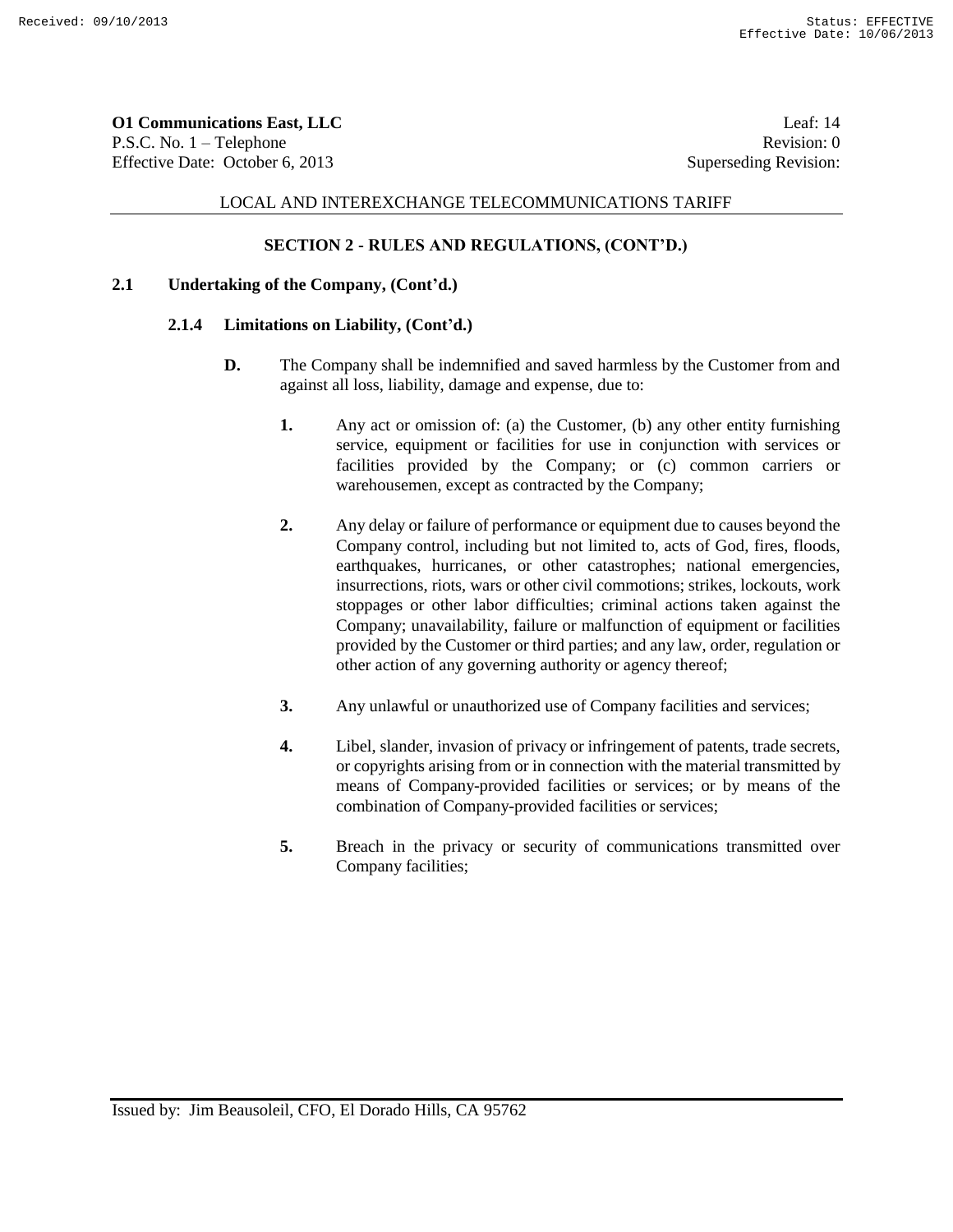**O1 Communications East, LLC** Leaf: 14
P.S.C. No. 1 – Telephone Revision: 0
Effective Date: October 6, 2013 Superseding Revision:

LOCAL AND INTEREXCHANGE TELECOMMUNICATIONS TARIFF

## SECTION 2 - RULES AND REGULATIONS, (CONT'D.)

### 2.1 Undertaking of the Company, (Cont'd.)

#### 2.1.4 Limitations on Liability, (Cont'd.)

**D.** The Company shall be indemnified and saved harmless by the Customer from and against all loss, liability, damage and expense, due to:

**1.** Any act or omission of: (a) the Customer, (b) any other entity furnishing service, equipment or facilities for use in conjunction with services or facilities provided by the Company; or (c) common carriers or warehousemen, except as contracted by the Company;

**2.** Any delay or failure of performance or equipment due to causes beyond the Company control, including but not limited to, acts of God, fires, floods, earthquakes, hurricanes, or other catastrophes; national emergencies, insurrections, riots, wars or other civil commotions; strikes, lockouts, work stoppages or other labor difficulties; criminal actions taken against the Company; unavailability, failure or malfunction of equipment or facilities provided by the Customer or third parties; and any law, order, regulation or other action of any governing authority or agency thereof;

**3.** Any unlawful or unauthorized use of Company facilities and services;

**4.** Libel, slander, invasion of privacy or infringement of patents, trade secrets, or copyrights arising from or in connection with the material transmitted by means of Company-provided facilities or services; or by means of the combination of Company-provided facilities or services;

**5.** Breach in the privacy or security of communications transmitted over Company facilities;

Issued by: Jim Beausoleil, CFO, El Dorado Hills, CA 95762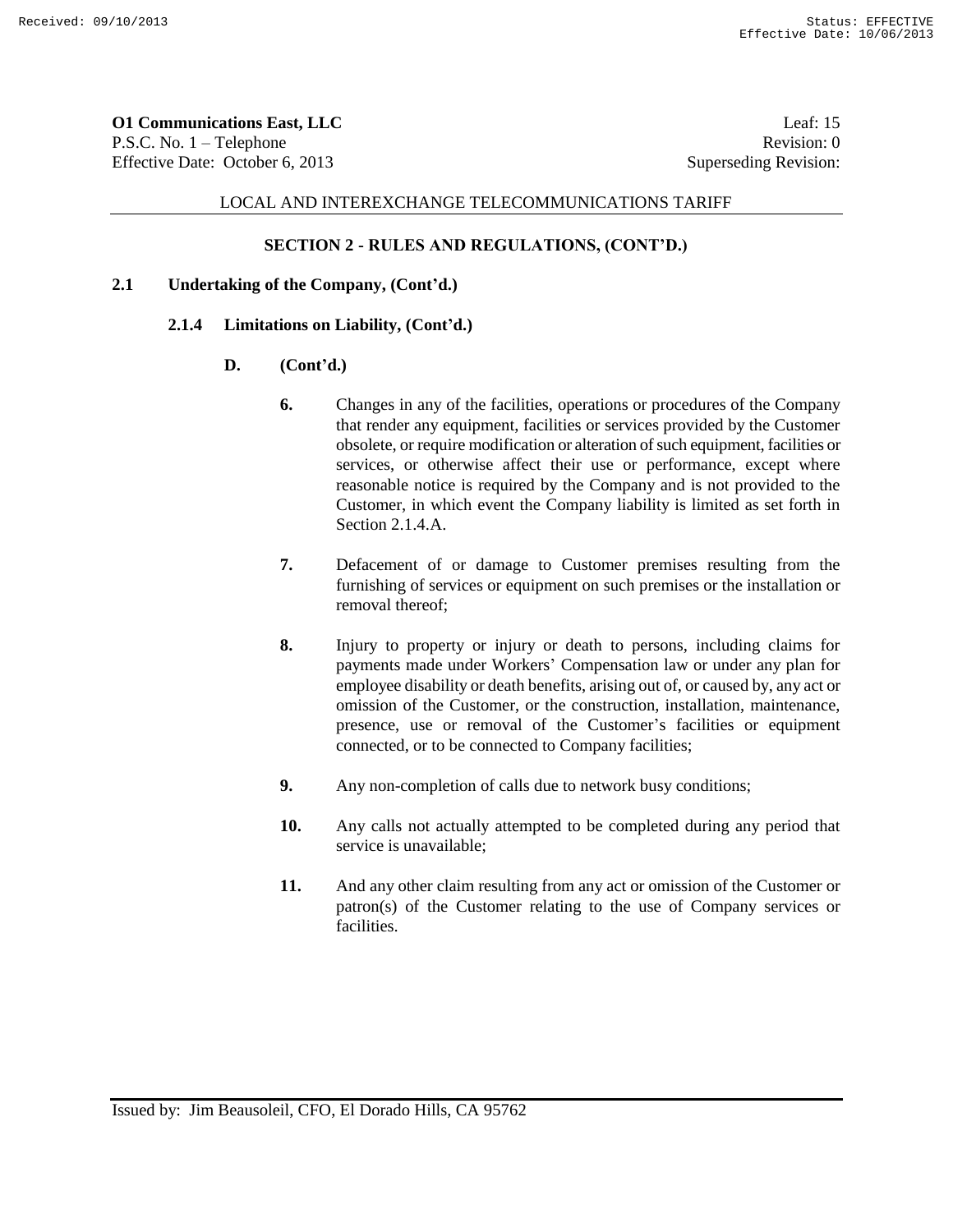**O1 Communications East, LLC**
P.S.C. No. 1 – Telephone
Effective Date: October 6, 2013

Leaf: 15
Revision: 0
Superseding Revision:

LOCAL AND INTEREXCHANGE TELECOMMUNICATIONS TARIFF

## SECTION 2 - RULES AND REGULATIONS, (CONT'D.)

### 2.1 Undertaking of the Company, (Cont'd.)

#### 2.1.4 Limitations on Liability, (Cont'd.)

**D. (Cont'd.)**

**6.** Changes in any of the facilities, operations or procedures of the Company that render any equipment, facilities or services provided by the Customer obsolete, or require modification or alteration of such equipment, facilities or services, or otherwise affect their use or performance, except where reasonable notice is required by the Company and is not provided to the Customer, in which event the Company liability is limited as set forth in Section 2.1.4.A.

**7.** Defacement of or damage to Customer premises resulting from the furnishing of services or equipment on such premises or the installation or removal thereof;

**8.** Injury to property or injury or death to persons, including claims for payments made under Workers' Compensation law or under any plan for employee disability or death benefits, arising out of, or caused by, any act or omission of the Customer, or the construction, installation, maintenance, presence, use or removal of the Customer's facilities or equipment connected, or to be connected to Company facilities;

**9.** Any non-completion of calls due to network busy conditions;

**10.** Any calls not actually attempted to be completed during any period that service is unavailable;

**11.** And any other claim resulting from any act or omission of the Customer or patron(s) of the Customer relating to the use of Company services or facilities.

Issued by: Jim Beausoleil, CFO, El Dorado Hills, CA 95762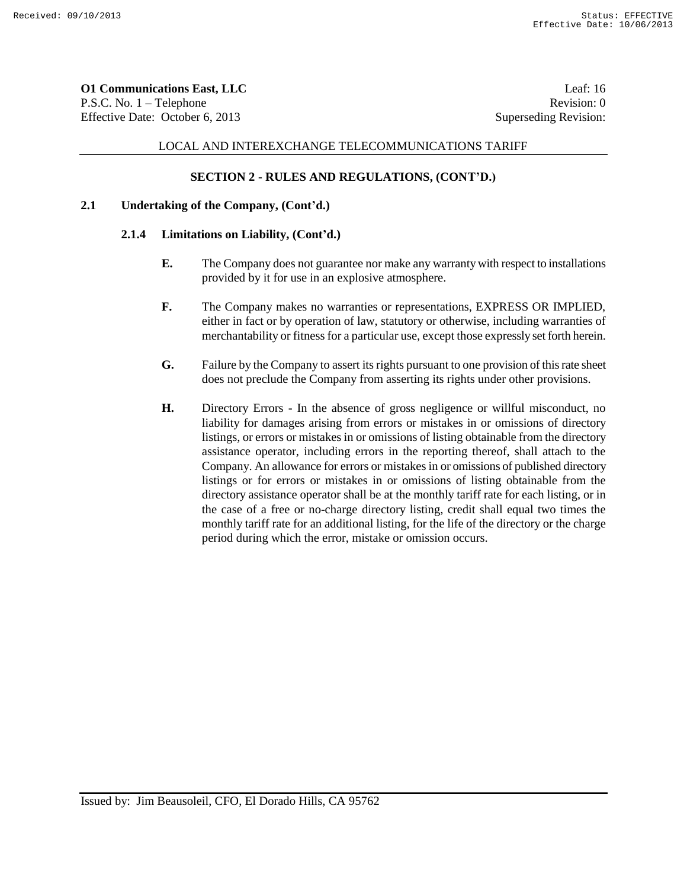**O1 Communications East, LLC**
P.S.C. No. 1 – Telephone
Effective Date: October 6, 2013

Leaf: 16
Revision: 0
Superseding Revision:

LOCAL AND INTEREXCHANGE TELECOMMUNICATIONS TARIFF

## SECTION 2 - RULES AND REGULATIONS, (CONT'D.)

### 2.1 Undertaking of the Company, (Cont'd.)

#### 2.1.4 Limitations on Liability, (Cont'd.)

**E.** The Company does not guarantee nor make any warranty with respect to installations provided by it for use in an explosive atmosphere.

**F.** The Company makes no warranties or representations, EXPRESS OR IMPLIED, either in fact or by operation of law, statutory or otherwise, including warranties of merchantability or fitness for a particular use, except those expressly set forth herein.

**G.** Failure by the Company to assert its rights pursuant to one provision of this rate sheet does not preclude the Company from asserting its rights under other provisions.

**H.** Directory Errors - In the absence of gross negligence or willful misconduct, no liability for damages arising from errors or mistakes in or omissions of directory listings, or errors or mistakes in or omissions of listing obtainable from the directory assistance operator, including errors in the reporting thereof, shall attach to the Company. An allowance for errors or mistakes in or omissions of published directory listings or for errors or mistakes in or omissions of listing obtainable from the directory assistance operator shall be at the monthly tariff rate for each listing, or in the case of a free or no-charge directory listing, credit shall equal two times the monthly tariff rate for an additional listing, for the life of the directory or the charge period during which the error, mistake or omission occurs.

Issued by: Jim Beausoleil, CFO, El Dorado Hills, CA 95762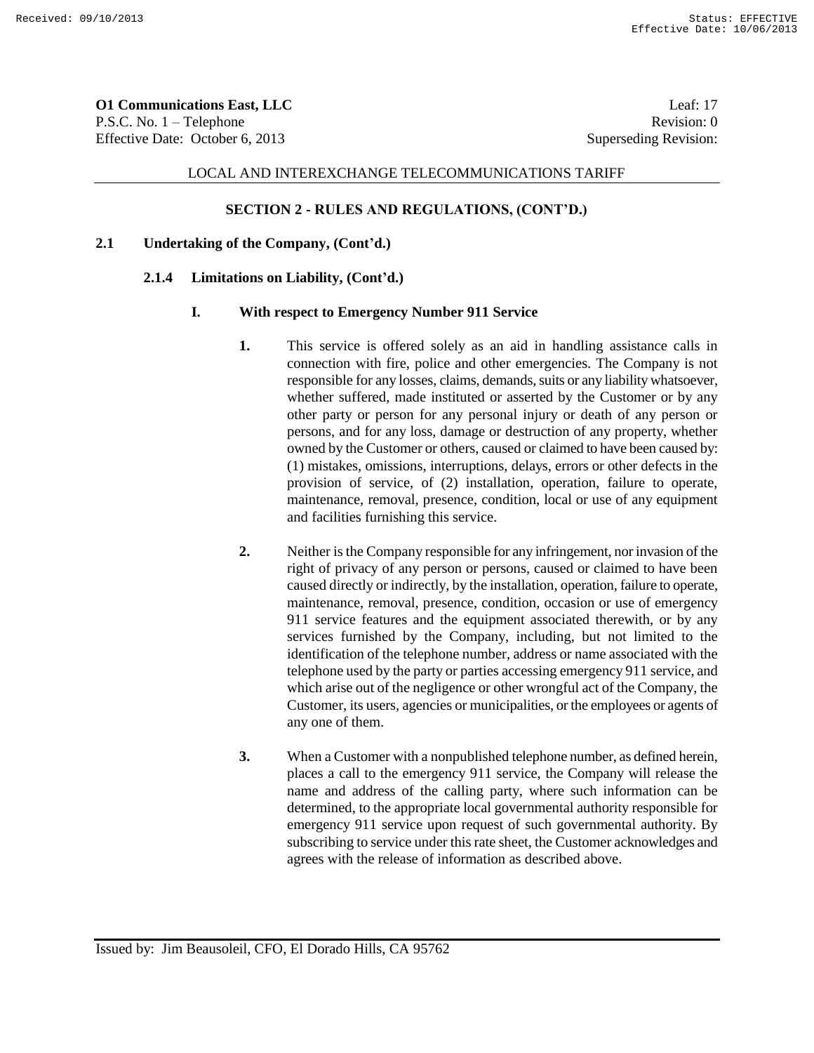**O1 Communications East, LLC** Leaf: 17
P.S.C. No. 1 – Telephone Revision: 0
Effective Date: October 6, 2013 Superseding Revision:

LOCAL AND INTEREXCHANGE TELECOMMUNICATIONS TARIFF

## SECTION 2 - RULES AND REGULATIONS, (CONT'D.)

### 2.1 Undertaking of the Company, (Cont'd.)

#### 2.1.4 Limitations on Liability, (Cont'd.)

**I. With respect to Emergency Number 911 Service**

**1.** This service is offered solely as an aid in handling assistance calls in connection with fire, police and other emergencies. The Company is not responsible for any losses, claims, demands, suits or any liability whatsoever, whether suffered, made instituted or asserted by the Customer or by any other party or person for any personal injury or death of any person or persons, and for any loss, damage or destruction of any property, whether owned by the Customer or others, caused or claimed to have been caused by: (1) mistakes, omissions, interruptions, delays, errors or other defects in the provision of service, of (2) installation, operation, failure to operate, maintenance, removal, presence, condition, local or use of any equipment and facilities furnishing this service.

**2.** Neither is the Company responsible for any infringement, nor invasion of the right of privacy of any person or persons, caused or claimed to have been caused directly or indirectly, by the installation, operation, failure to operate, maintenance, removal, presence, condition, occasion or use of emergency 911 service features and the equipment associated therewith, or by any services furnished by the Company, including, but not limited to the identification of the telephone number, address or name associated with the telephone used by the party or parties accessing emergency 911 service, and which arise out of the negligence or other wrongful act of the Company, the Customer, its users, agencies or municipalities, or the employees or agents of any one of them.

**3.** When a Customer with a nonpublished telephone number, as defined herein, places a call to the emergency 911 service, the Company will release the name and address of the calling party, where such information can be determined, to the appropriate local governmental authority responsible for emergency 911 service upon request of such governmental authority. By subscribing to service under this rate sheet, the Customer acknowledges and agrees with the release of information as described above.

Issued by: Jim Beausoleil, CFO, El Dorado Hills, CA 95762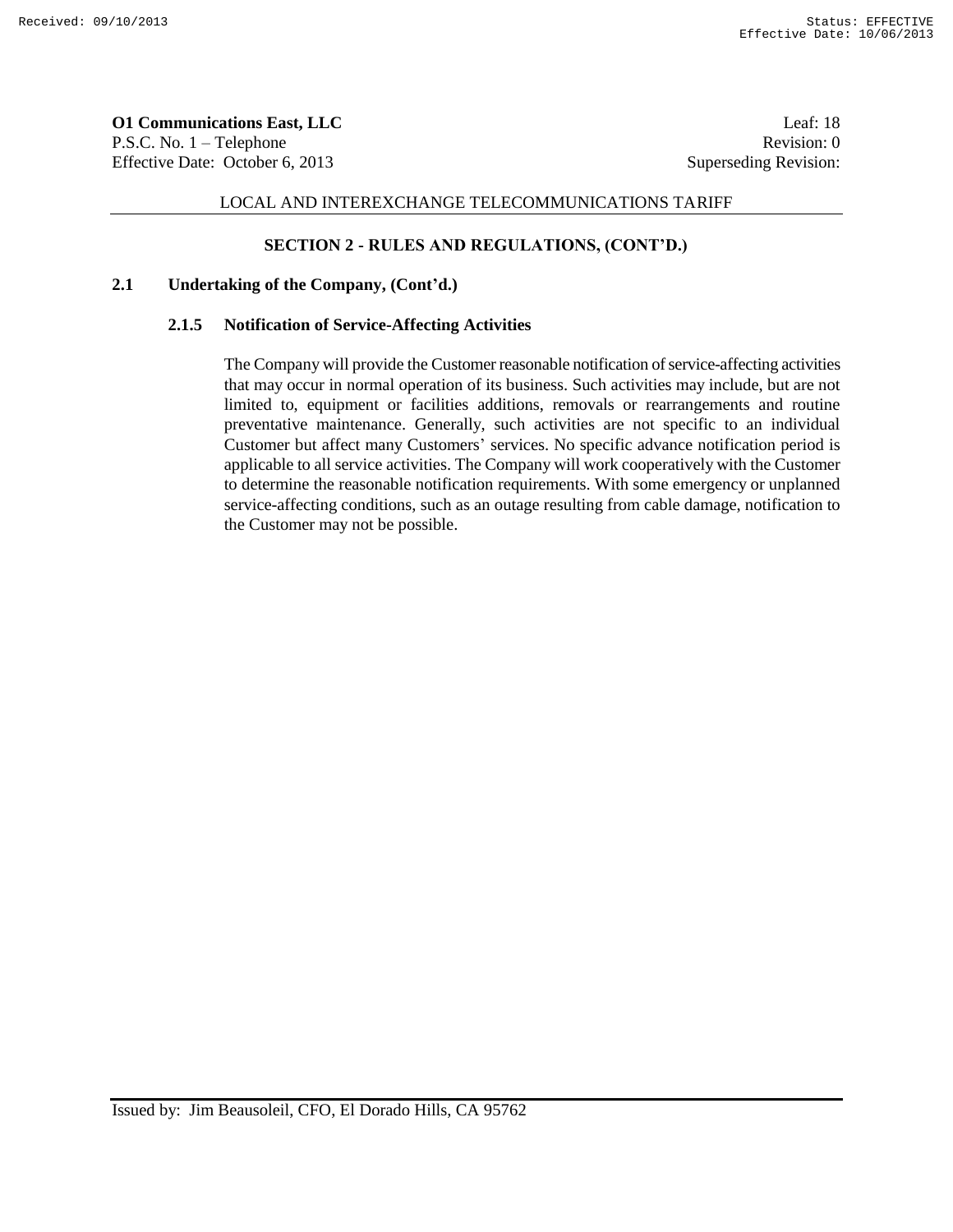## SECTION 2 - RULES AND REGULATIONS, (CONT'D.)

### 2.1 Undertaking of the Company, (Cont'd.)

#### 2.1.5 Notification of Service-Affecting Activities

The Company will provide the Customer reasonable notification of service-affecting activities that may occur in normal operation of its business. Such activities may include, but are not limited to, equipment or facilities additions, removals or rearrangements and routine preventative maintenance. Generally, such activities are not specific to an individual Customer but affect many Customers' services. No specific advance notification period is applicable to all service activities. The Company will work cooperatively with the Customer to determine the reasonable notification requirements. With some emergency or unplanned service-affecting conditions, such as an outage resulting from cable damage, notification to the Customer may not be possible.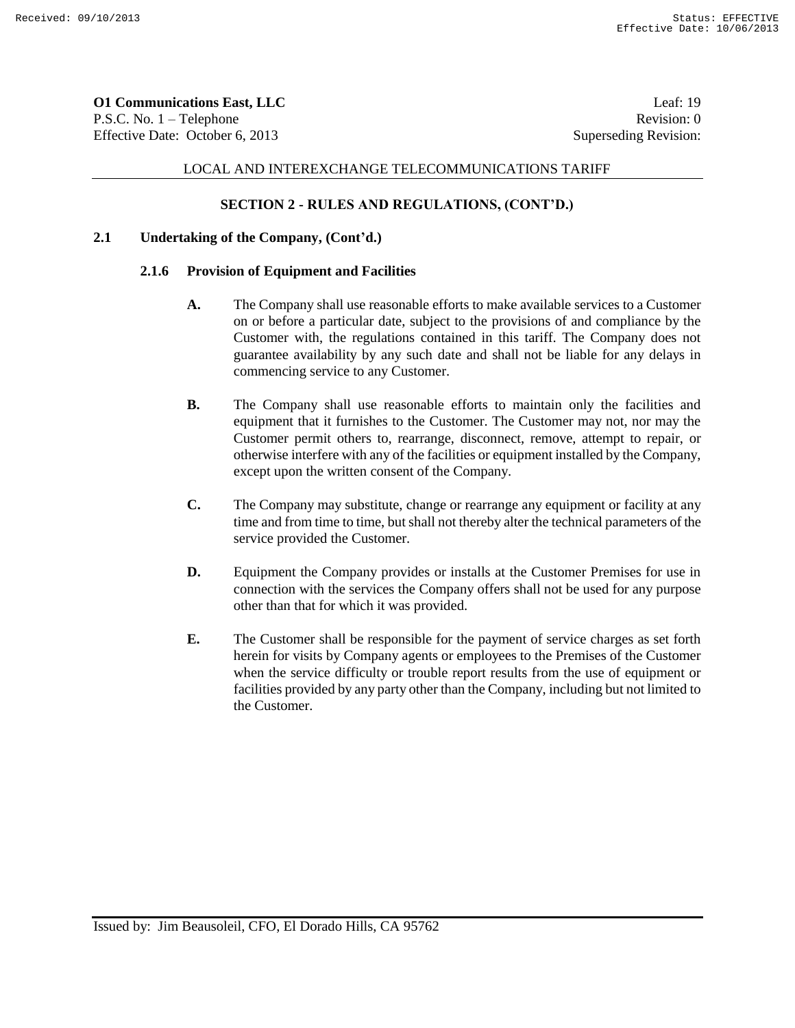## SECTION 2 - RULES AND REGULATIONS, (CONT'D.)

### 2.1 Undertaking of the Company, (Cont'd.)

#### 2.1.6 Provision of Equipment and Facilities

**A.** The Company shall use reasonable efforts to make available services to a Customer on or before a particular date, subject to the provisions of and compliance by the Customer with, the regulations contained in this tariff. The Company does not guarantee availability by any such date and shall not be liable for any delays in commencing service to any Customer.

**B.** The Company shall use reasonable efforts to maintain only the facilities and equipment that it furnishes to the Customer. The Customer may not, nor may the Customer permit others to, rearrange, disconnect, remove, attempt to repair, or otherwise interfere with any of the facilities or equipment installed by the Company, except upon the written consent of the Company.

**C.** The Company may substitute, change or rearrange any equipment or facility at any time and from time to time, but shall not thereby alter the technical parameters of the service provided the Customer.

**D.** Equipment the Company provides or installs at the Customer Premises for use in connection with the services the Company offers shall not be used for any purpose other than that for which it was provided.

**E.** The Customer shall be responsible for the payment of service charges as set forth herein for visits by Company agents or employees to the Premises of the Customer when the service difficulty or trouble report results from the use of equipment or facilities provided by any party other than the Company, including but not limited to the Customer.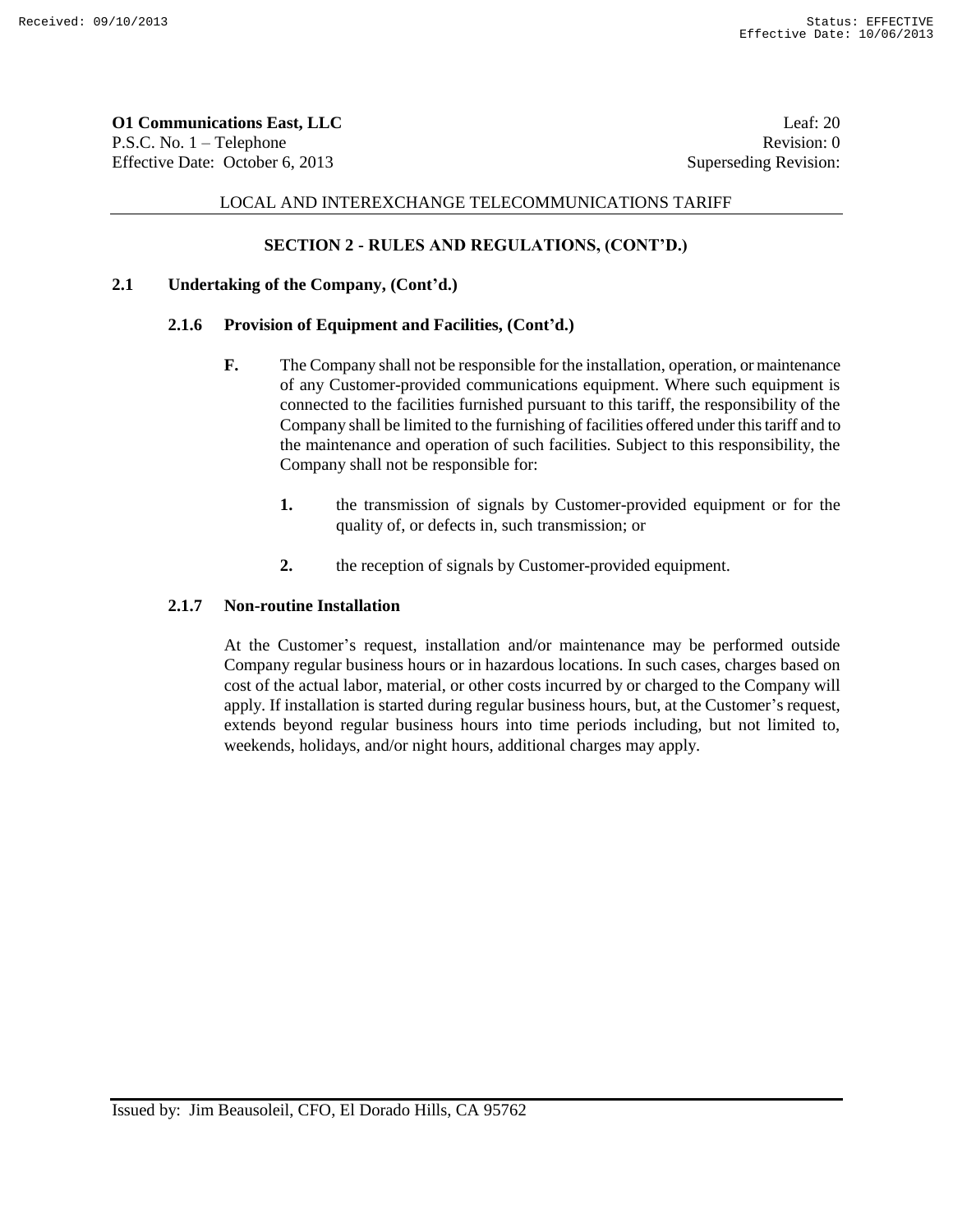LOCAL AND INTEREXCHANGE TELECOMMUNICATIONS TARIFF

## SECTION 2 - RULES AND REGULATIONS, (CONT'D.)

### 2.1 Undertaking of the Company, (Cont'd.)

#### 2.1.6 Provision of Equipment and Facilities, (Cont'd.)

**F.** The Company shall not be responsible for the installation, operation, or maintenance of any Customer-provided communications equipment. Where such equipment is connected to the facilities furnished pursuant to this tariff, the responsibility of the Company shall be limited to the furnishing of facilities offered under this tariff and to the maintenance and operation of such facilities. Subject to this responsibility, the Company shall not be responsible for:

**1.** the transmission of signals by Customer-provided equipment or for the quality of, or defects in, such transmission; or

**2.** the reception of signals by Customer-provided equipment.

#### 2.1.7 Non-routine Installation

At the Customer's request, installation and/or maintenance may be performed outside Company regular business hours or in hazardous locations. In such cases, charges based on cost of the actual labor, material, or other costs incurred by or charged to the Company will apply. If installation is started during regular business hours, but, at the Customer's request, extends beyond regular business hours into time periods including, but not limited to, weekends, holidays, and/or night hours, additional charges may apply.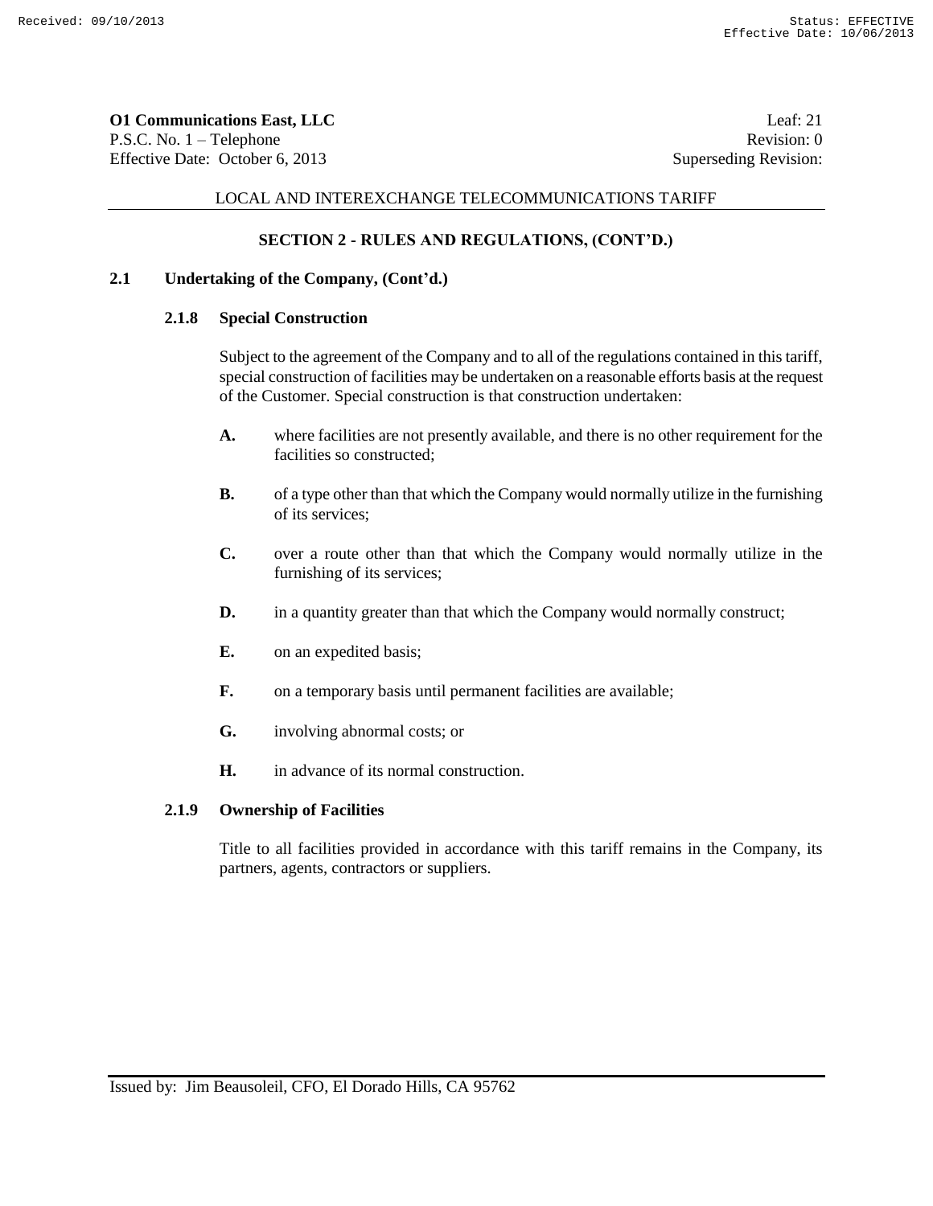## SECTION 2 - RULES AND REGULATIONS, (CONT'D.)

### 2.1 Undertaking of the Company, (Cont'd.)

#### 2.1.8 Special Construction

Subject to the agreement of the Company and to all of the regulations contained in this tariff, special construction of facilities may be undertaken on a reasonable efforts basis at the request of the Customer. Special construction is that construction undertaken:

**A.** where facilities are not presently available, and there is no other requirement for the facilities so constructed;

**B.** of a type other than that which the Company would normally utilize in the furnishing of its services;

**C.** over a route other than that which the Company would normally utilize in the furnishing of its services;

**D.** in a quantity greater than that which the Company would normally construct;

**E.** on an expedited basis;

**F.** on a temporary basis until permanent facilities are available;

**G.** involving abnormal costs; or

**H.** in advance of its normal construction.

#### 2.1.9 Ownership of Facilities

Title to all facilities provided in accordance with this tariff remains in the Company, its partners, agents, contractors or suppliers.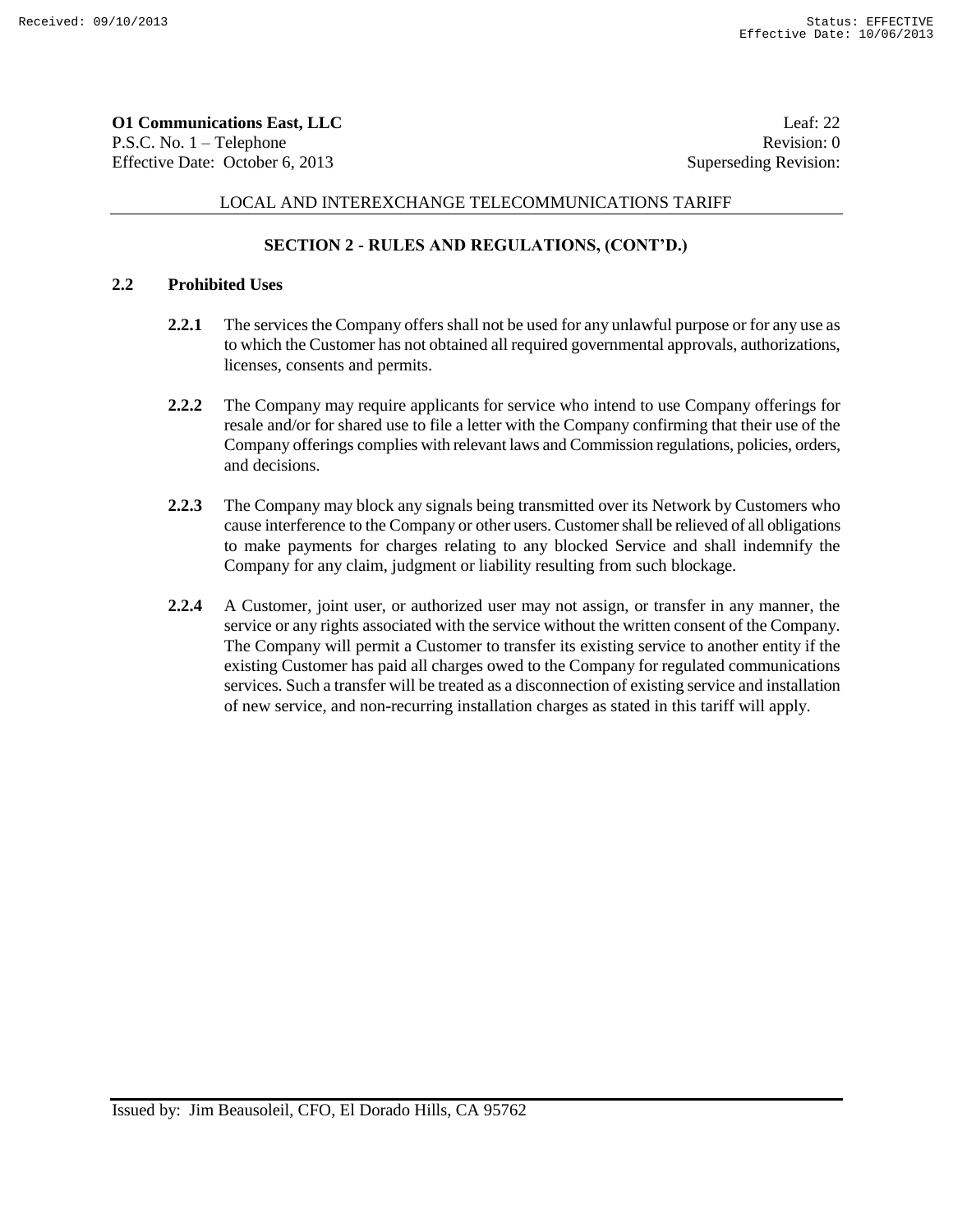## SECTION 2 - RULES AND REGULATIONS, (CONT'D.)

### 2.2 Prohibited Uses

**2.2.1** The services the Company offers shall not be used for any unlawful purpose or for any use as to which the Customer has not obtained all required governmental approvals, authorizations, licenses, consents and permits.

**2.2.2** The Company may require applicants for service who intend to use Company offerings for resale and/or for shared use to file a letter with the Company confirming that their use of the Company offerings complies with relevant laws and Commission regulations, policies, orders, and decisions.

**2.2.3** The Company may block any signals being transmitted over its Network by Customers who cause interference to the Company or other users. Customer shall be relieved of all obligations to make payments for charges relating to any blocked Service and shall indemnify the Company for any claim, judgment or liability resulting from such blockage.

**2.2.4** A Customer, joint user, or authorized user may not assign, or transfer in any manner, the service or any rights associated with the service without the written consent of the Company. The Company will permit a Customer to transfer its existing service to another entity if the existing Customer has paid all charges owed to the Company for regulated communications services. Such a transfer will be treated as a disconnection of existing service and installation of new service, and non-recurring installation charges as stated in this tariff will apply.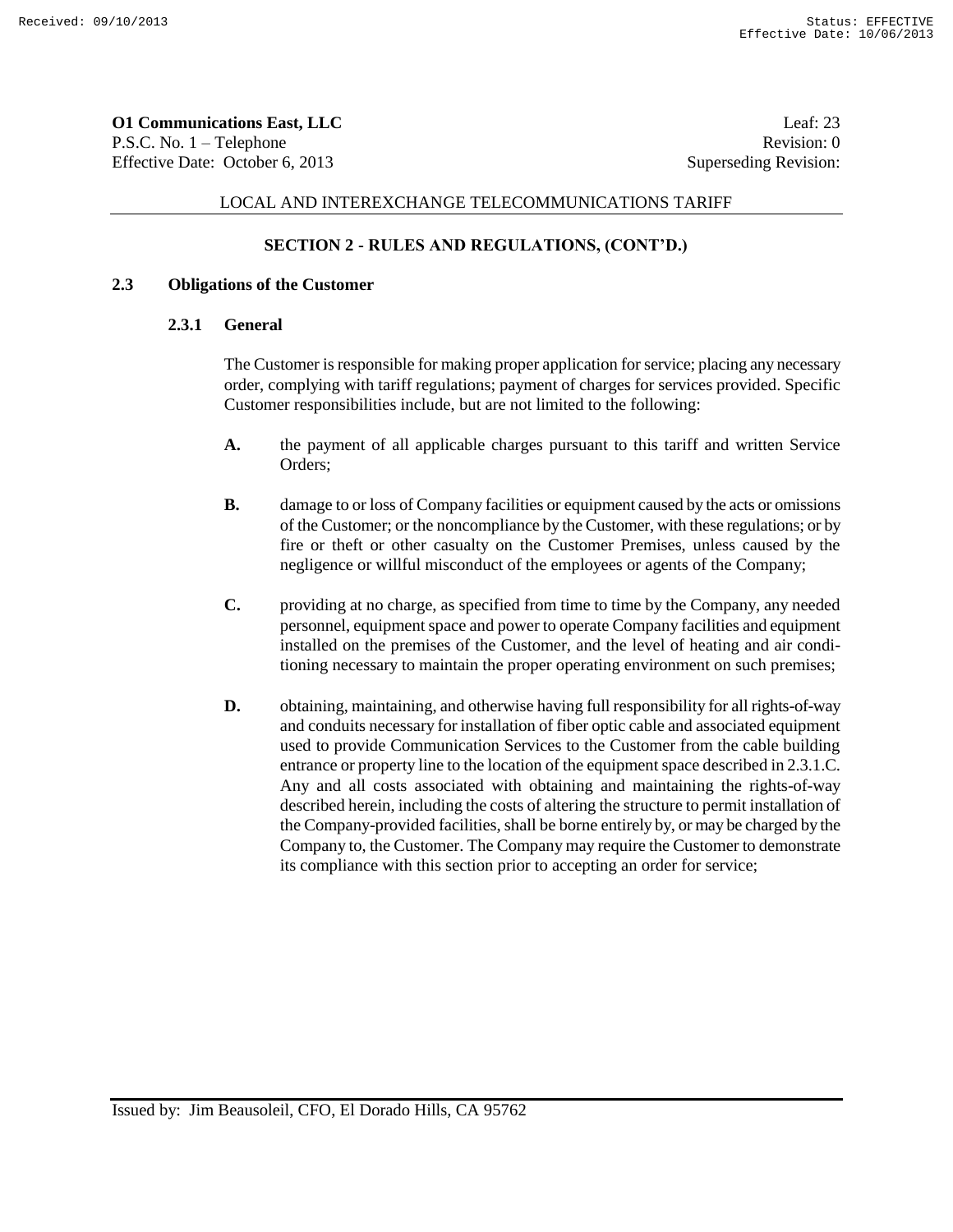LOCAL AND INTEREXCHANGE TELECOMMUNICATIONS TARIFF

**SECTION 2 - RULES AND REGULATIONS, (CONT'D.)**

## 2.3 Obligations of the Customer

### 2.3.1 General

The Customer is responsible for making proper application for service; placing any necessary order, complying with tariff regulations; payment of charges for services provided. Specific Customer responsibilities include, but are not limited to the following:

**A.** the payment of all applicable charges pursuant to this tariff and written Service Orders;

**B.** damage to or loss of Company facilities or equipment caused by the acts or omissions of the Customer; or the noncompliance by the Customer, with these regulations; or by fire or theft or other casualty on the Customer Premises, unless caused by the negligence or willful misconduct of the employees or agents of the Company;

**C.** providing at no charge, as specified from time to time by the Company, any needed personnel, equipment space and power to operate Company facilities and equipment installed on the premises of the Customer, and the level of heating and air conditioning necessary to maintain the proper operating environment on such premises;

**D.** obtaining, maintaining, and otherwise having full responsibility for all rights-of-way and conduits necessary for installation of fiber optic cable and associated equipment used to provide Communication Services to the Customer from the cable building entrance or property line to the location of the equipment space described in 2.3.1.C. Any and all costs associated with obtaining and maintaining the rights-of-way described herein, including the costs of altering the structure to permit installation of the Company-provided facilities, shall be borne entirely by, or may be charged by the Company to, the Customer. The Company may require the Customer to demonstrate its compliance with this section prior to accepting an order for service;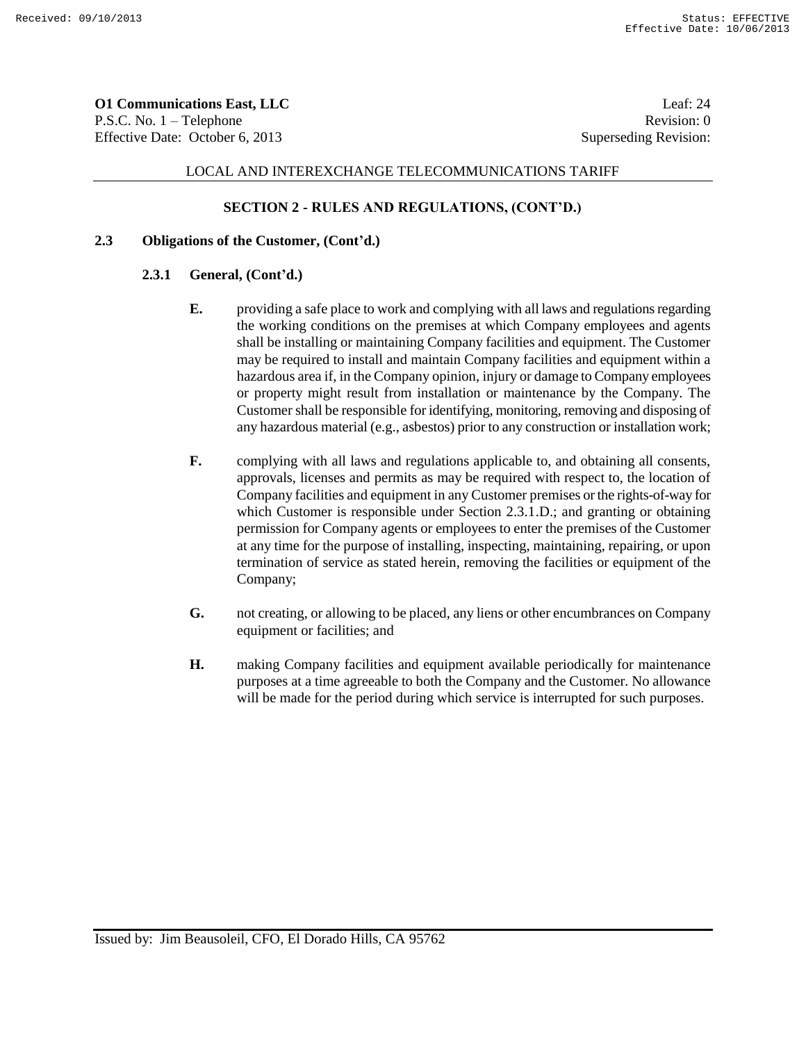## SECTION 2 - RULES AND REGULATIONS, (CONT'D.)

### 2.3 Obligations of the Customer, (Cont'd.)

#### 2.3.1 General, (Cont'd.)

**E.** providing a safe place to work and complying with all laws and regulations regarding the working conditions on the premises at which Company employees and agents shall be installing or maintaining Company facilities and equipment. The Customer may be required to install and maintain Company facilities and equipment within a hazardous area if, in the Company opinion, injury or damage to Company employees or property might result from installation or maintenance by the Company. The Customer shall be responsible for identifying, monitoring, removing and disposing of any hazardous material (e.g., asbestos) prior to any construction or installation work;

**F.** complying with all laws and regulations applicable to, and obtaining all consents, approvals, licenses and permits as may be required with respect to, the location of Company facilities and equipment in any Customer premises or the rights-of-way for which Customer is responsible under Section 2.3.1.D.; and granting or obtaining permission for Company agents or employees to enter the premises of the Customer at any time for the purpose of installing, inspecting, maintaining, repairing, or upon termination of service as stated herein, removing the facilities or equipment of the Company;

**G.** not creating, or allowing to be placed, any liens or other encumbrances on Company equipment or facilities; and

**H.** making Company facilities and equipment available periodically for maintenance purposes at a time agreeable to both the Company and the Customer. No allowance will be made for the period during which service is interrupted for such purposes.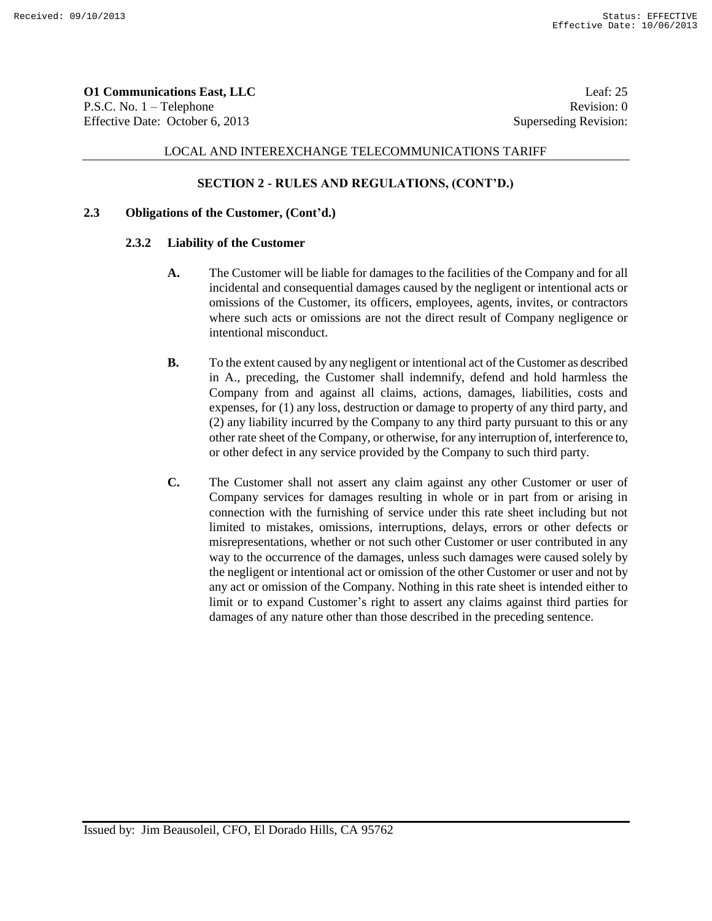## SECTION 2 - RULES AND REGULATIONS, (CONT'D.)

### 2.3 Obligations of the Customer, (Cont'd.)

#### 2.3.2 Liability of the Customer

**A.** The Customer will be liable for damages to the facilities of the Company and for all incidental and consequential damages caused by the negligent or intentional acts or omissions of the Customer, its officers, employees, agents, invites, or contractors where such acts or omissions are not the direct result of Company negligence or intentional misconduct.

**B.** To the extent caused by any negligent or intentional act of the Customer as described in A., preceding, the Customer shall indemnify, defend and hold harmless the Company from and against all claims, actions, damages, liabilities, costs and expenses, for (1) any loss, destruction or damage to property of any third party, and (2) any liability incurred by the Company to any third party pursuant to this or any other rate sheet of the Company, or otherwise, for any interruption of, interference to, or other defect in any service provided by the Company to such third party.

**C.** The Customer shall not assert any claim against any other Customer or user of Company services for damages resulting in whole or in part from or arising in connection with the furnishing of service under this rate sheet including but not limited to mistakes, omissions, interruptions, delays, errors or other defects or misrepresentations, whether or not such other Customer or user contributed in any way to the occurrence of the damages, unless such damages were caused solely by the negligent or intentional act or omission of the other Customer or user and not by any act or omission of the Company. Nothing in this rate sheet is intended either to limit or to expand Customer's right to assert any claims against third parties for damages of any nature other than those described in the preceding sentence.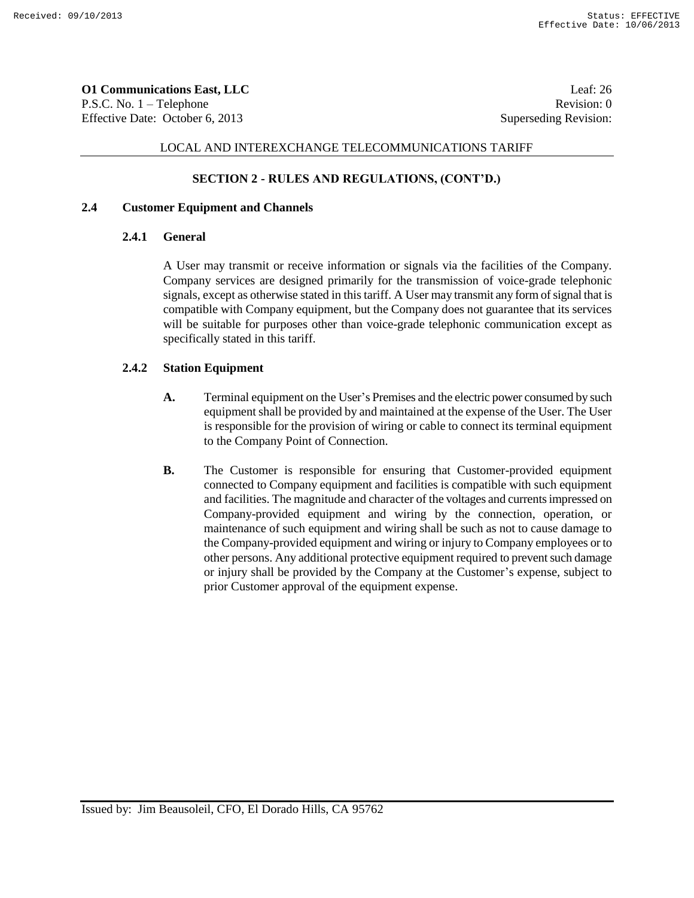## SECTION 2 - RULES AND REGULATIONS, (CONT'D.)

### 2.4 Customer Equipment and Channels

#### 2.4.1 General

A User may transmit or receive information or signals via the facilities of the Company. Company services are designed primarily for the transmission of voice-grade telephonic signals, except as otherwise stated in this tariff. A User may transmit any form of signal that is compatible with Company equipment, but the Company does not guarantee that its services will be suitable for purposes other than voice-grade telephonic communication except as specifically stated in this tariff.

#### 2.4.2 Station Equipment

**A.** Terminal equipment on the User's Premises and the electric power consumed by such equipment shall be provided by and maintained at the expense of the User. The User is responsible for the provision of wiring or cable to connect its terminal equipment to the Company Point of Connection.

**B.** The Customer is responsible for ensuring that Customer-provided equipment connected to Company equipment and facilities is compatible with such equipment and facilities. The magnitude and character of the voltages and currents impressed on Company-provided equipment and wiring by the connection, operation, or maintenance of such equipment and wiring shall be such as not to cause damage to the Company-provided equipment and wiring or injury to Company employees or to other persons. Any additional protective equipment required to prevent such damage or injury shall be provided by the Company at the Customer's expense, subject to prior Customer approval of the equipment expense.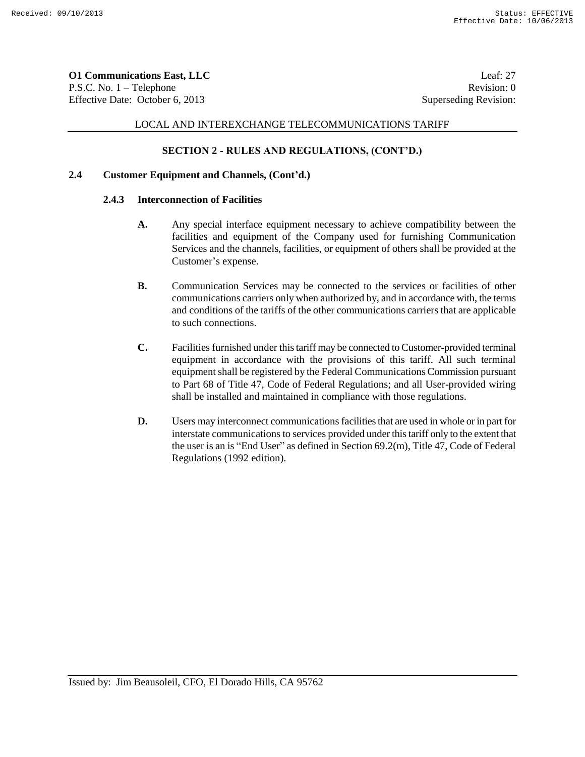## SECTION 2 - RULES AND REGULATIONS, (CONT'D.)

### 2.4 Customer Equipment and Channels, (Cont'd.)

#### 2.4.3 Interconnection of Facilities

**A.** Any special interface equipment necessary to achieve compatibility between the facilities and equipment of the Company used for furnishing Communication Services and the channels, facilities, or equipment of others shall be provided at the Customer's expense.

**B.** Communication Services may be connected to the services or facilities of other communications carriers only when authorized by, and in accordance with, the terms and conditions of the tariffs of the other communications carriers that are applicable to such connections.

**C.** Facilities furnished under this tariff may be connected to Customer-provided terminal equipment in accordance with the provisions of this tariff. All such terminal equipment shall be registered by the Federal Communications Commission pursuant to Part 68 of Title 47, Code of Federal Regulations; and all User-provided wiring shall be installed and maintained in compliance with those regulations.

**D.** Users may interconnect communications facilities that are used in whole or in part for interstate communications to services provided under this tariff only to the extent that the user is an is "End User" as defined in Section 69.2(m), Title 47, Code of Federal Regulations (1992 edition).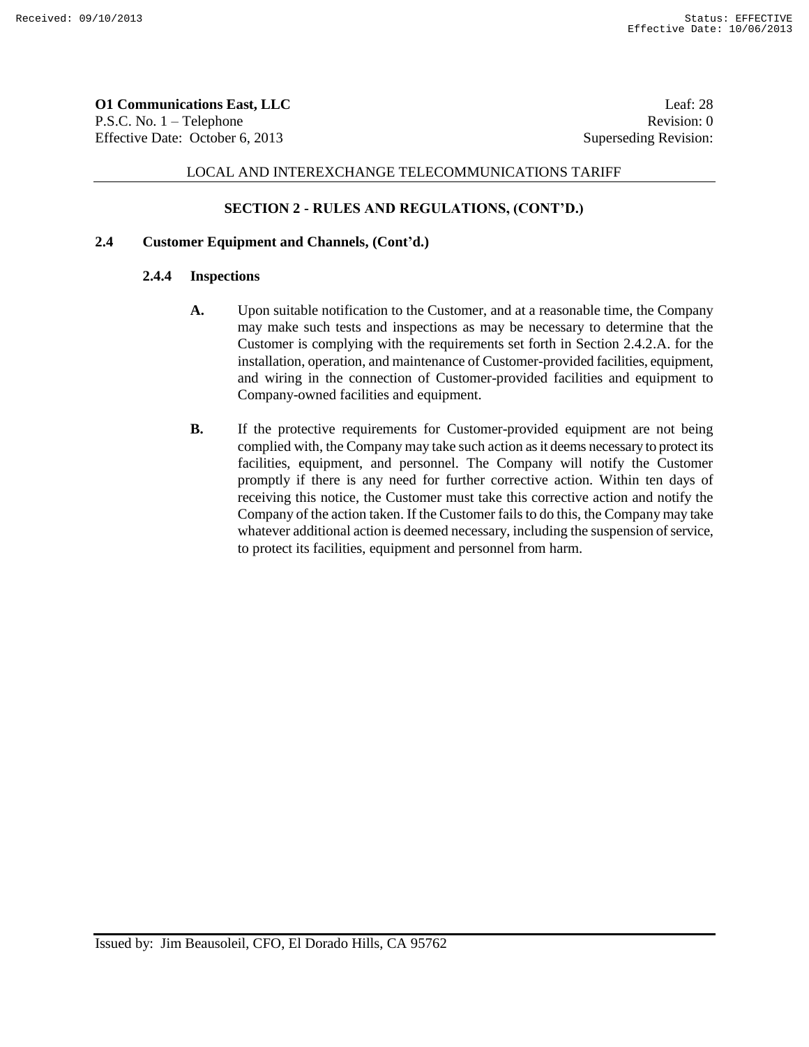### SECTION 2 - RULES AND REGULATIONS, (CONT'D.)

**2.4 Customer Equipment and Channels, (Cont'd.)**

**2.4.4 Inspections**

**A.** Upon suitable notification to the Customer, and at a reasonable time, the Company may make such tests and inspections as may be necessary to determine that the Customer is complying with the requirements set forth in Section 2.4.2.A. for the installation, operation, and maintenance of Customer-provided facilities, equipment, and wiring in the connection of Customer-provided facilities and equipment to Company-owned facilities and equipment.

**B.** If the protective requirements for Customer-provided equipment are not being complied with, the Company may take such action as it deems necessary to protect its facilities, equipment, and personnel. The Company will notify the Customer promptly if there is any need for further corrective action. Within ten days of receiving this notice, the Customer must take this corrective action and notify the Company of the action taken. If the Customer fails to do this, the Company may take whatever additional action is deemed necessary, including the suspension of service, to protect its facilities, equipment and personnel from harm.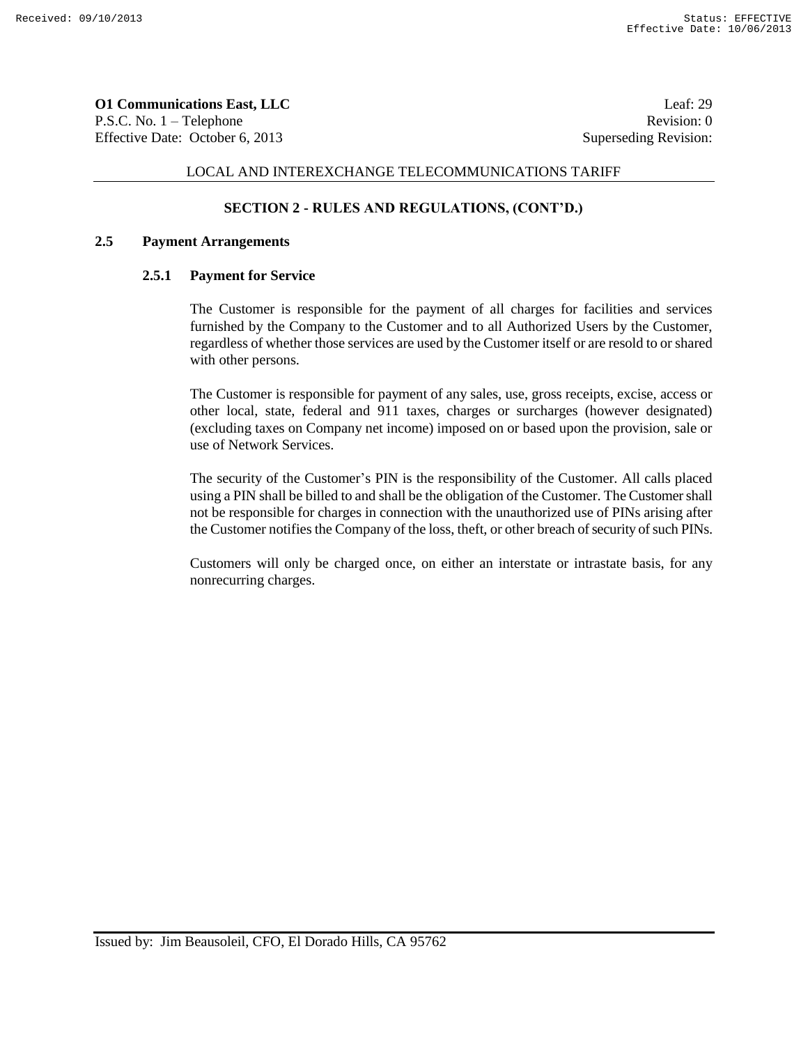**O1 Communications East, LLC** Leaf: 29
P.S.C. No. 1 – Telephone Revision: 0
Effective Date: October 6, 2013 Superseding Revision:

LOCAL AND INTEREXCHANGE TELECOMMUNICATIONS TARIFF

## SECTION 2 - RULES AND REGULATIONS, (CONT'D.)

### 2.5 Payment Arrangements

#### 2.5.1 Payment for Service

The Customer is responsible for the payment of all charges for facilities and services furnished by the Company to the Customer and to all Authorized Users by the Customer, regardless of whether those services are used by the Customer itself or are resold to or shared with other persons.

The Customer is responsible for payment of any sales, use, gross receipts, excise, access or other local, state, federal and 911 taxes, charges or surcharges (however designated) (excluding taxes on Company net income) imposed on or based upon the provision, sale or use of Network Services.

The security of the Customer's PIN is the responsibility of the Customer. All calls placed using a PIN shall be billed to and shall be the obligation of the Customer. The Customer shall not be responsible for charges in connection with the unauthorized use of PINs arising after the Customer notifies the Company of the loss, theft, or other breach of security of such PINs.

Customers will only be charged once, on either an interstate or intrastate basis, for any nonrecurring charges.

Issued by: Jim Beausoleil, CFO, El Dorado Hills, CA 95762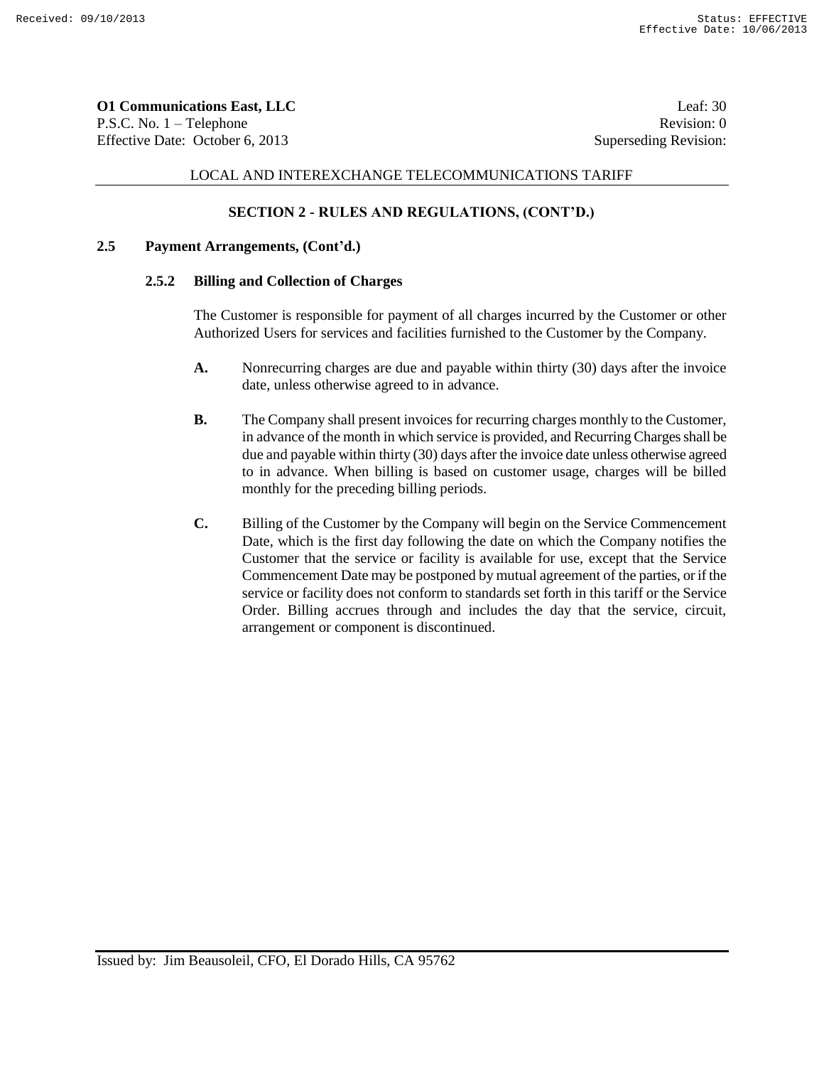**O1 Communications East, LLC**
P.S.C. No. 1 – Telephone
Effective Date: October 6, 2013

Leaf: 30
Revision: 0
Superseding Revision:

LOCAL AND INTEREXCHANGE TELECOMMUNICATIONS TARIFF

## SECTION 2 - RULES AND REGULATIONS, (CONT'D.)

### 2.5 Payment Arrangements, (Cont'd.)

#### 2.5.2 Billing and Collection of Charges

The Customer is responsible for payment of all charges incurred by the Customer or other Authorized Users for services and facilities furnished to the Customer by the Company.

**A.** Nonrecurring charges are due and payable within thirty (30) days after the invoice date, unless otherwise agreed to in advance.

**B.** The Company shall present invoices for recurring charges monthly to the Customer, in advance of the month in which service is provided, and Recurring Charges shall be due and payable within thirty (30) days after the invoice date unless otherwise agreed to in advance. When billing is based on customer usage, charges will be billed monthly for the preceding billing periods.

**C.** Billing of the Customer by the Company will begin on the Service Commencement Date, which is the first day following the date on which the Company notifies the Customer that the service or facility is available for use, except that the Service Commencement Date may be postponed by mutual agreement of the parties, or if the service or facility does not conform to standards set forth in this tariff or the Service Order. Billing accrues through and includes the day that the service, circuit, arrangement or component is discontinued.

Issued by: Jim Beausoleil, CFO, El Dorado Hills, CA 95762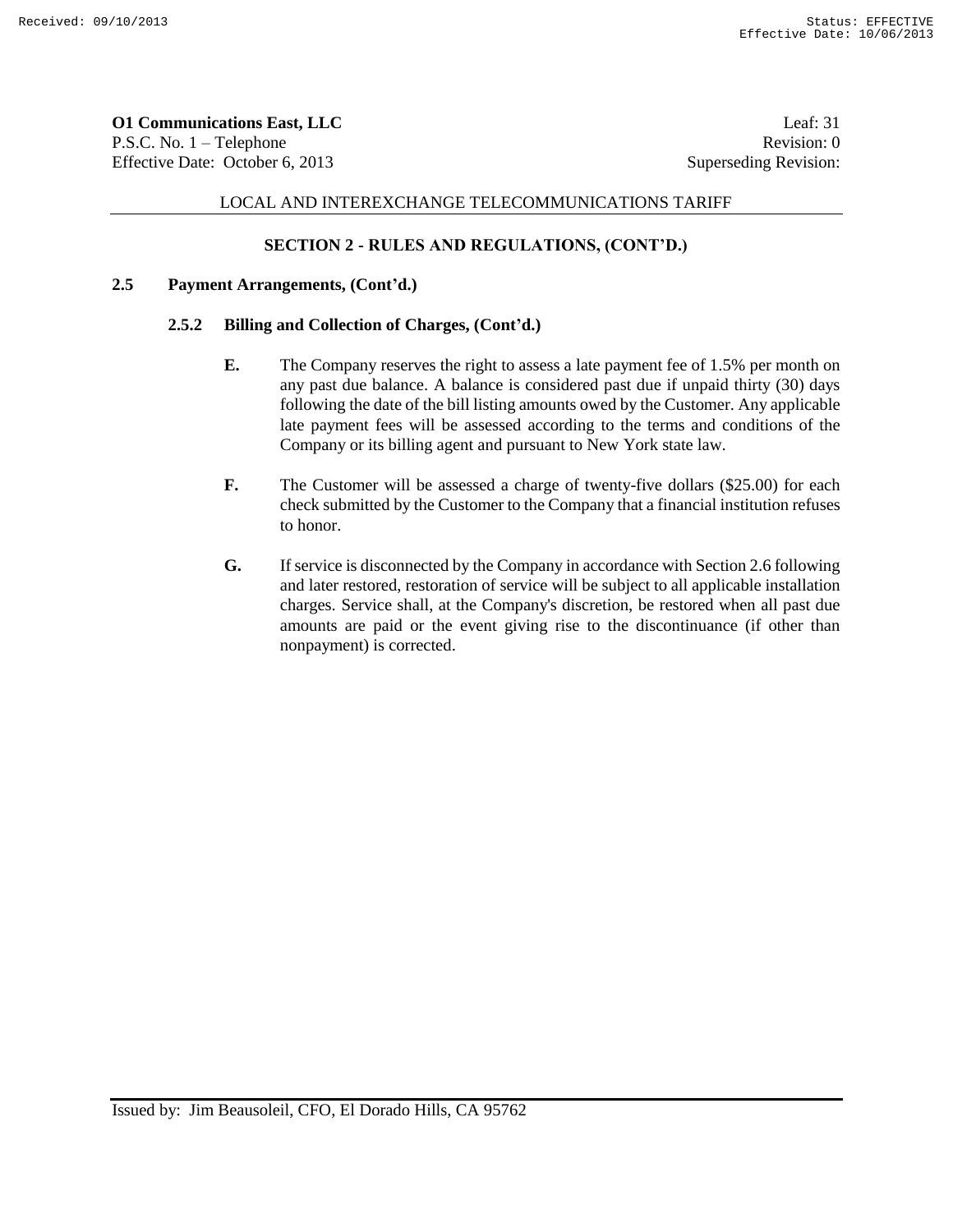**SECTION 2 - RULES AND REGULATIONS, (CONT'D.)**

**2.5 Payment Arrangements, (Cont'd.)**

**2.5.2 Billing and Collection of Charges, (Cont'd.)**

**E.** The Company reserves the right to assess a late payment fee of 1.5% per month on any past due balance. A balance is considered past due if unpaid thirty (30) days following the date of the bill listing amounts owed by the Customer. Any applicable late payment fees will be assessed according to the terms and conditions of the Company or its billing agent and pursuant to New York state law.

**F.** The Customer will be assessed a charge of twenty-five dollars ($25.00) for each check submitted by the Customer to the Company that a financial institution refuses to honor.

**G.** If service is disconnected by the Company in accordance with Section 2.6 following and later restored, restoration of service will be subject to all applicable installation charges. Service shall, at the Company's discretion, be restored when all past due amounts are paid or the event giving rise to the discontinuance (if other than nonpayment) is corrected.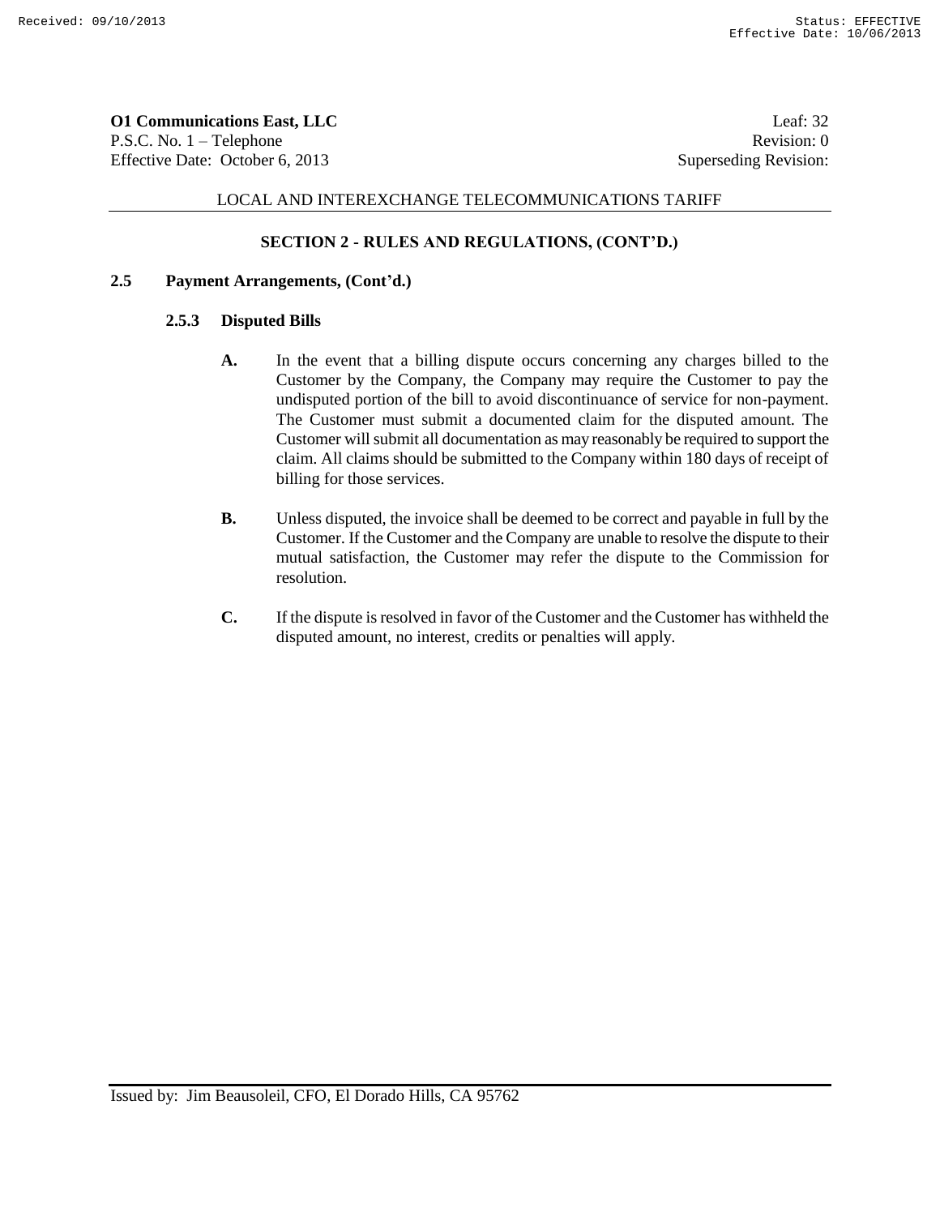**O1 Communications East, LLC**
P.S.C. No. 1 – Telephone
Effective Date: October 6, 2013

Leaf: 32
Revision: 0
Superseding Revision:

LOCAL AND INTEREXCHANGE TELECOMMUNICATIONS TARIFF

## SECTION 2 - RULES AND REGULATIONS, (CONT'D.)

### 2.5 Payment Arrangements, (Cont'd.)

#### 2.5.3 Disputed Bills

**A.** In the event that a billing dispute occurs concerning any charges billed to the Customer by the Company, the Company may require the Customer to pay the undisputed portion of the bill to avoid discontinuance of service for non-payment. The Customer must submit a documented claim for the disputed amount. The Customer will submit all documentation as may reasonably be required to support the claim. All claims should be submitted to the Company within 180 days of receipt of billing for those services.

**B.** Unless disputed, the invoice shall be deemed to be correct and payable in full by the Customer. If the Customer and the Company are unable to resolve the dispute to their mutual satisfaction, the Customer may refer the dispute to the Commission for resolution.

**C.** If the dispute is resolved in favor of the Customer and the Customer has withheld the disputed amount, no interest, credits or penalties will apply.

Issued by: Jim Beausoleil, CFO, El Dorado Hills, CA 95762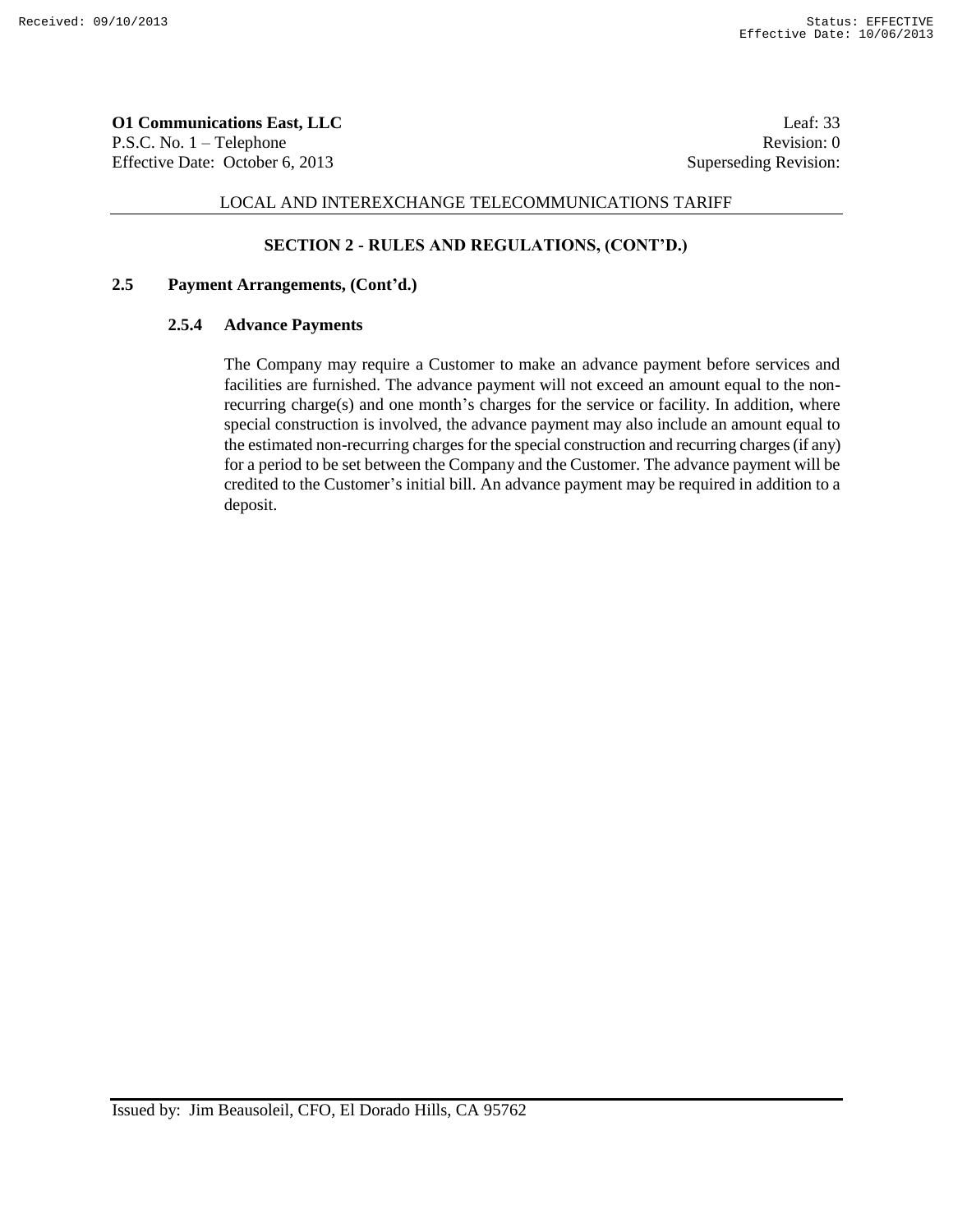**O1 Communications East, LLC** Leaf: 33
P.S.C. No. 1 – Telephone Revision: 0
Effective Date: October 6, 2013 Superseding Revision:

LOCAL AND INTEREXCHANGE TELECOMMUNICATIONS TARIFF

## SECTION 2 - RULES AND REGULATIONS, (CONT'D.)

### 2.5 Payment Arrangements, (Cont'd.)

#### 2.5.4 Advance Payments

The Company may require a Customer to make an advance payment before services and facilities are furnished. The advance payment will not exceed an amount equal to the non-recurring charge(s) and one month's charges for the service or facility. In addition, where special construction is involved, the advance payment may also include an amount equal to the estimated non-recurring charges for the special construction and recurring charges (if any) for a period to be set between the Company and the Customer. The advance payment will be credited to the Customer's initial bill. An advance payment may be required in addition to a deposit.

Issued by: Jim Beausoleil, CFO, El Dorado Hills, CA 95762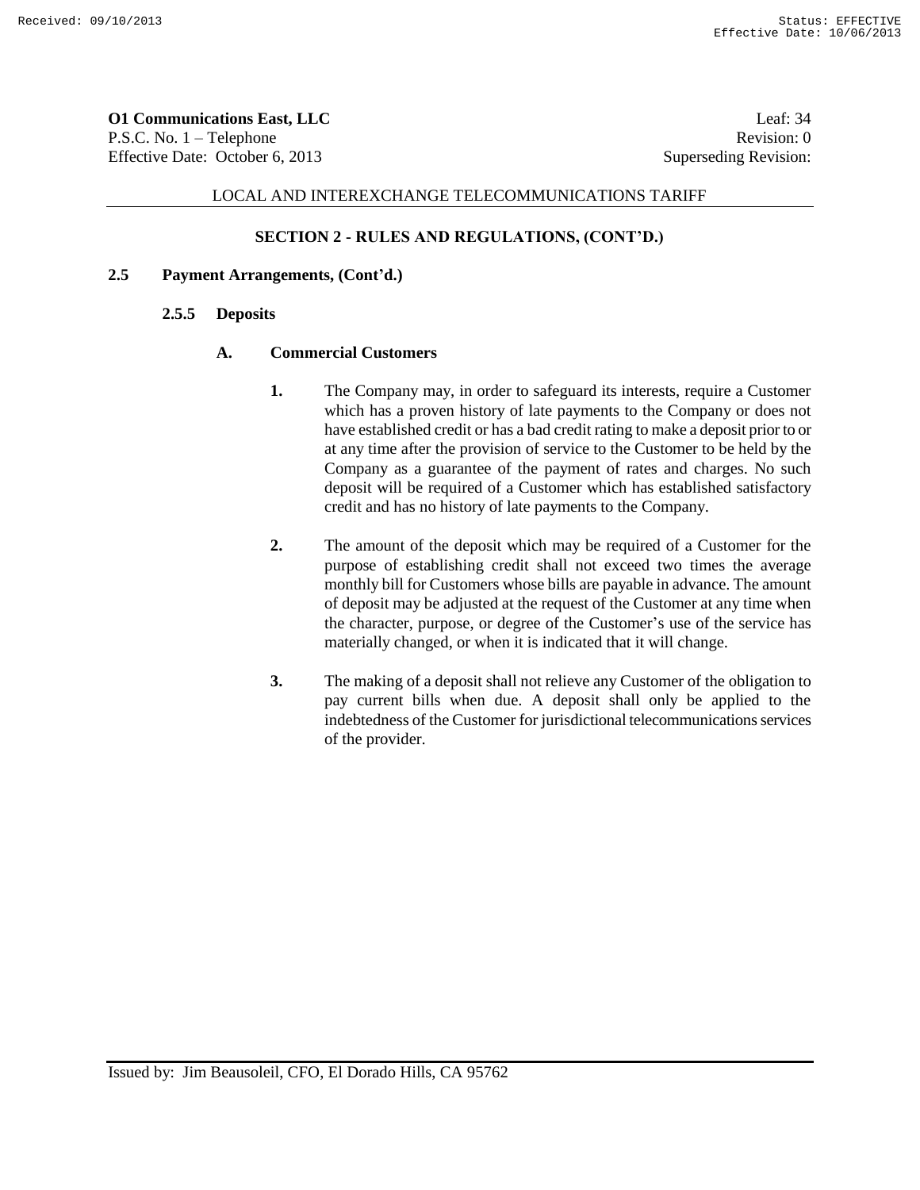**SECTION 2 - RULES AND REGULATIONS, (CONT'D.)**

**2.5 Payment Arrangements, (Cont'd.)**

**2.5.5 Deposits**

**A. Commercial Customers**

**1.** The Company may, in order to safeguard its interests, require a Customer which has a proven history of late payments to the Company or does not have established credit or has a bad credit rating to make a deposit prior to or at any time after the provision of service to the Customer to be held by the Company as a guarantee of the payment of rates and charges. No such deposit will be required of a Customer which has established satisfactory credit and has no history of late payments to the Company.

**2.** The amount of the deposit which may be required of a Customer for the purpose of establishing credit shall not exceed two times the average monthly bill for Customers whose bills are payable in advance. The amount of deposit may be adjusted at the request of the Customer at any time when the character, purpose, or degree of the Customer's use of the service has materially changed, or when it is indicated that it will change.

**3.** The making of a deposit shall not relieve any Customer of the obligation to pay current bills when due. A deposit shall only be applied to the indebtedness of the Customer for jurisdictional telecommunications services of the provider.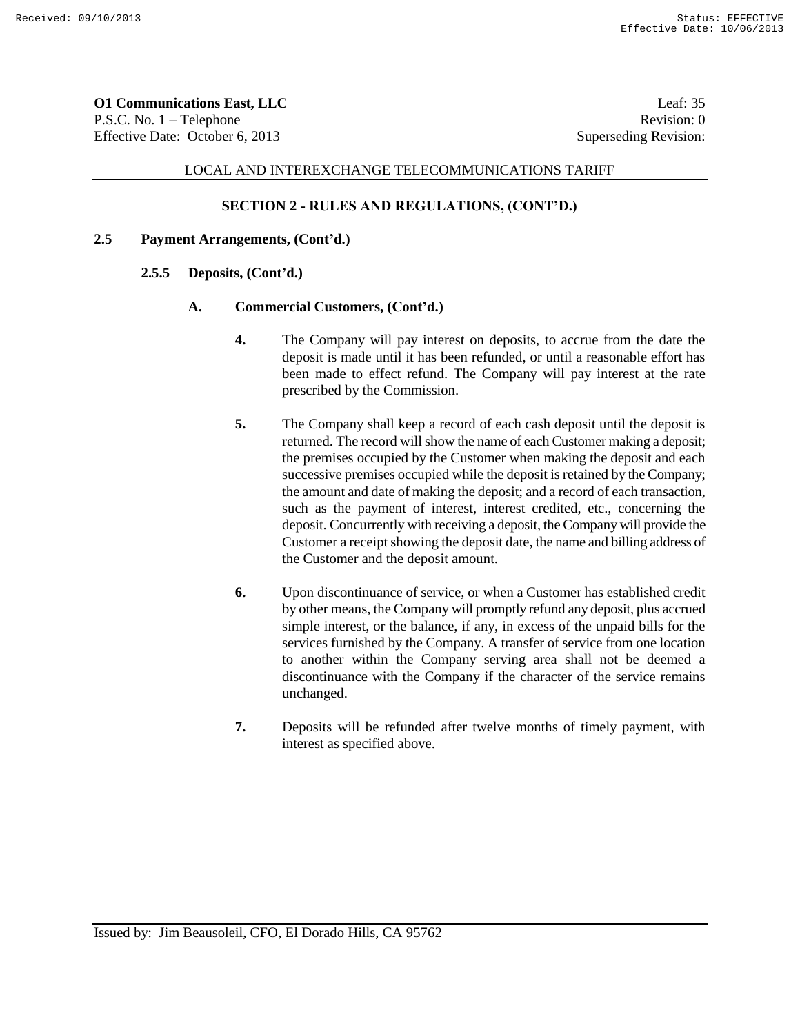**O1 Communications East, LLC** Leaf: 35
P.S.C. No. 1 – Telephone Revision: 0
Effective Date: October 6, 2013 Superseding Revision:

LOCAL AND INTEREXCHANGE TELECOMMUNICATIONS TARIFF

## SECTION 2 - RULES AND REGULATIONS, (CONT'D.)

### 2.5 Payment Arrangements, (Cont'd.)

#### 2.5.5 Deposits, (Cont'd.)

**A. Commercial Customers, (Cont'd.)**

**4.** The Company will pay interest on deposits, to accrue from the date the deposit is made until it has been refunded, or until a reasonable effort has been made to effect refund. The Company will pay interest at the rate prescribed by the Commission.

**5.** The Company shall keep a record of each cash deposit until the deposit is returned. The record will show the name of each Customer making a deposit; the premises occupied by the Customer when making the deposit and each successive premises occupied while the deposit is retained by the Company; the amount and date of making the deposit; and a record of each transaction, such as the payment of interest, interest credited, etc., concerning the deposit. Concurrently with receiving a deposit, the Company will provide the Customer a receipt showing the deposit date, the name and billing address of the Customer and the deposit amount.

**6.** Upon discontinuance of service, or when a Customer has established credit by other means, the Company will promptly refund any deposit, plus accrued simple interest, or the balance, if any, in excess of the unpaid bills for the services furnished by the Company. A transfer of service from one location to another within the Company serving area shall not be deemed a discontinuance with the Company if the character of the service remains unchanged.

**7.** Deposits will be refunded after twelve months of timely payment, with interest as specified above.

Issued by: Jim Beausoleil, CFO, El Dorado Hills, CA 95762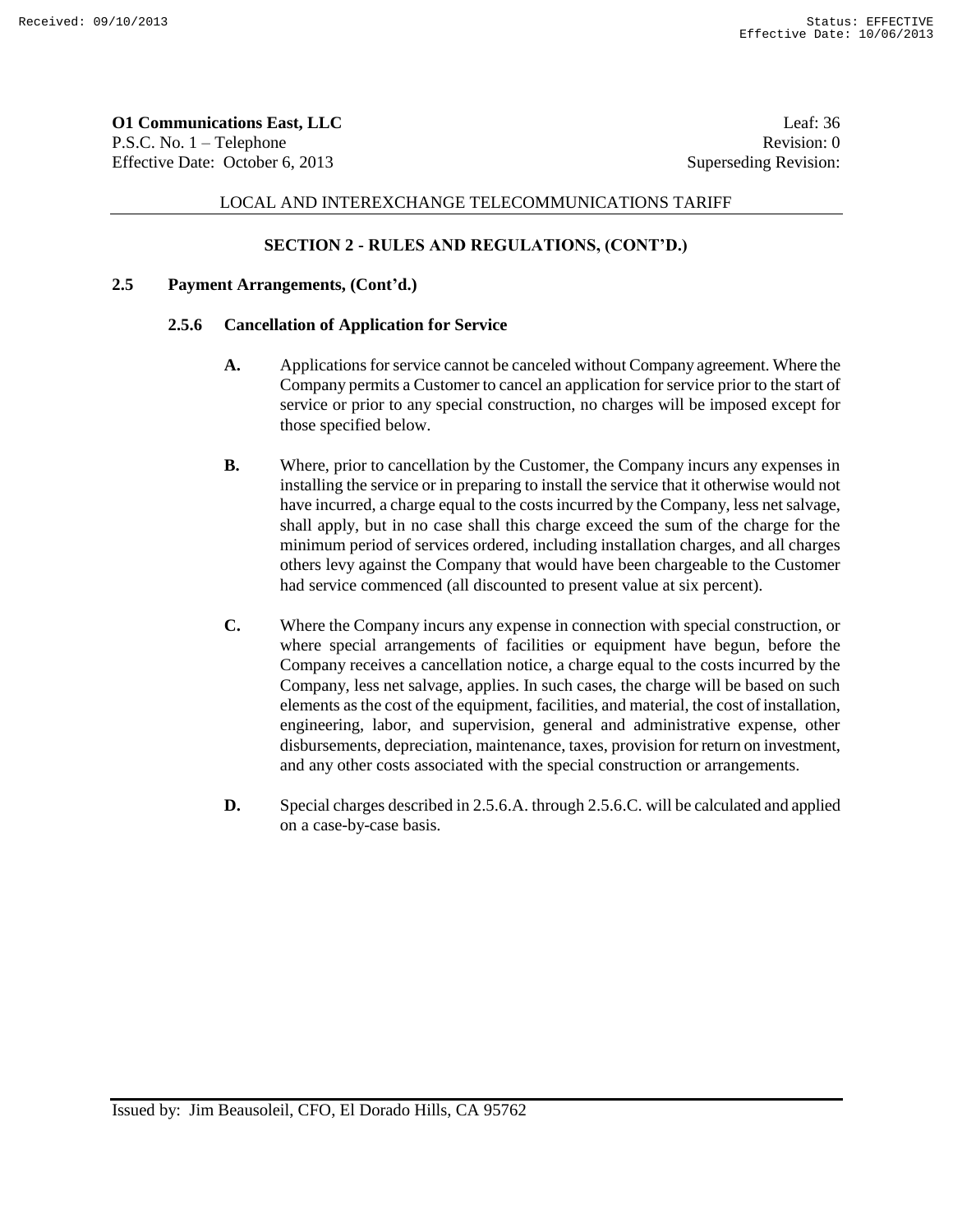**SECTION 2 - RULES AND REGULATIONS, (CONT'D.)**

**2.5 Payment Arrangements, (Cont'd.)**

**2.5.6 Cancellation of Application for Service**

**A.** Applications for service cannot be canceled without Company agreement. Where the Company permits a Customer to cancel an application for service prior to the start of service or prior to any special construction, no charges will be imposed except for those specified below.

**B.** Where, prior to cancellation by the Customer, the Company incurs any expenses in installing the service or in preparing to install the service that it otherwise would not have incurred, a charge equal to the costs incurred by the Company, less net salvage, shall apply, but in no case shall this charge exceed the sum of the charge for the minimum period of services ordered, including installation charges, and all charges others levy against the Company that would have been chargeable to the Customer had service commenced (all discounted to present value at six percent).

**C.** Where the Company incurs any expense in connection with special construction, or where special arrangements of facilities or equipment have begun, before the Company receives a cancellation notice, a charge equal to the costs incurred by the Company, less net salvage, applies. In such cases, the charge will be based on such elements as the cost of the equipment, facilities, and material, the cost of installation, engineering, labor, and supervision, general and administrative expense, other disbursements, depreciation, maintenance, taxes, provision for return on investment, and any other costs associated with the special construction or arrangements.

**D.** Special charges described in 2.5.6.A. through 2.5.6.C. will be calculated and applied on a case-by-case basis.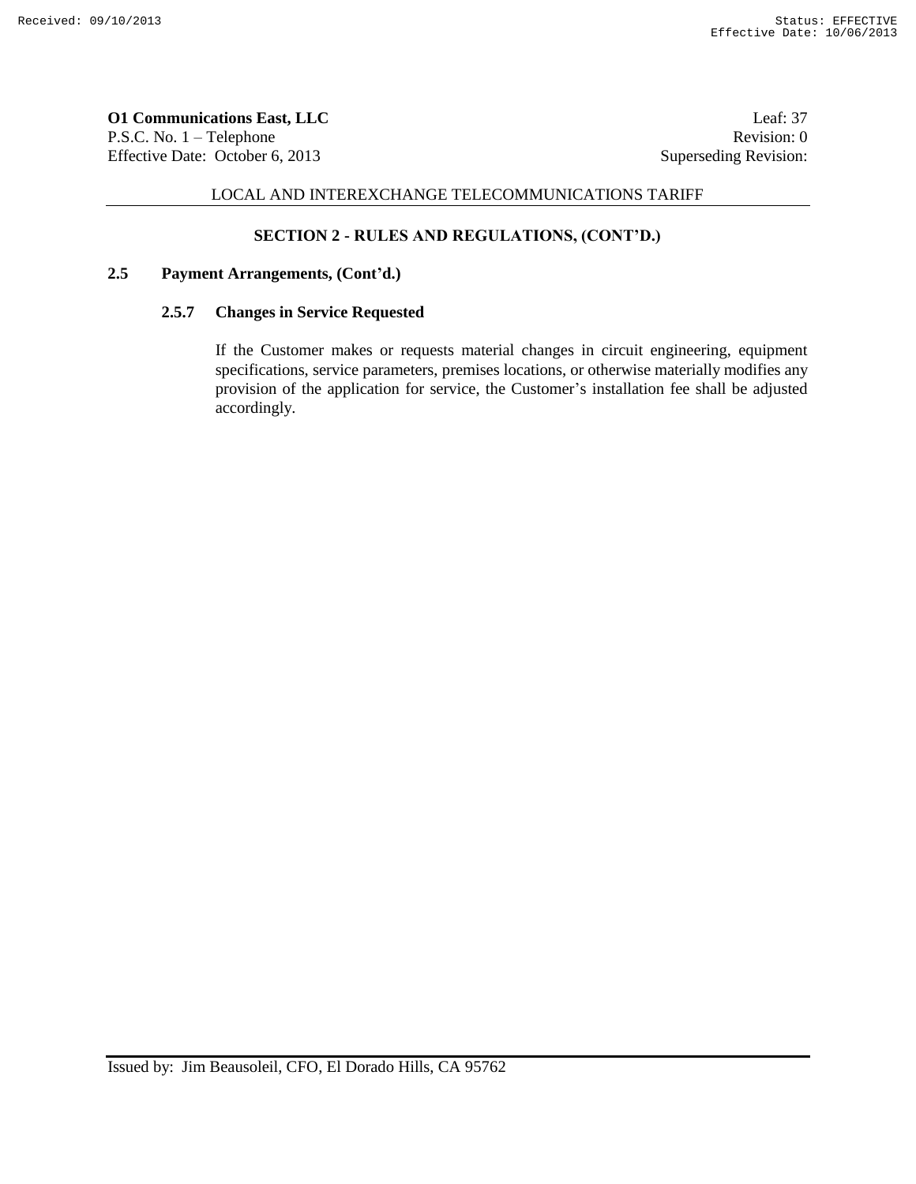LOCAL AND INTEREXCHANGE TELECOMMUNICATIONS TARIFF

**SECTION 2 - RULES AND REGULATIONS, (CONT'D.)**

## 2.5 Payment Arrangements, (Cont'd.)

### 2.5.7 Changes in Service Requested

If the Customer makes or requests material changes in circuit engineering, equipment specifications, service parameters, premises locations, or otherwise materially modifies any provision of the application for service, the Customer's installation fee shall be adjusted accordingly.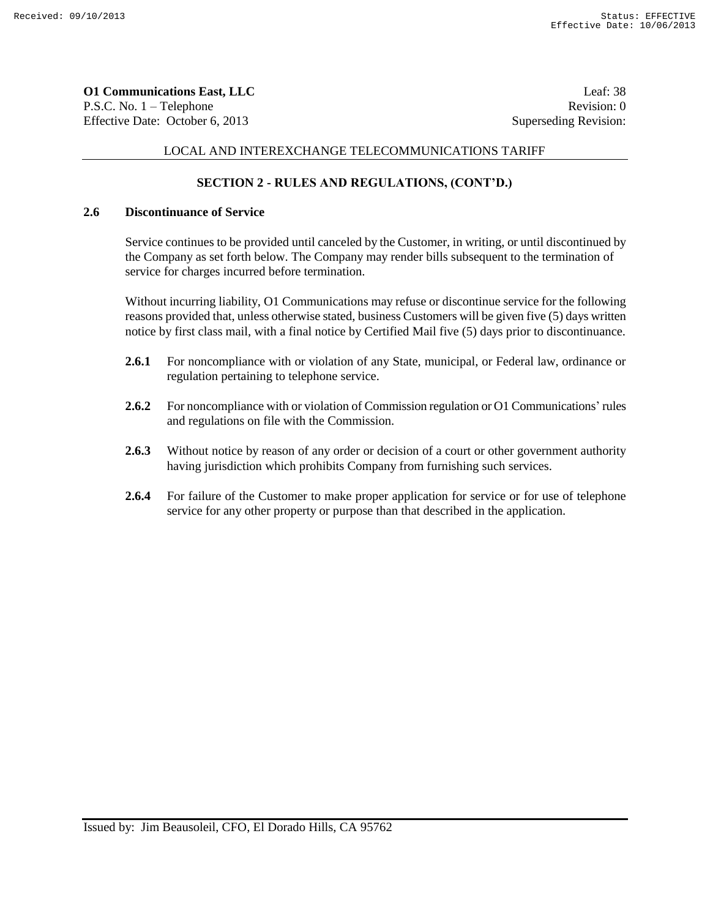**O1 Communications East, LLC** Leaf: 38
P.S.C. No. 1 – Telephone Revision: 0
Effective Date: October 6, 2013 Superseding Revision:

LOCAL AND INTEREXCHANGE TELECOMMUNICATIONS TARIFF

## SECTION 2 - RULES AND REGULATIONS, (CONT'D.)

### 2.6 Discontinuance of Service

Service continues to be provided until canceled by the Customer, in writing, or until discontinued by the Company as set forth below. The Company may render bills subsequent to the termination of service for charges incurred before termination.

Without incurring liability, O1 Communications may refuse or discontinue service for the following reasons provided that, unless otherwise stated, business Customers will be given five (5) days written notice by first class mail, with a final notice by Certified Mail five (5) days prior to discontinuance.

**2.6.1** For noncompliance with or violation of any State, municipal, or Federal law, ordinance or regulation pertaining to telephone service.

**2.6.2** For noncompliance with or violation of Commission regulation or O1 Communications' rules and regulations on file with the Commission.

**2.6.3** Without notice by reason of any order or decision of a court or other government authority having jurisdiction which prohibits Company from furnishing such services.

**2.6.4** For failure of the Customer to make proper application for service or for use of telephone service for any other property or purpose than that described in the application.

Issued by: Jim Beausoleil, CFO, El Dorado Hills, CA 95762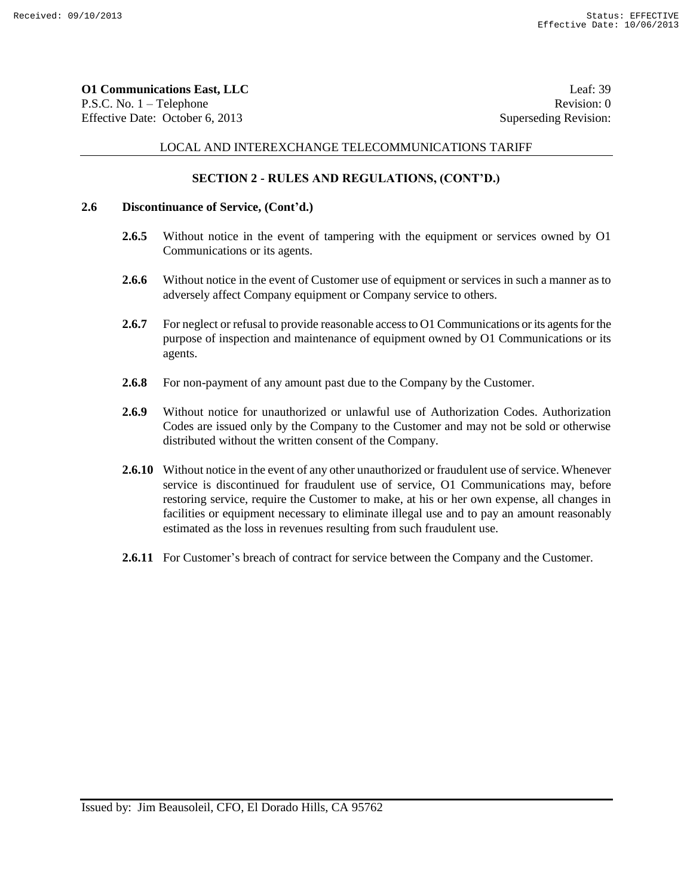**SECTION 2 - RULES AND REGULATIONS, (CONT'D.)**

**2.6 Discontinuance of Service, (Cont'd.)**

**2.6.5** Without notice in the event of tampering with the equipment or services owned by O1 Communications or its agents.

**2.6.6** Without notice in the event of Customer use of equipment or services in such a manner as to adversely affect Company equipment or Company service to others.

**2.6.7** For neglect or refusal to provide reasonable access to O1 Communications or its agents for the purpose of inspection and maintenance of equipment owned by O1 Communications or its agents.

**2.6.8** For non-payment of any amount past due to the Company by the Customer.

**2.6.9** Without notice for unauthorized or unlawful use of Authorization Codes. Authorization Codes are issued only by the Company to the Customer and may not be sold or otherwise distributed without the written consent of the Company.

**2.6.10** Without notice in the event of any other unauthorized or fraudulent use of service. Whenever service is discontinued for fraudulent use of service, O1 Communications may, before restoring service, require the Customer to make, at his or her own expense, all changes in facilities or equipment necessary to eliminate illegal use and to pay an amount reasonably estimated as the loss in revenues resulting from such fraudulent use.

**2.6.11** For Customer's breach of contract for service between the Company and the Customer.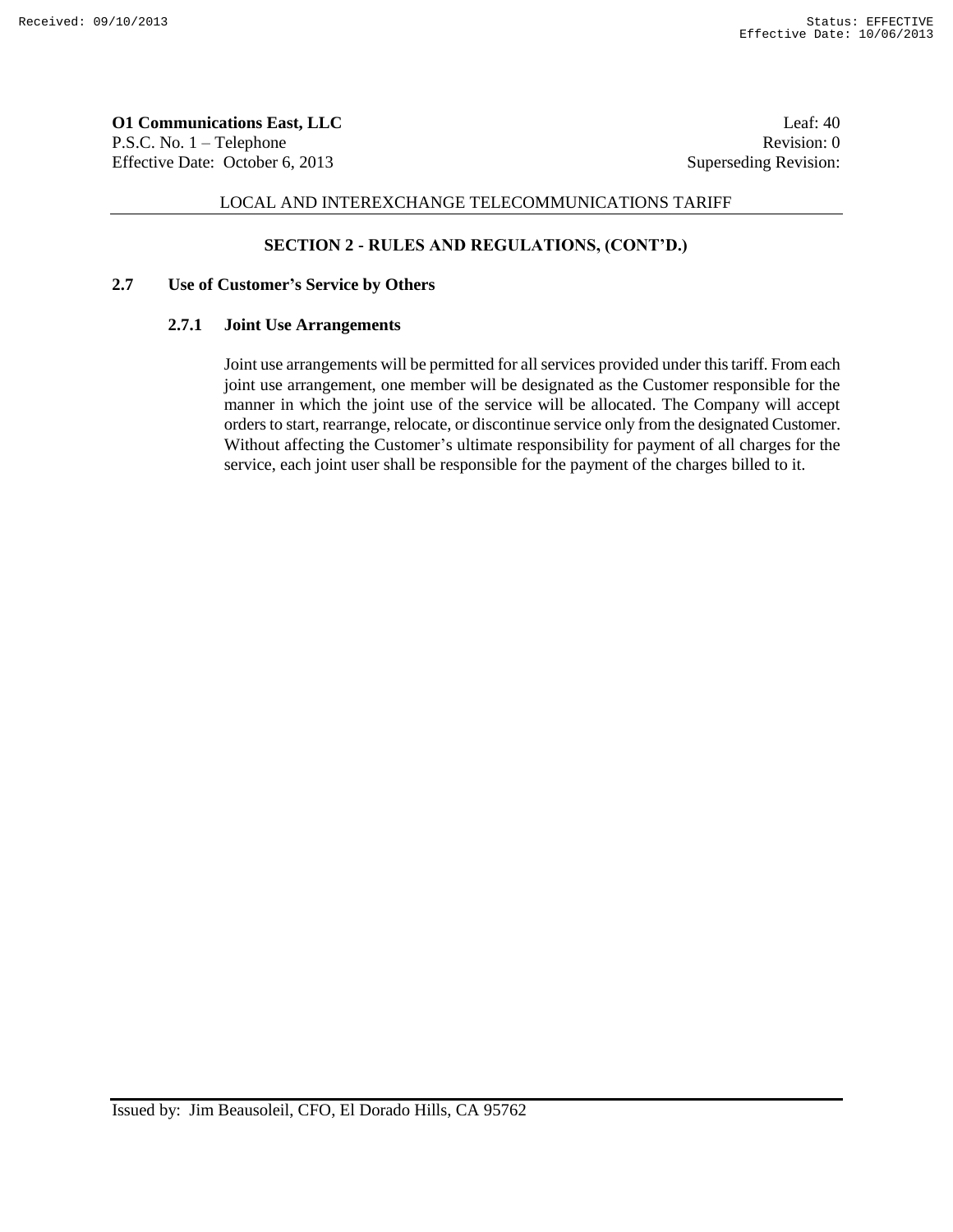## SECTION 2 - RULES AND REGULATIONS, (CONT'D.)

### 2.7 Use of Customer's Service by Others

#### 2.7.1 Joint Use Arrangements

Joint use arrangements will be permitted for all services provided under this tariff. From each joint use arrangement, one member will be designated as the Customer responsible for the manner in which the joint use of the service will be allocated. The Company will accept orders to start, rearrange, relocate, or discontinue service only from the designated Customer. Without affecting the Customer's ultimate responsibility for payment of all charges for the service, each joint user shall be responsible for the payment of the charges billed to it.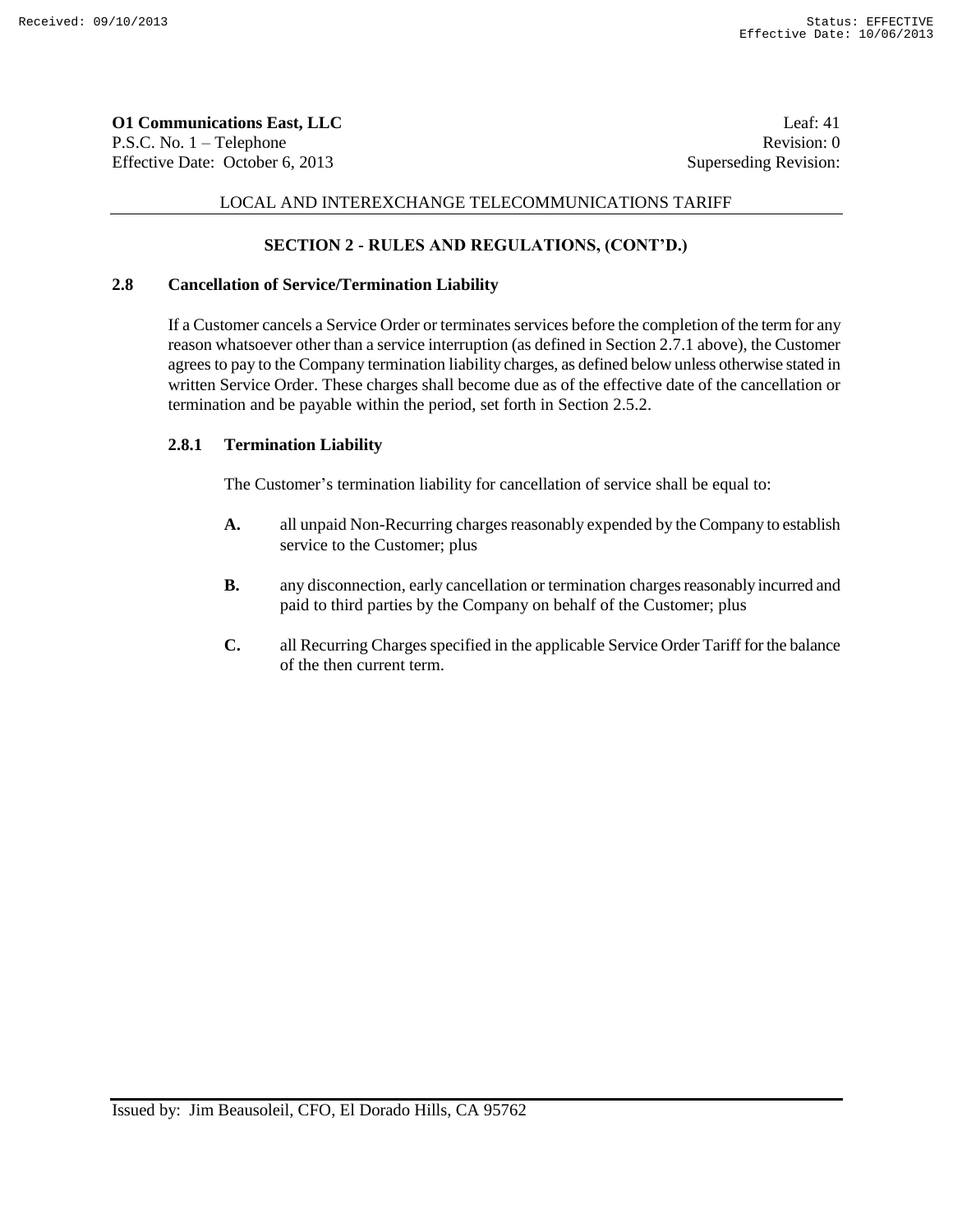## SECTION 2 - RULES AND REGULATIONS, (CONT'D.)

### 2.8 Cancellation of Service/Termination Liability

If a Customer cancels a Service Order or terminates services before the completion of the term for any reason whatsoever other than a service interruption (as defined in Section 2.7.1 above), the Customer agrees to pay to the Company termination liability charges, as defined below unless otherwise stated in written Service Order. These charges shall become due as of the effective date of the cancellation or termination and be payable within the period, set forth in Section 2.5.2.

#### 2.8.1 Termination Liability

The Customer's termination liability for cancellation of service shall be equal to:

**A.** all unpaid Non-Recurring charges reasonably expended by the Company to establish service to the Customer; plus

**B.** any disconnection, early cancellation or termination charges reasonably incurred and paid to third parties by the Company on behalf of the Customer; plus

**C.** all Recurring Charges specified in the applicable Service Order Tariff for the balance of the then current term.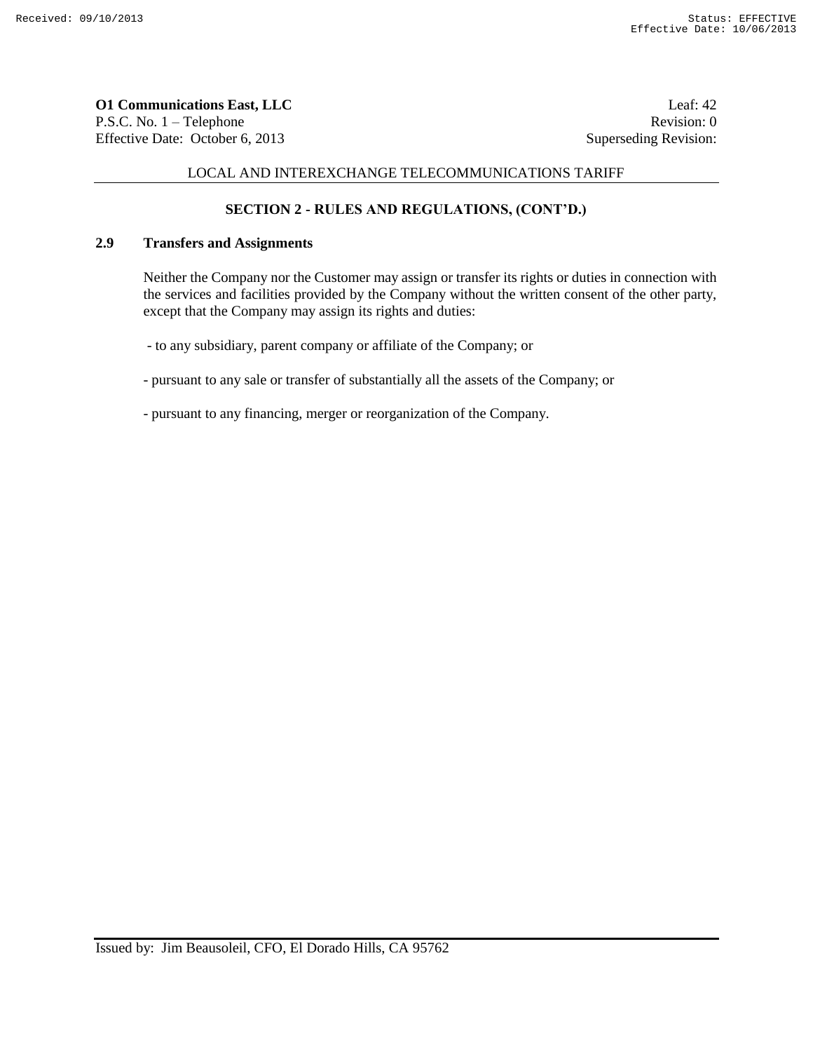## SECTION 2 - RULES AND REGULATIONS, (CONT'D.)

### 2.9 Transfers and Assignments

Neither the Company nor the Customer may assign or transfer its rights or duties in connection with the services and facilities provided by the Company without the written consent of the other party, except that the Company may assign its rights and duties:

- to any subsidiary, parent company or affiliate of the Company; or

- pursuant to any sale or transfer of substantially all the assets of the Company; or

- pursuant to any financing, merger or reorganization of the Company.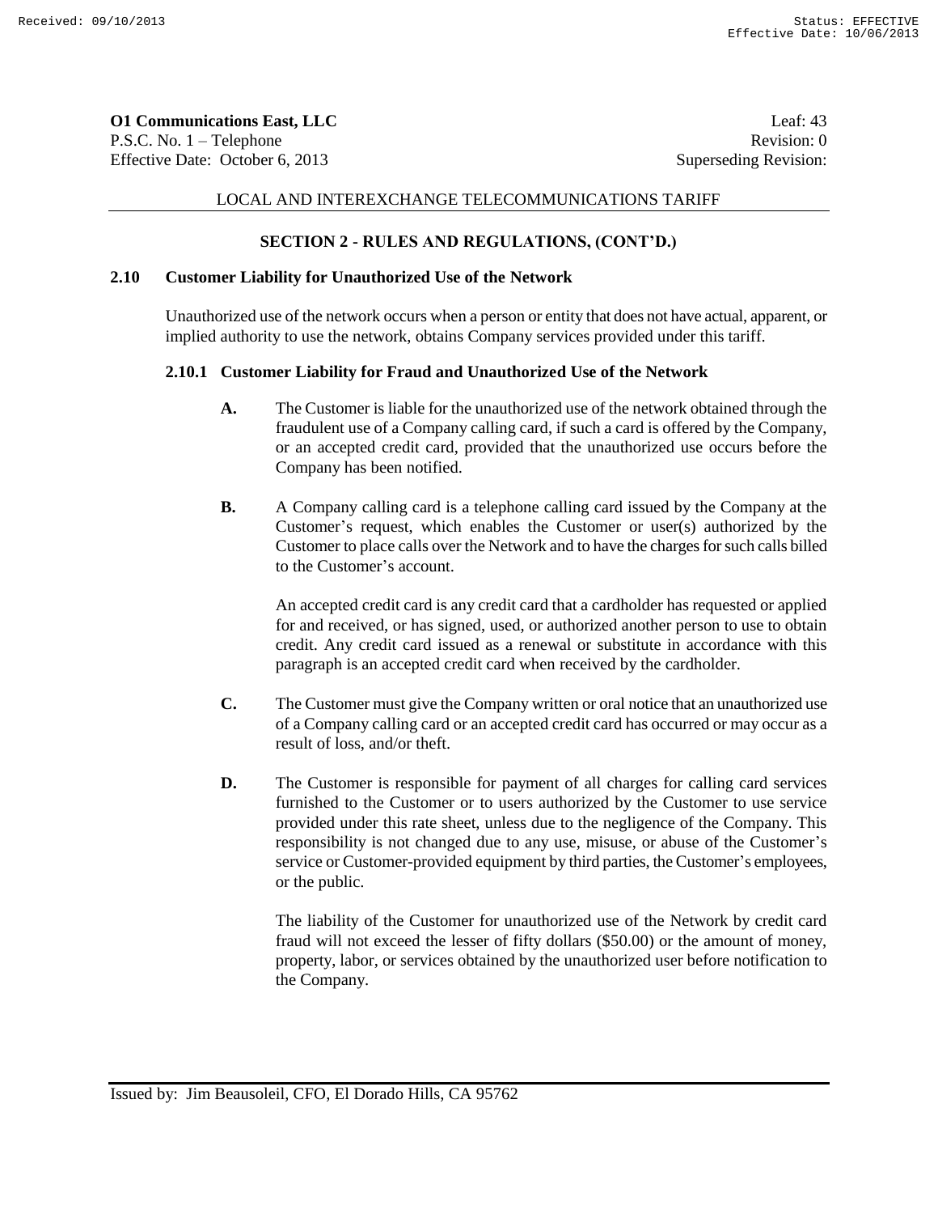LOCAL AND INTEREXCHANGE TELECOMMUNICATIONS TARIFF

**SECTION 2 - RULES AND REGULATIONS, (CONT'D.)**

## 2.10 Customer Liability for Unauthorized Use of the Network

Unauthorized use of the network occurs when a person or entity that does not have actual, apparent, or implied authority to use the network, obtains Company services provided under this tariff.

### 2.10.1 Customer Liability for Fraud and Unauthorized Use of the Network

**A.** The Customer is liable for the unauthorized use of the network obtained through the fraudulent use of a Company calling card, if such a card is offered by the Company, or an accepted credit card, provided that the unauthorized use occurs before the Company has been notified.

**B.** A Company calling card is a telephone calling card issued by the Company at the Customer's request, which enables the Customer or user(s) authorized by the Customer to place calls over the Network and to have the charges for such calls billed to the Customer's account.

An accepted credit card is any credit card that a cardholder has requested or applied for and received, or has signed, used, or authorized another person to use to obtain credit. Any credit card issued as a renewal or substitute in accordance with this paragraph is an accepted credit card when received by the cardholder.

**C.** The Customer must give the Company written or oral notice that an unauthorized use of a Company calling card or an accepted credit card has occurred or may occur as a result of loss, and/or theft.

**D.** The Customer is responsible for payment of all charges for calling card services furnished to the Customer or to users authorized by the Customer to use service provided under this rate sheet, unless due to the negligence of the Company. This responsibility is not changed due to any use, misuse, or abuse of the Customer's service or Customer-provided equipment by third parties, the Customer's employees, or the public.

The liability of the Customer for unauthorized use of the Network by credit card fraud will not exceed the lesser of fifty dollars ($50.00) or the amount of money, property, labor, or services obtained by the unauthorized user before notification to the Company.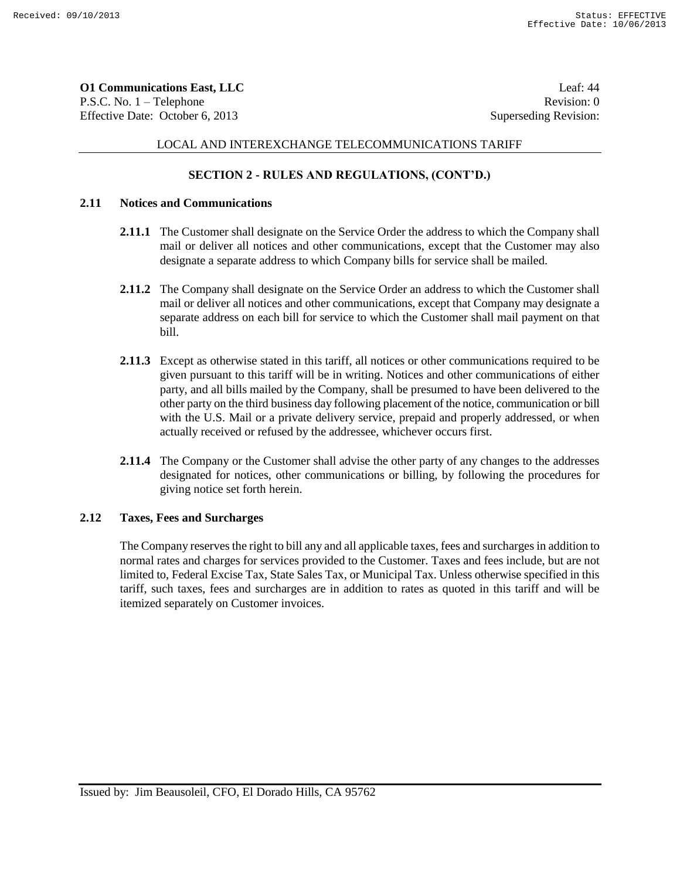**O1 Communications East, LLC** Leaf: 44
P.S.C. No. 1 – Telephone Revision: 0
Effective Date: October 6, 2013 Superseding Revision:

LOCAL AND INTEREXCHANGE TELECOMMUNICATIONS TARIFF

## SECTION 2 - RULES AND REGULATIONS, (CONT'D.)

### 2.11 Notices and Communications

**2.11.1** The Customer shall designate on the Service Order the address to which the Company shall mail or deliver all notices and other communications, except that the Customer may also designate a separate address to which Company bills for service shall be mailed.

**2.11.2** The Company shall designate on the Service Order an address to which the Customer shall mail or deliver all notices and other communications, except that Company may designate a separate address on each bill for service to which the Customer shall mail payment on that bill.

**2.11.3** Except as otherwise stated in this tariff, all notices or other communications required to be given pursuant to this tariff will be in writing. Notices and other communications of either party, and all bills mailed by the Company, shall be presumed to have been delivered to the other party on the third business day following placement of the notice, communication or bill with the U.S. Mail or a private delivery service, prepaid and properly addressed, or when actually received or refused by the addressee, whichever occurs first.

**2.11.4** The Company or the Customer shall advise the other party of any changes to the addresses designated for notices, other communications or billing, by following the procedures for giving notice set forth herein.

### 2.12 Taxes, Fees and Surcharges

The Company reserves the right to bill any and all applicable taxes, fees and surcharges in addition to normal rates and charges for services provided to the Customer. Taxes and fees include, but are not limited to, Federal Excise Tax, State Sales Tax, or Municipal Tax. Unless otherwise specified in this tariff, such taxes, fees and surcharges are in addition to rates as quoted in this tariff and will be itemized separately on Customer invoices.

Issued by: Jim Beausoleil, CFO, El Dorado Hills, CA 95762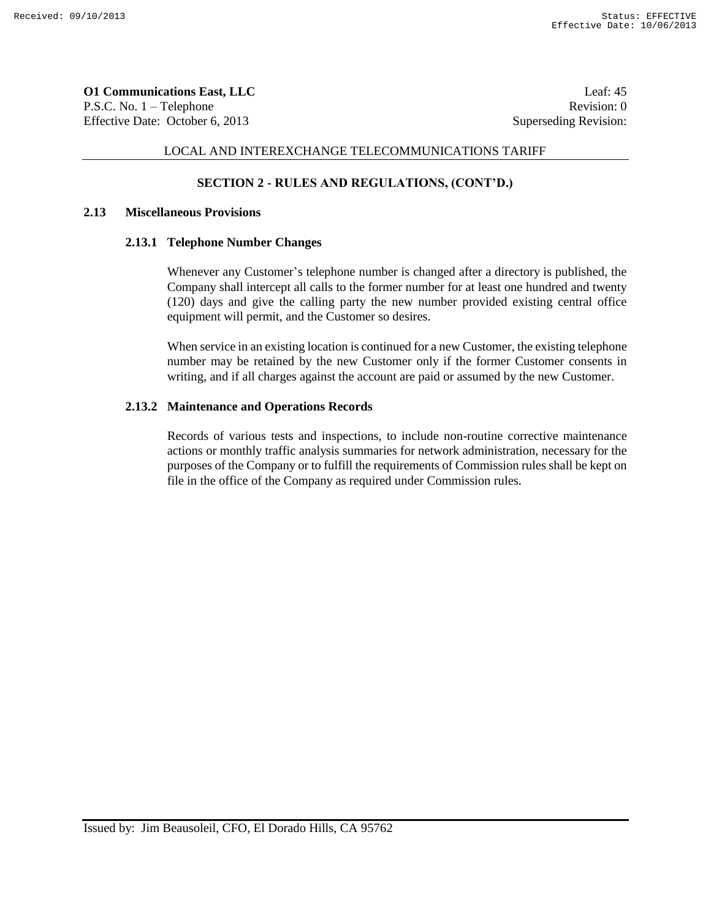**O1 Communications East, LLC** Leaf: 45
P.S.C. No. 1 – Telephone Revision: 0
Effective Date: October 6, 2013 Superseding Revision:

LOCAL AND INTEREXCHANGE TELECOMMUNICATIONS TARIFF

## SECTION 2 - RULES AND REGULATIONS, (CONT'D.)

### 2.13 Miscellaneous Provisions

#### 2.13.1 Telephone Number Changes

Whenever any Customer's telephone number is changed after a directory is published, the Company shall intercept all calls to the former number for at least one hundred and twenty (120) days and give the calling party the new number provided existing central office equipment will permit, and the Customer so desires.

When service in an existing location is continued for a new Customer, the existing telephone number may be retained by the new Customer only if the former Customer consents in writing, and if all charges against the account are paid or assumed by the new Customer.

#### 2.13.2 Maintenance and Operations Records

Records of various tests and inspections, to include non-routine corrective maintenance actions or monthly traffic analysis summaries for network administration, necessary for the purposes of the Company or to fulfill the requirements of Commission rules shall be kept on file in the office of the Company as required under Commission rules.

Issued by: Jim Beausoleil, CFO, El Dorado Hills, CA 95762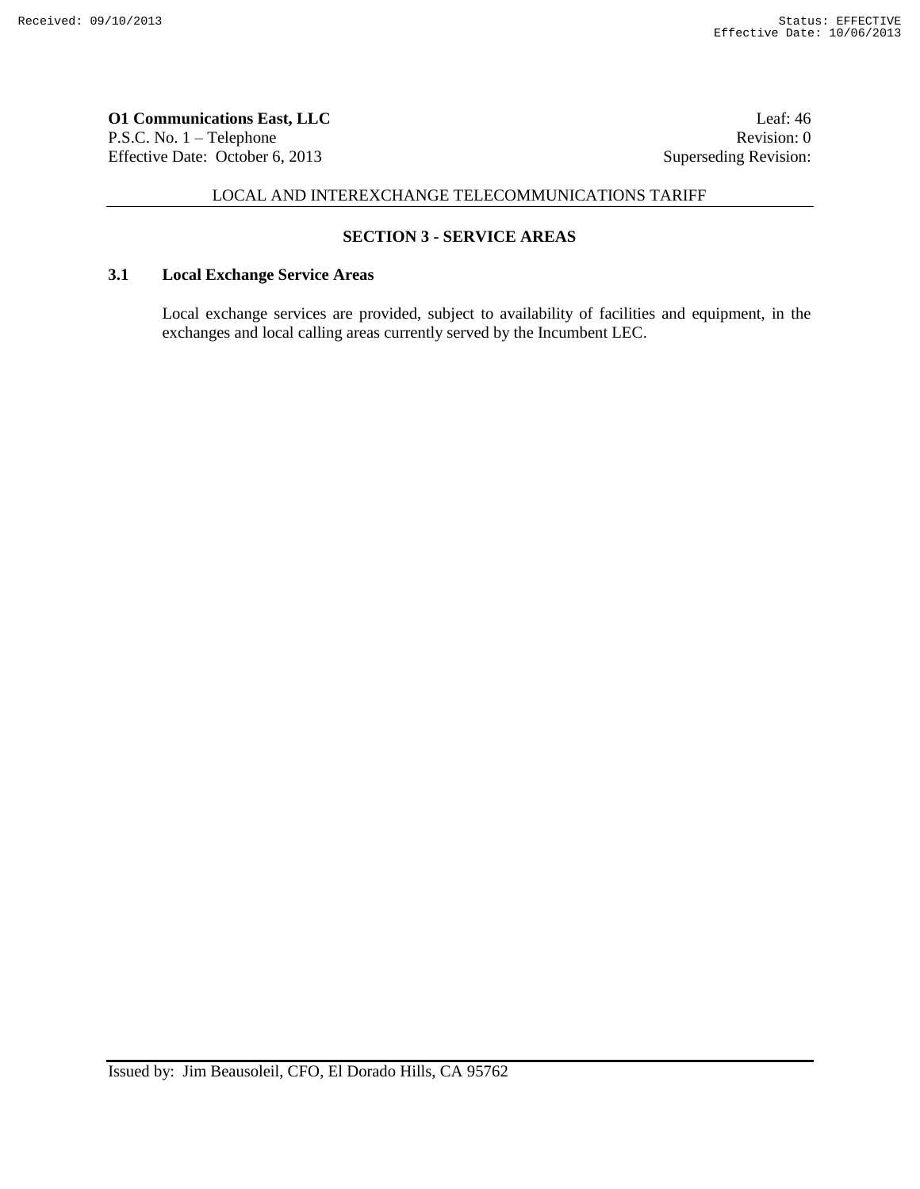## SECTION 3 - SERVICE AREAS

### 3.1 Local Exchange Service Areas

Local exchange services are provided, subject to availability of facilities and equipment, in the exchanges and local calling areas currently served by the Incumbent LEC.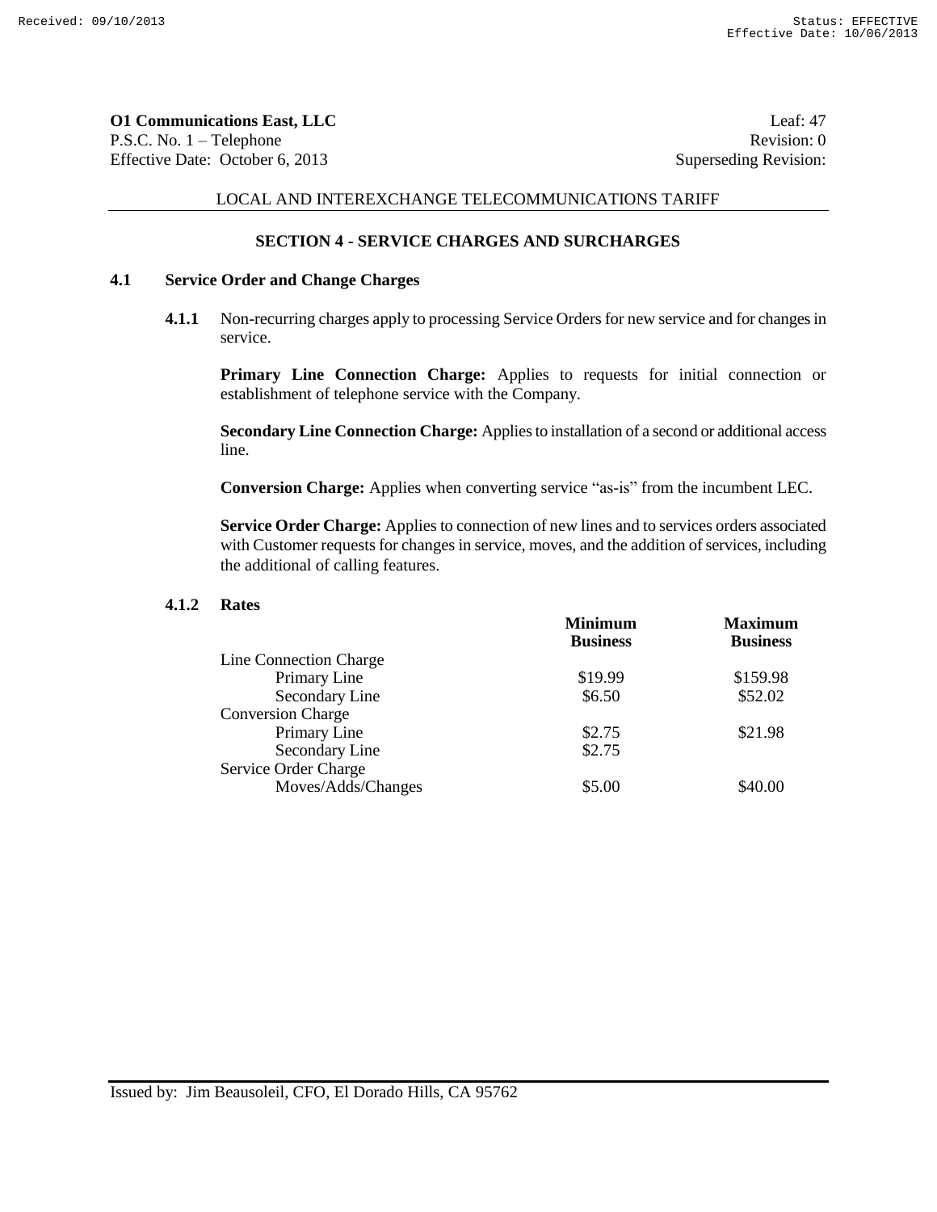**O1 Communications East, LLC**
P.S.C. No. 1 – Telephone
Effective Date: October 6, 2013

Leaf: 47
Revision: 0
Superseding Revision:

LOCAL AND INTEREXCHANGE TELECOMMUNICATIONS TARIFF

## SECTION 4 - SERVICE CHARGES AND SURCHARGES

### 4.1 Service Order and Change Charges

**4.1.1** Non-recurring charges apply to processing Service Orders for new service and for changes in service.

**Primary Line Connection Charge:** Applies to requests for initial connection or establishment of telephone service with the Company.

**Secondary Line Connection Charge:** Applies to installation of a second or additional access line.

**Conversion Charge:** Applies when converting service "as-is" from the incumbent LEC.

**Service Order Charge:** Applies to connection of new lines and to services orders associated with Customer requests for changes in service, moves, and the addition of services, including the additional of calling features.

**4.1.2 Rates**

| | Minimum Business | Maximum Business |
|---|---|---|
| Line Connection Charge | | |
| Primary Line | \$19.99 | \$159.98 |
| Secondary Line | \$6.50 | \$52.02 |
| Conversion Charge | | |
| Primary Line | \$2.75 | \$21.98 |
| Secondary Line | \$2.75 | |
| Service Order Charge | | |
| Moves/Adds/Changes | \$5.00 | \$40.00 |

Issued by: Jim Beausoleil, CFO, El Dorado Hills, CA 95762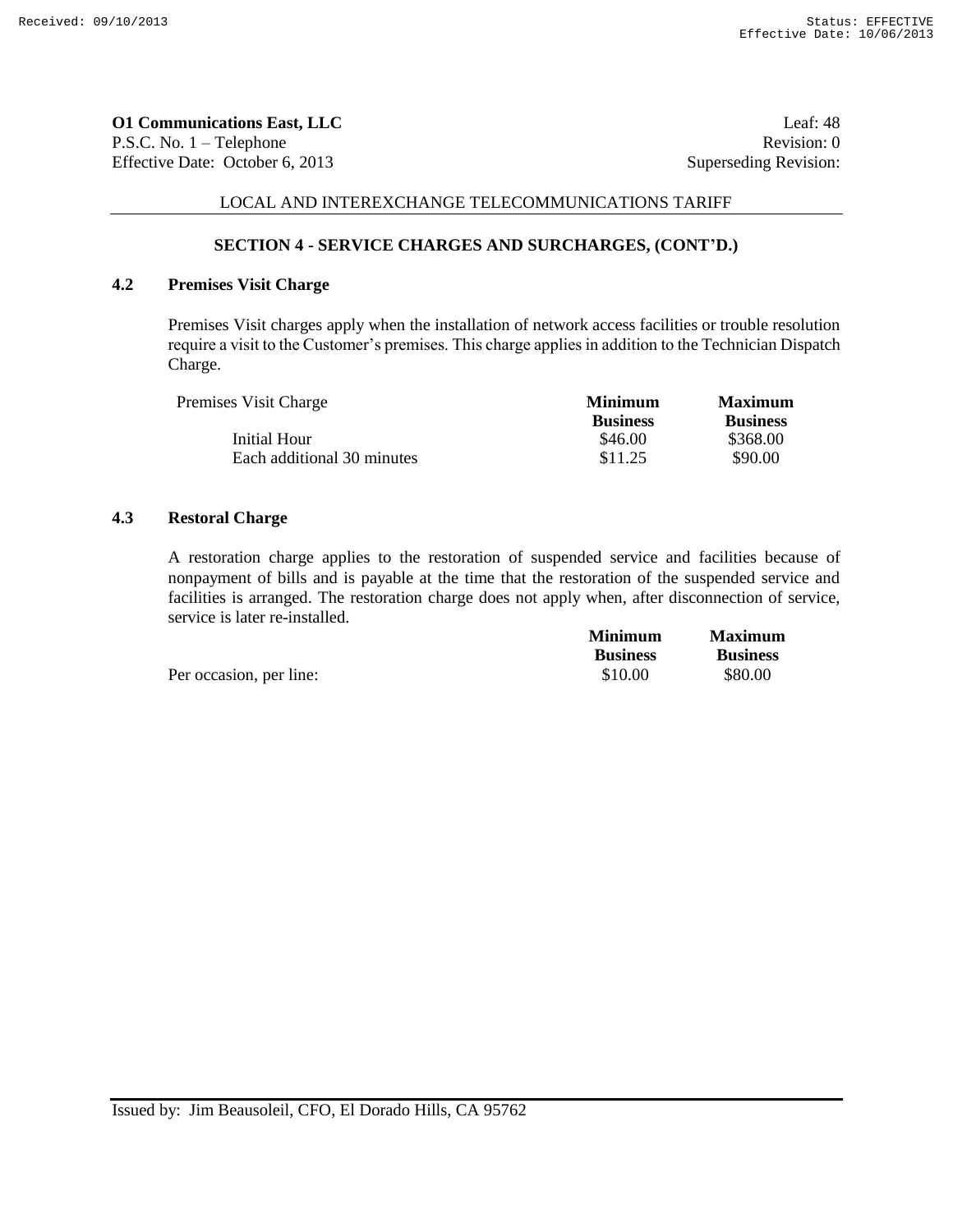**O1 Communications East, LLC**
P.S.C. No. 1 – Telephone
Effective Date: October 6, 2013

Leaf: 48
Revision: 0
Superseding Revision:

LOCAL AND INTEREXCHANGE TELECOMMUNICATIONS TARIFF

### SECTION 4 - SERVICE CHARGES AND SURCHARGES, (CONT'D.)

### 4.2 Premises Visit Charge

Premises Visit charges apply when the installation of network access facilities or trouble resolution require a visit to the Customer's premises. This charge applies in addition to the Technician Dispatch Charge.

| Premises Visit Charge | Minimum Business | Maximum Business |
|---|---|---|
| Initial Hour | \$46.00 | \$368.00 |
| Each additional 30 minutes | \$11.25 | \$90.00 |

### 4.3 Restoral Charge

A restoration charge applies to the restoration of suspended service and facilities because of nonpayment of bills and is payable at the time that the restoration of the suspended service and facilities is arranged. The restoration charge does not apply when, after disconnection of service, service is later re-installed.

| | Minimum Business | Maximum Business |
|---|---|---|
| Per occasion, per line: | \$10.00 | \$80.00 |

Issued by: Jim Beausoleil, CFO, El Dorado Hills, CA 95762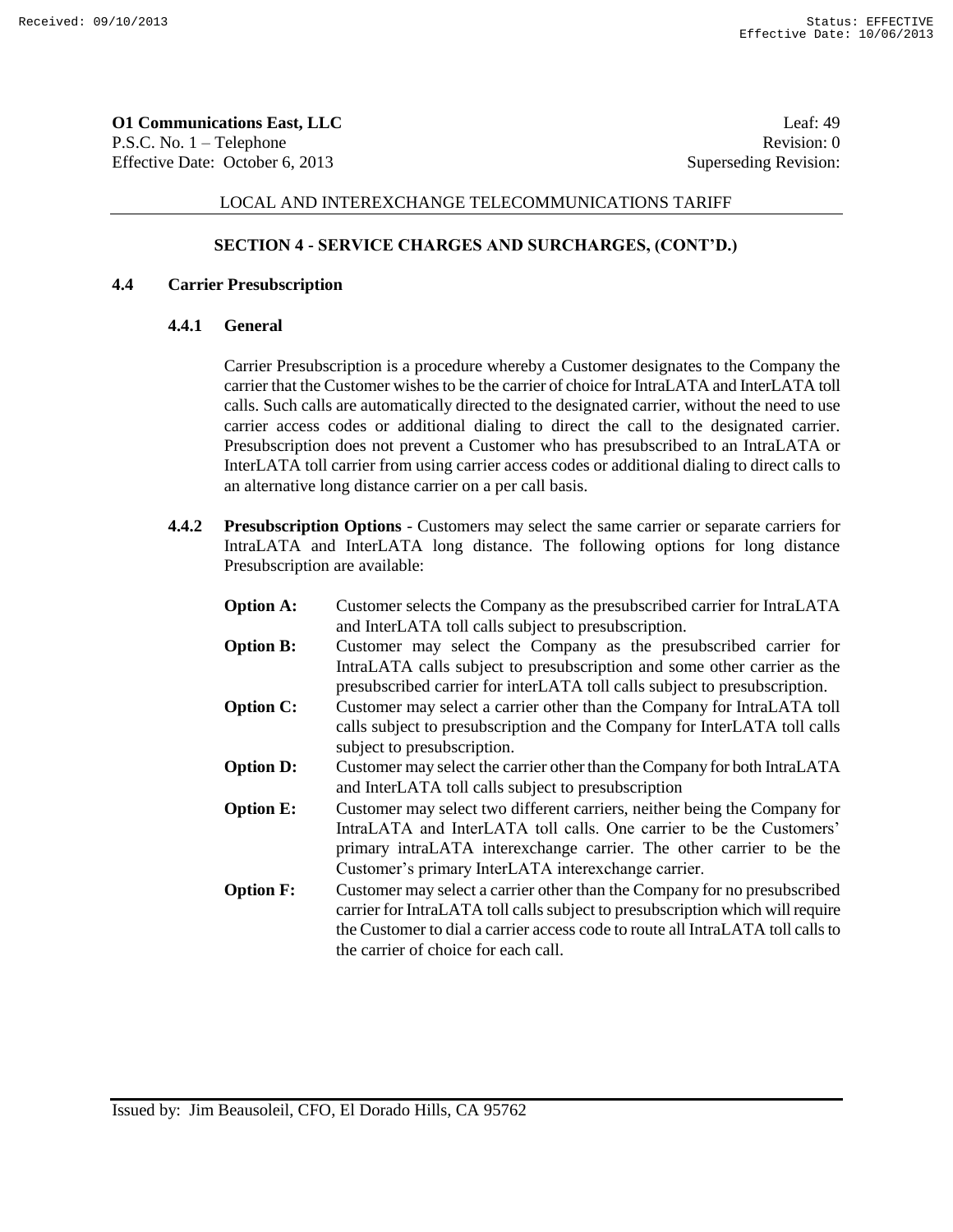**O1 Communications East, LLC**
P.S.C. No. 1 – Telephone
Effective Date: October 6, 2013

Leaf: 49
Revision: 0
Superseding Revision:

LOCAL AND INTEREXCHANGE TELECOMMUNICATIONS TARIFF

## SECTION 4 - SERVICE CHARGES AND SURCHARGES, (CONT'D.)

### 4.4 Carrier Presubscription

#### 4.4.1 General

Carrier Presubscription is a procedure whereby a Customer designates to the Company the carrier that the Customer wishes to be the carrier of choice for IntraLATA and InterLATA toll calls. Such calls are automatically directed to the designated carrier, without the need to use carrier access codes or additional dialing to direct the call to the designated carrier. Presubscription does not prevent a Customer who has presubscribed to an IntraLATA or InterLATA toll carrier from using carrier access codes or additional dialing to direct calls to an alternative long distance carrier on a per call basis.

#### 4.4.2 Presubscription Options

**Presubscription Options** - Customers may select the same carrier or separate carriers for IntraLATA and InterLATA long distance. The following options for long distance Presubscription are available:

**Option A:** Customer selects the Company as the presubscribed carrier for IntraLATA and InterLATA toll calls subject to presubscription.

**Option B:** Customer may select the Company as the presubscribed carrier for IntraLATA calls subject to presubscription and some other carrier as the presubscribed carrier for interLATA toll calls subject to presubscription.

**Option C:** Customer may select a carrier other than the Company for IntraLATA toll calls subject to presubscription and the Company for InterLATA toll calls subject to presubscription.

**Option D:** Customer may select the carrier other than the Company for both IntraLATA and InterLATA toll calls subject to presubscription

**Option E:** Customer may select two different carriers, neither being the Company for IntraLATA and InterLATA toll calls. One carrier to be the Customers' primary intraLATA interexchange carrier. The other carrier to be the Customer's primary InterLATA interexchange carrier.

**Option F:** Customer may select a carrier other than the Company for no presubscribed carrier for IntraLATA toll calls subject to presubscription which will require the Customer to dial a carrier access code to route all IntraLATA toll calls to the carrier of choice for each call.

Issued by: Jim Beausoleil, CFO, El Dorado Hills, CA 95762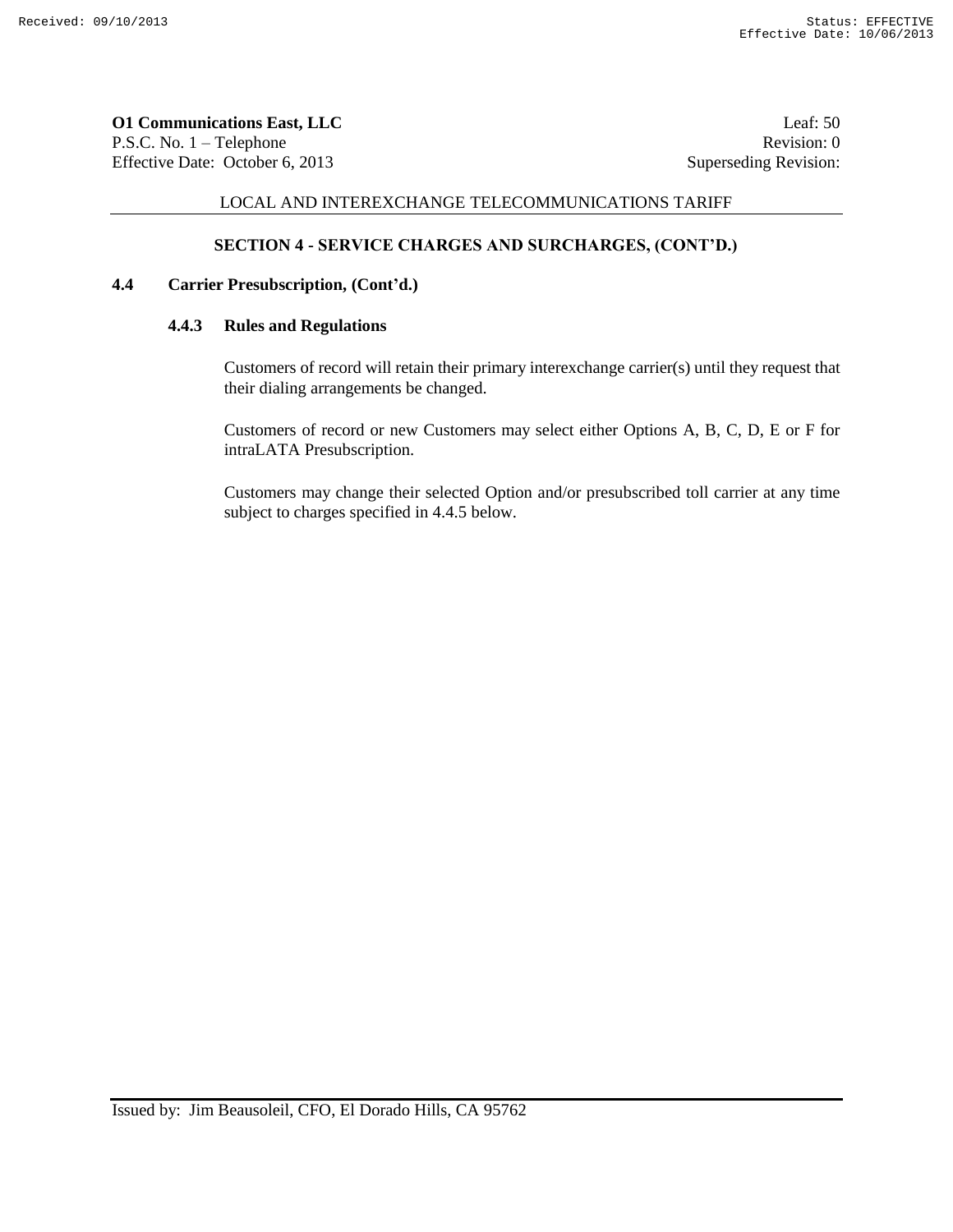**O1 Communications East, LLC** Leaf: 50
P.S.C. No. 1 – Telephone Revision: 0
Effective Date: October 6, 2013 Superseding Revision:

LOCAL AND INTEREXCHANGE TELECOMMUNICATIONS TARIFF

## SECTION 4 - SERVICE CHARGES AND SURCHARGES, (CONT'D.)

### 4.4 Carrier Presubscription, (Cont'd.)

#### 4.4.3 Rules and Regulations

Customers of record will retain their primary interexchange carrier(s) until they request that their dialing arrangements be changed.

Customers of record or new Customers may select either Options A, B, C, D, E or F for intraLATA Presubscription.

Customers may change their selected Option and/or presubscribed toll carrier at any time subject to charges specified in 4.4.5 below.

Issued by: Jim Beausoleil, CFO, El Dorado Hills, CA 95762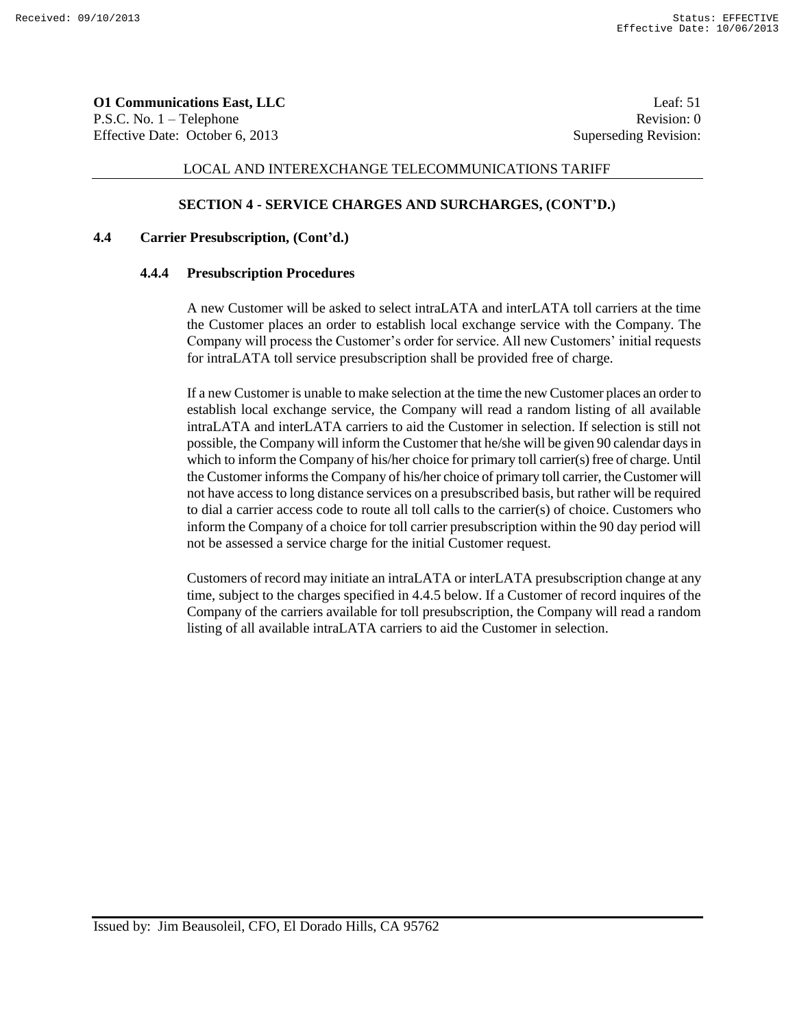**O1 Communications East, LLC**
P.S.C. No. 1 – Telephone
Effective Date: October 6, 2013

Leaf: 51
Revision: 0
Superseding Revision:

LOCAL AND INTEREXCHANGE TELECOMMUNICATIONS TARIFF

## SECTION 4 - SERVICE CHARGES AND SURCHARGES, (CONT'D.)

### 4.4 Carrier Presubscription, (Cont'd.)

#### 4.4.4 Presubscription Procedures

A new Customer will be asked to select intraLATA and interLATA toll carriers at the time the Customer places an order to establish local exchange service with the Company. The Company will process the Customer's order for service. All new Customers' initial requests for intraLATA toll service presubscription shall be provided free of charge.

If a new Customer is unable to make selection at the time the new Customer places an order to establish local exchange service, the Company will read a random listing of all available intraLATA and interLATA carriers to aid the Customer in selection. If selection is still not possible, the Company will inform the Customer that he/she will be given 90 calendar days in which to inform the Company of his/her choice for primary toll carrier(s) free of charge. Until the Customer informs the Company of his/her choice of primary toll carrier, the Customer will not have access to long distance services on a presubscribed basis, but rather will be required to dial a carrier access code to route all toll calls to the carrier(s) of choice. Customers who inform the Company of a choice for toll carrier presubscription within the 90 day period will not be assessed a service charge for the initial Customer request.

Customers of record may initiate an intraLATA or interLATA presubscription change at any time, subject to the charges specified in 4.4.5 below. If a Customer of record inquires of the Company of the carriers available for toll presubscription, the Company will read a random listing of all available intraLATA carriers to aid the Customer in selection.

Issued by: Jim Beausoleil, CFO, El Dorado Hills, CA 95762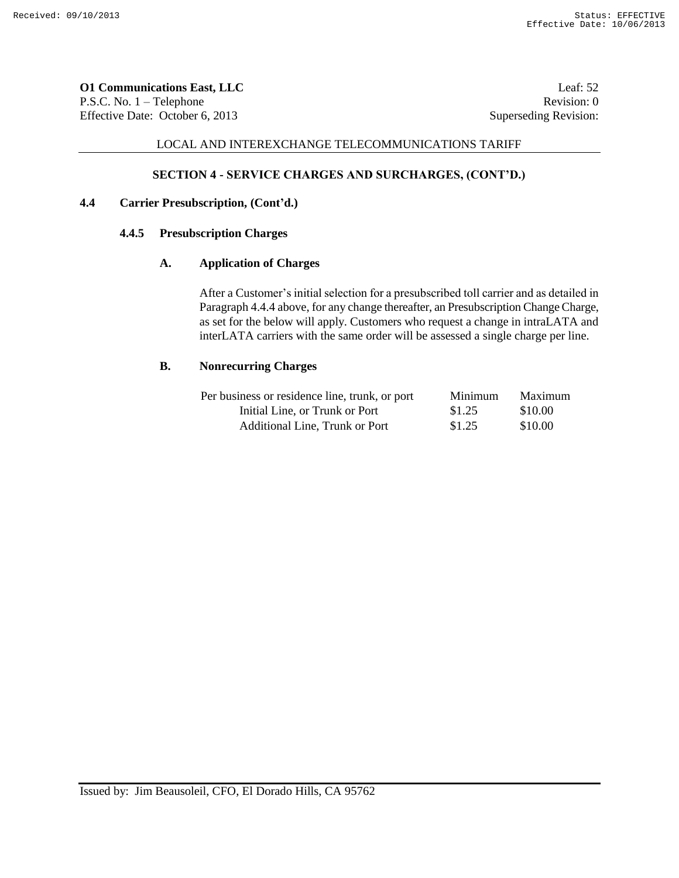## SECTION 4 - SERVICE CHARGES AND SURCHARGES, (CONT'D.)

### 4.4 Carrier Presubscription, (Cont'd.)

#### 4.4.5 Presubscription Charges

**A. Application of Charges**

After a Customer's initial selection for a presubscribed toll carrier and as detailed in Paragraph 4.4.4 above, for any change thereafter, an Presubscription Change Charge, as set for the below will apply. Customers who request a change in intraLATA and interLATA carriers with the same order will be assessed a single charge per line.

**B. Nonrecurring Charges**

| Per business or residence line, trunk, or port | Minimum | Maximum |
|---|---|---|
| Initial Line, or Trunk or Port | $1.25 | $10.00 |
| Additional Line, Trunk or Port | $1.25 | $10.00 |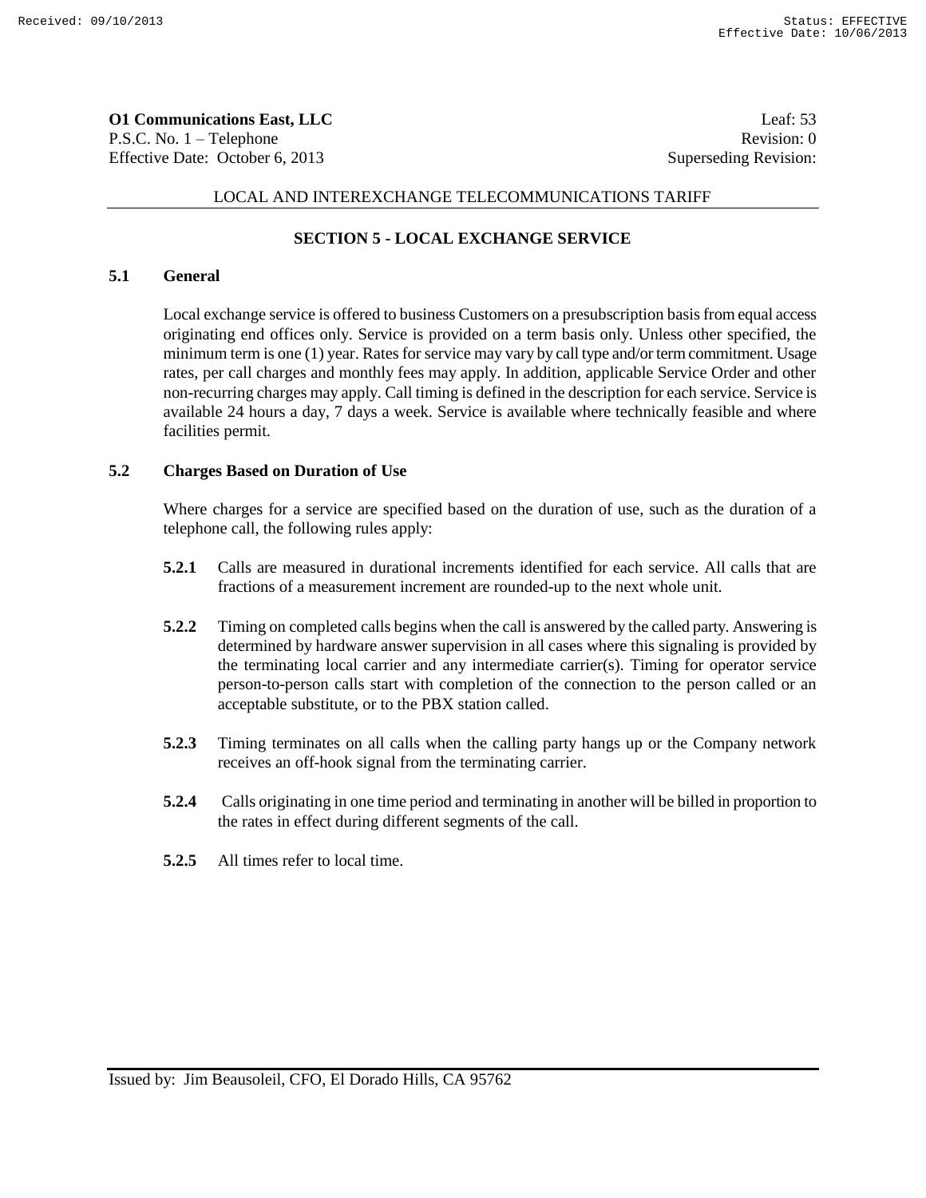LOCAL AND INTEREXCHANGE TELECOMMUNICATIONS TARIFF

## SECTION 5 - LOCAL EXCHANGE SERVICE

### 5.1 General

Local exchange service is offered to business Customers on a presubscription basis from equal access originating end offices only. Service is provided on a term basis only. Unless other specified, the minimum term is one (1) year. Rates for service may vary by call type and/or term commitment. Usage rates, per call charges and monthly fees may apply. In addition, applicable Service Order and other non-recurring charges may apply. Call timing is defined in the description for each service. Service is available 24 hours a day, 7 days a week. Service is available where technically feasible and where facilities permit.

### 5.2 Charges Based on Duration of Use

Where charges for a service are specified based on the duration of use, such as the duration of a telephone call, the following rules apply:

**5.2.1** Calls are measured in durational increments identified for each service. All calls that are fractions of a measurement increment are rounded-up to the next whole unit.

**5.2.2** Timing on completed calls begins when the call is answered by the called party. Answering is determined by hardware answer supervision in all cases where this signaling is provided by the terminating local carrier and any intermediate carrier(s). Timing for operator service person-to-person calls start with completion of the connection to the person called or an acceptable substitute, or to the PBX station called.

**5.2.3** Timing terminates on all calls when the calling party hangs up or the Company network receives an off-hook signal from the terminating carrier.

**5.2.4** Calls originating in one time period and terminating in another will be billed in proportion to the rates in effect during different segments of the call.

**5.2.5** All times refer to local time.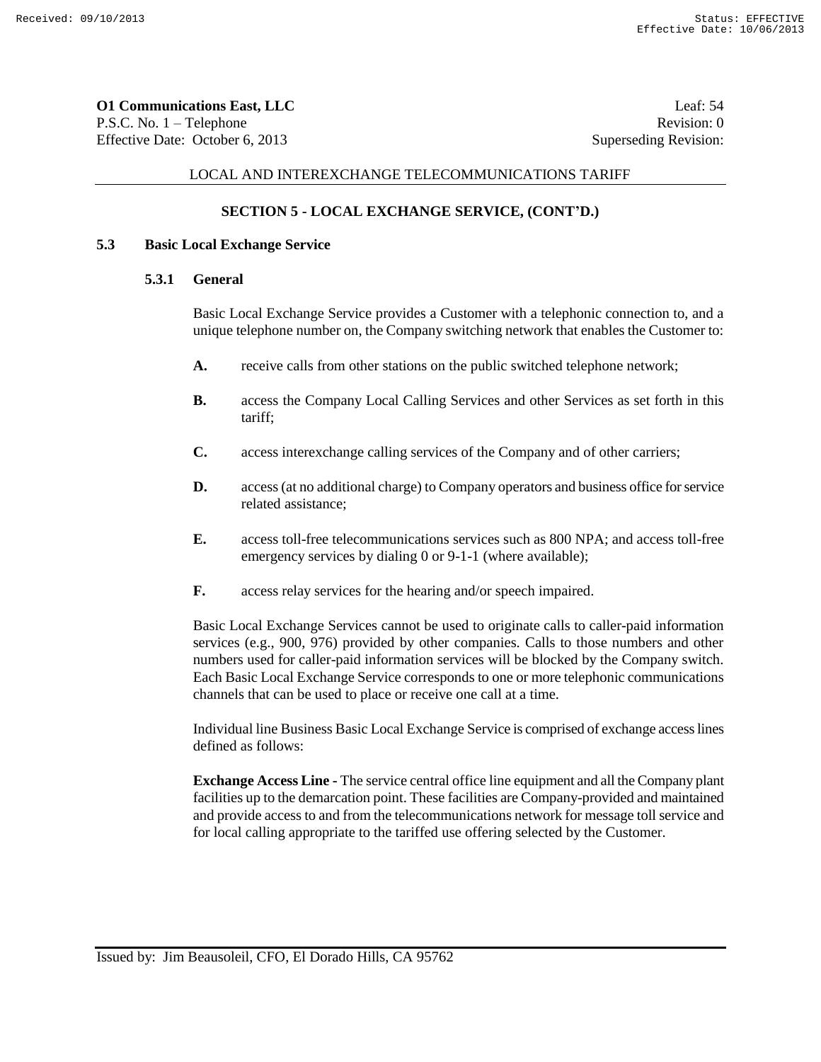## SECTION 5 - LOCAL EXCHANGE SERVICE, (CONT'D.)

### 5.3 Basic Local Exchange Service

#### 5.3.1 General

Basic Local Exchange Service provides a Customer with a telephonic connection to, and a unique telephone number on, the Company switching network that enables the Customer to:

**A.** receive calls from other stations on the public switched telephone network;

**B.** access the Company Local Calling Services and other Services as set forth in this tariff;

**C.** access interexchange calling services of the Company and of other carriers;

**D.** access (at no additional charge) to Company operators and business office for service related assistance;

**E.** access toll-free telecommunications services such as 800 NPA; and access toll-free emergency services by dialing 0 or 9-1-1 (where available);

**F.** access relay services for the hearing and/or speech impaired.

Basic Local Exchange Services cannot be used to originate calls to caller-paid information services (e.g., 900, 976) provided by other companies. Calls to those numbers and other numbers used for caller-paid information services will be blocked by the Company switch. Each Basic Local Exchange Service corresponds to one or more telephonic communications channels that can be used to place or receive one call at a time.

Individual line Business Basic Local Exchange Service is comprised of exchange access lines defined as follows:

**Exchange Access Line -** The service central office line equipment and all the Company plant facilities up to the demarcation point. These facilities are Company-provided and maintained and provide access to and from the telecommunications network for message toll service and for local calling appropriate to the tariffed use offering selected by the Customer.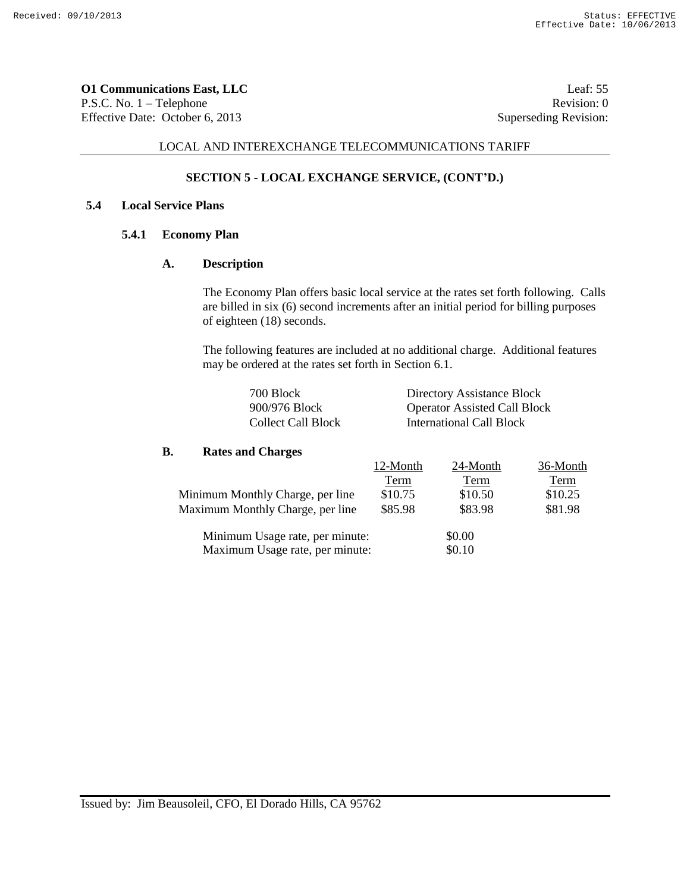**O1 Communications East, LLC** Leaf: 55
P.S.C. No. 1 – Telephone Revision: 0
Effective Date: October 6, 2013 Superseding Revision:

LOCAL AND INTEREXCHANGE TELECOMMUNICATIONS TARIFF

**SECTION 5 - LOCAL EXCHANGE SERVICE, (CONT'D.)**

**5.4 Local Service Plans**

**5.4.1 Economy Plan**

**A. Description**

The Economy Plan offers basic local service at the rates set forth following. Calls are billed in six (6) second increments after an initial period for billing purposes of eighteen (18) seconds.

The following features are included at no additional charge. Additional features may be ordered at the rates set forth in Section 6.1.

| | |
|---|---|
| 700 Block | Directory Assistance Block |
| 900/976 Block | Operator Assisted Call Block |
| Collect Call Block | International Call Block |

**B. Rates and Charges**

| | 12-Month Term | 24-Month Term | 36-Month Term |
|---|---|---|---|
| Minimum Monthly Charge, per line | $10.75 | $10.50 | $10.25 |
| Maximum Monthly Charge, per line | $85.98 | $83.98 | $81.98 |

| | |
|---|---|
| Minimum Usage rate, per minute: | $0.00 |
| Maximum Usage rate, per minute: | $0.10 |

Issued by: Jim Beausoleil, CFO, El Dorado Hills, CA 95762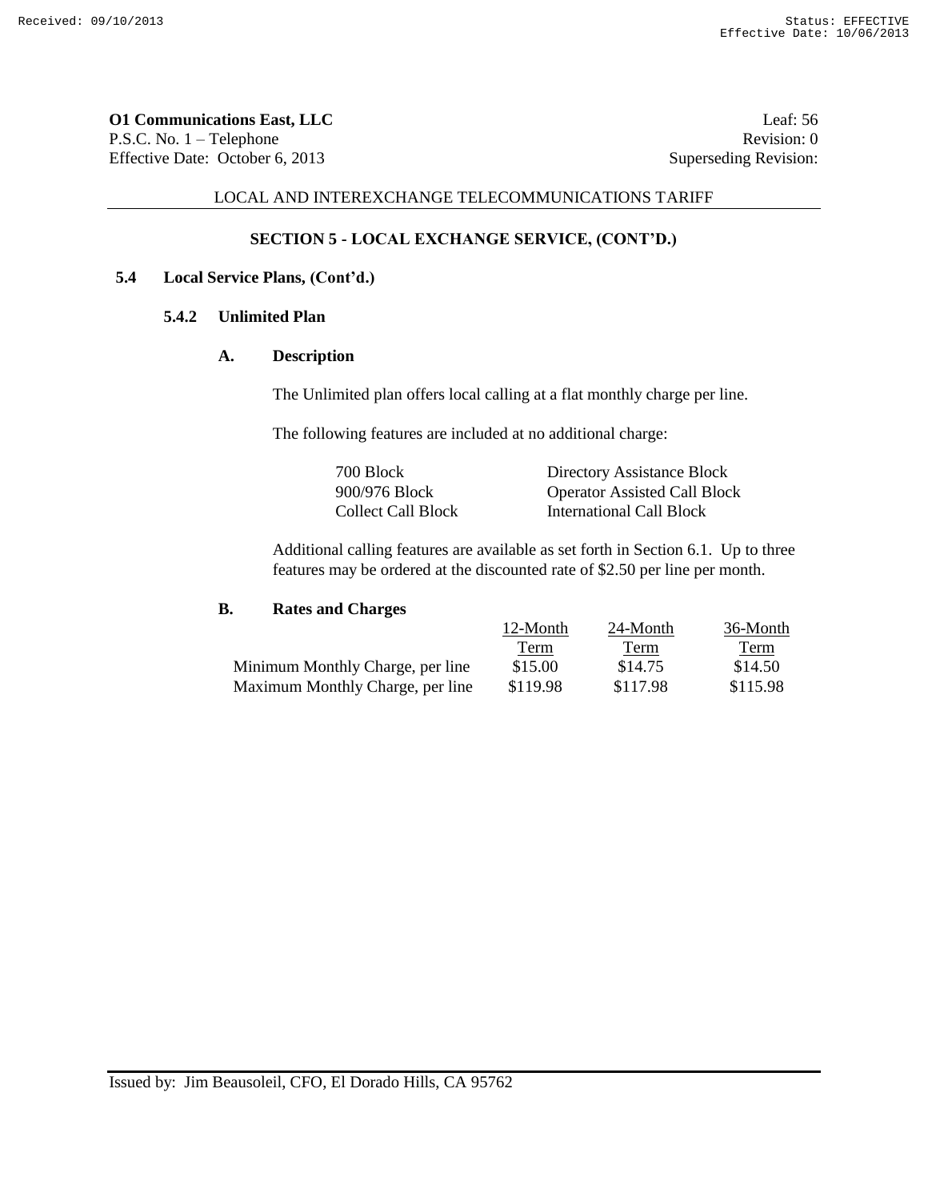**O1 Communications East, LLC**
P.S.C. No. 1 – Telephone
Effective Date: October 6, 2013

Leaf: 56
Revision: 0
Superseding Revision:

LOCAL AND INTEREXCHANGE TELECOMMUNICATIONS TARIFF

## SECTION 5 - LOCAL EXCHANGE SERVICE, (CONT'D.)

### 5.4 Local Service Plans, (Cont'd.)

#### 5.4.2 Unlimited Plan

**A. Description**

The Unlimited plan offers local calling at a flat monthly charge per line.

The following features are included at no additional charge:

| | |
|---|---|
| 700 Block | Directory Assistance Block |
| 900/976 Block | Operator Assisted Call Block |
| Collect Call Block | International Call Block |

Additional calling features are available as set forth in Section 6.1. Up to three features may be ordered at the discounted rate of $2.50 per line per month.

**B. Rates and Charges**

| | 12-Month Term | 24-Month Term | 36-Month Term |
|---|---|---|---|
| Minimum Monthly Charge, per line | $15.00 | $14.75 | $14.50 |
| Maximum Monthly Charge, per line | $119.98 | $117.98 | $115.98 |

Issued by: Jim Beausoleil, CFO, El Dorado Hills, CA 95762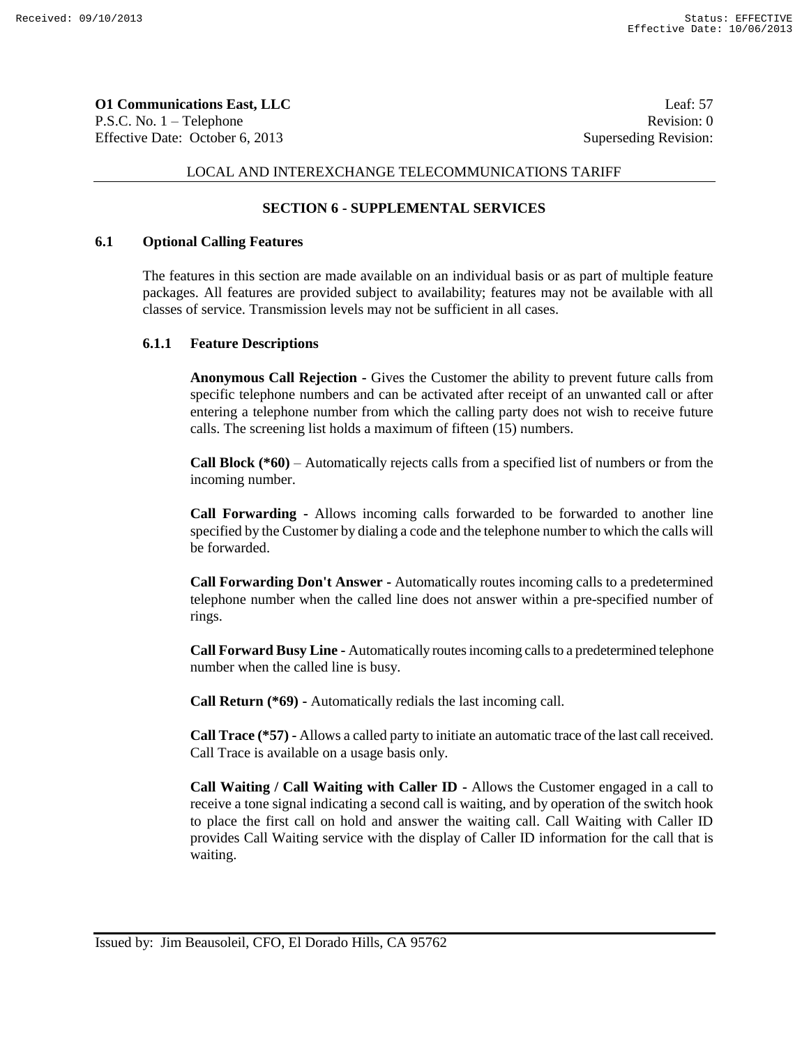**O1 Communications East, LLC** Leaf: 57
P.S.C. No. 1 – Telephone Revision: 0
Effective Date: October 6, 2013 Superseding Revision:

LOCAL AND INTEREXCHANGE TELECOMMUNICATIONS TARIFF

## SECTION 6 - SUPPLEMENTAL SERVICES

### 6.1 Optional Calling Features

The features in this section are made available on an individual basis or as part of multiple feature packages. All features are provided subject to availability; features may not be available with all classes of service. Transmission levels may not be sufficient in all cases.

#### 6.1.1 Feature Descriptions

**Anonymous Call Rejection** - Gives the Customer the ability to prevent future calls from specific telephone numbers and can be activated after receipt of an unwanted call or after entering a telephone number from which the calling party does not wish to receive future calls. The screening list holds a maximum of fifteen (15) numbers.

**Call Block (*60)** – Automatically rejects calls from a specified list of numbers or from the incoming number.

**Call Forwarding** - Allows incoming calls forwarded to be forwarded to another line specified by the Customer by dialing a code and the telephone number to which the calls will be forwarded.

**Call Forwarding Don't Answer** - Automatically routes incoming calls to a predetermined telephone number when the called line does not answer within a pre-specified number of rings.

**Call Forward Busy Line** - Automatically routes incoming calls to a predetermined telephone number when the called line is busy.

**Call Return (*69)** - Automatically redials the last incoming call.

**Call Trace (*57)** - Allows a called party to initiate an automatic trace of the last call received. Call Trace is available on a usage basis only.

**Call Waiting / Call Waiting with Caller ID** - Allows the Customer engaged in a call to receive a tone signal indicating a second call is waiting, and by operation of the switch hook to place the first call on hold and answer the waiting call. Call Waiting with Caller ID provides Call Waiting service with the display of Caller ID information for the call that is waiting.

Issued by: Jim Beausoleil, CFO, El Dorado Hills, CA 95762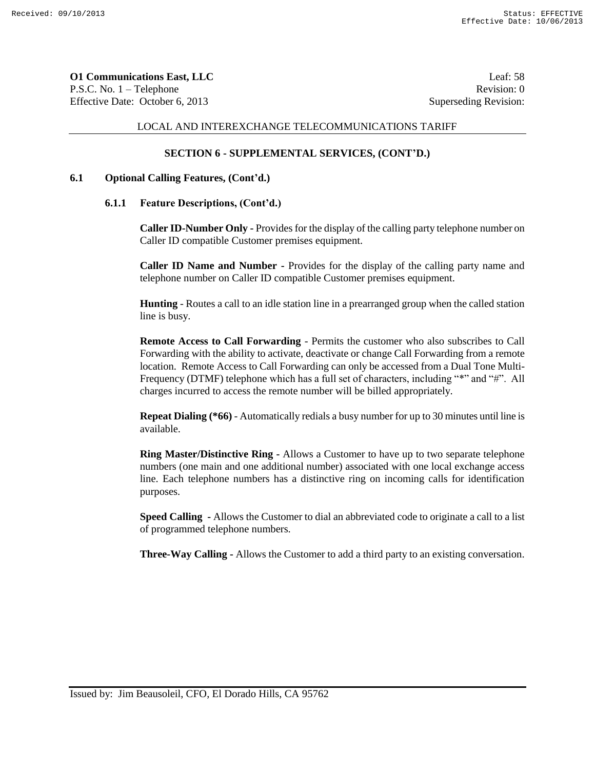**O1 Communications East, LLC** Leaf: 58
P.S.C. No. 1 – Telephone Revision: 0
Effective Date: October 6, 2013 Superseding Revision:

LOCAL AND INTEREXCHANGE TELECOMMUNICATIONS TARIFF

## SECTION 6 - SUPPLEMENTAL SERVICES, (CONT'D.)

### 6.1 Optional Calling Features, (Cont'd.)

#### 6.1.1 Feature Descriptions, (Cont'd.)

**Caller ID-Number Only** - Provides for the display of the calling party telephone number on Caller ID compatible Customer premises equipment.

**Caller ID Name and Number** - Provides for the display of the calling party name and telephone number on Caller ID compatible Customer premises equipment.

**Hunting** - Routes a call to an idle station line in a prearranged group when the called station line is busy.

**Remote Access to Call Forwarding** - Permits the customer who also subscribes to Call Forwarding with the ability to activate, deactivate or change Call Forwarding from a remote location. Remote Access to Call Forwarding can only be accessed from a Dual Tone Multi-Frequency (DTMF) telephone which has a full set of characters, including "*" and "#". All charges incurred to access the remote number will be billed appropriately.

**Repeat Dialing (*66)** - Automatically redials a busy number for up to 30 minutes until line is available.

**Ring Master/Distinctive Ring** - Allows a Customer to have up to two separate telephone numbers (one main and one additional number) associated with one local exchange access line. Each telephone numbers has a distinctive ring on incoming calls for identification purposes.

**Speed Calling** - Allows the Customer to dial an abbreviated code to originate a call to a list of programmed telephone numbers.

**Three-Way Calling** - Allows the Customer to add a third party to an existing conversation.

Issued by: Jim Beausoleil, CFO, El Dorado Hills, CA 95762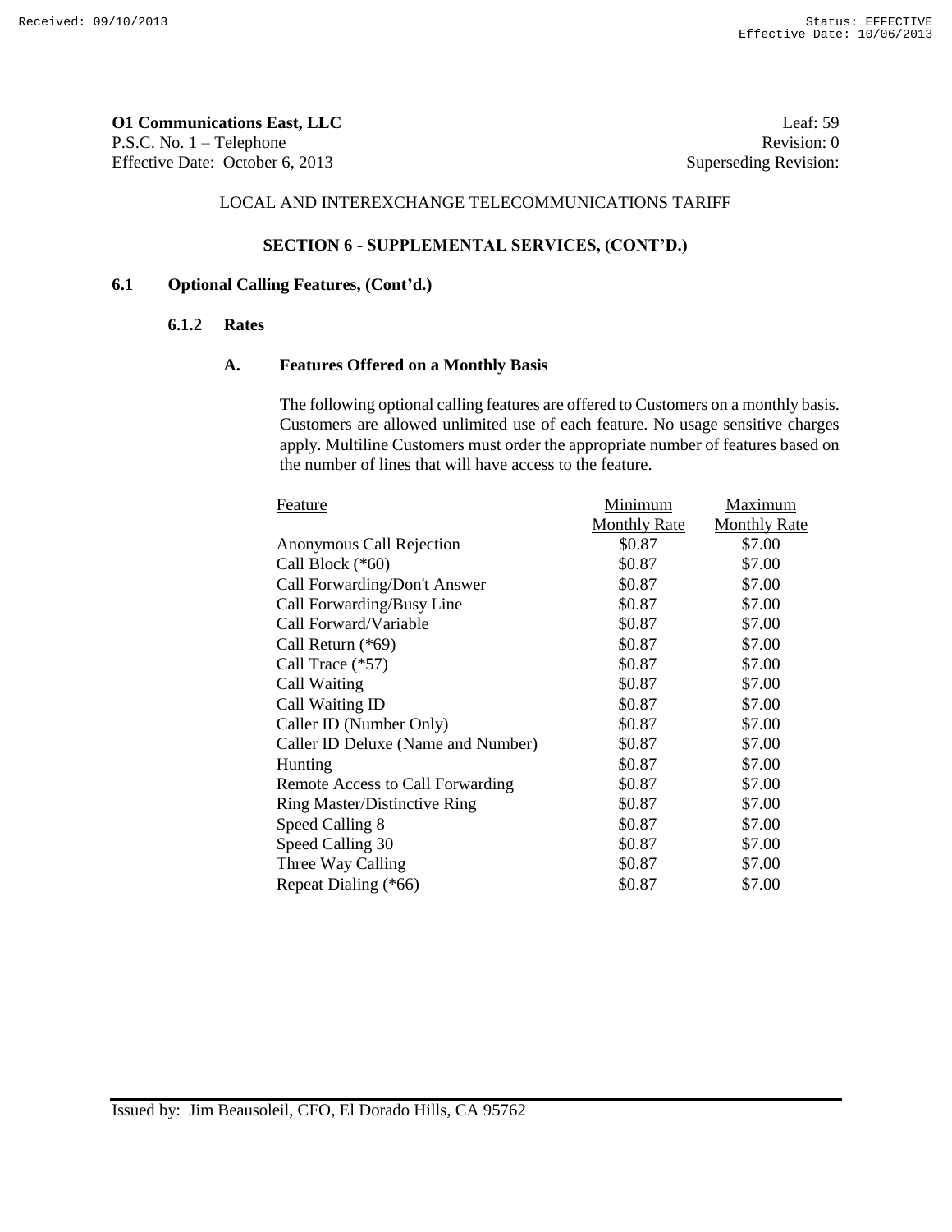**O1 Communications East, LLC** Leaf: 59
P.S.C. No. 1 – Telephone Revision: 0
Effective Date: October 6, 2013 Superseding Revision:

LOCAL AND INTEREXCHANGE TELECOMMUNICATIONS TARIFF

## SECTION 6 - SUPPLEMENTAL SERVICES, (CONT'D.)

### 6.1 Optional Calling Features, (Cont'd.)

#### 6.1.2 Rates

##### A. Features Offered on a Monthly Basis

The following optional calling features are offered to Customers on a monthly basis. Customers are allowed unlimited use of each feature. No usage sensitive charges apply. Multiline Customers must order the appropriate number of features based on the number of lines that will have access to the feature.

| Feature | Minimum Monthly Rate | Maximum Monthly Rate |
|---|---|---|
| Anonymous Call Rejection | $0.87 | $7.00 |
| Call Block (*60) | $0.87 | $7.00 |
| Call Forwarding/Don't Answer | $0.87 | $7.00 |
| Call Forwarding/Busy Line | $0.87 | $7.00 |
| Call Forward/Variable | $0.87 | $7.00 |
| Call Return (*69) | $0.87 | $7.00 |
| Call Trace (*57) | $0.87 | $7.00 |
| Call Waiting | $0.87 | $7.00 |
| Call Waiting ID | $0.87 | $7.00 |
| Caller ID (Number Only) | $0.87 | $7.00 |
| Caller ID Deluxe (Name and Number) | $0.87 | $7.00 |
| Hunting | $0.87 | $7.00 |
| Remote Access to Call Forwarding | $0.87 | $7.00 |
| Ring Master/Distinctive Ring | $0.87 | $7.00 |
| Speed Calling 8 | $0.87 | $7.00 |
| Speed Calling 30 | $0.87 | $7.00 |
| Three Way Calling | $0.87 | $7.00 |
| Repeat Dialing (*66) | $0.87 | $7.00 |

Issued by: Jim Beausoleil, CFO, El Dorado Hills, CA 95762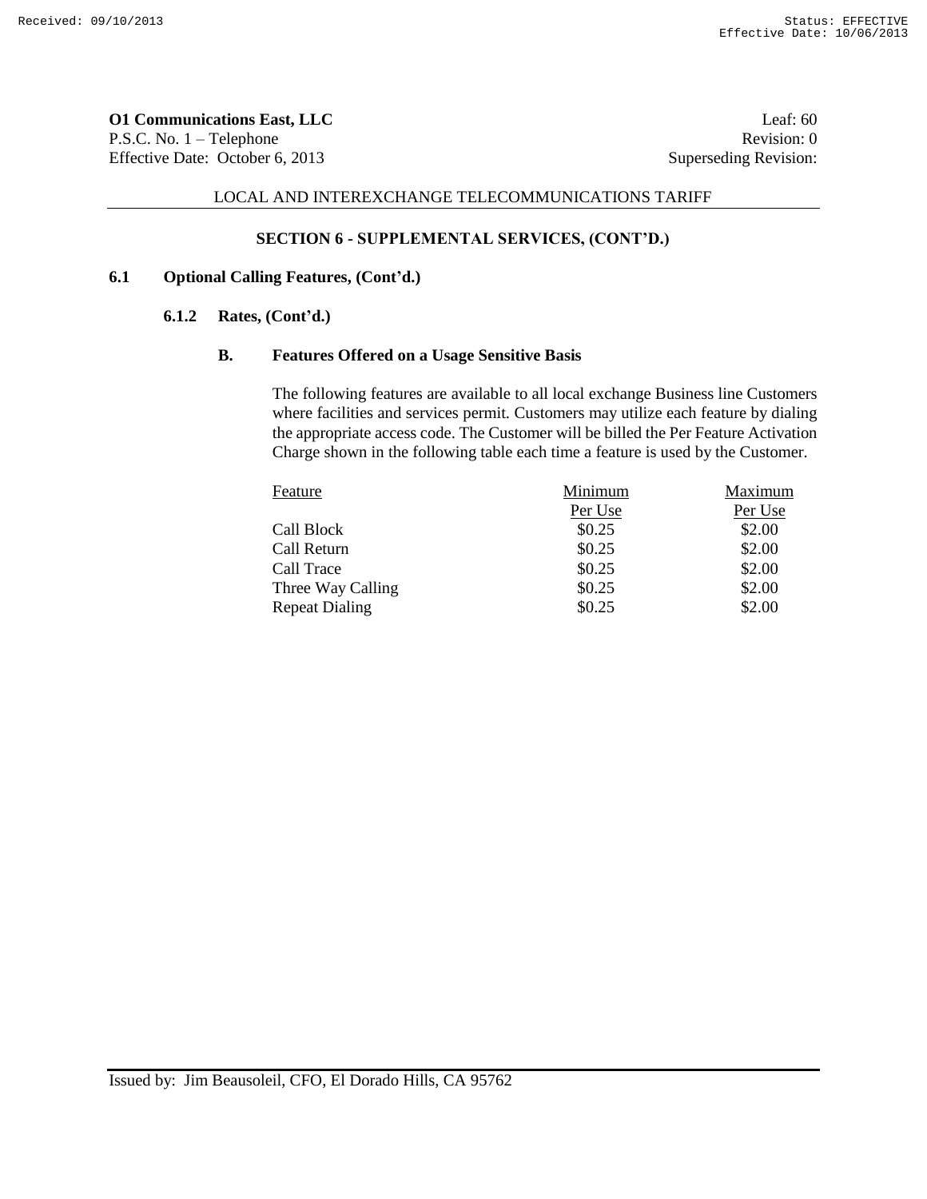**O1 Communications East, LLC** Leaf: 60
P.S.C. No. 1 – Telephone Revision: 0
Effective Date: October 6, 2013 Superseding Revision:

LOCAL AND INTEREXCHANGE TELECOMMUNICATIONS TARIFF

## SECTION 6 - SUPPLEMENTAL SERVICES, (CONT'D.)

### 6.1 Optional Calling Features, (Cont'd.)

#### 6.1.2 Rates, (Cont'd.)

##### B. Features Offered on a Usage Sensitive Basis

The following features are available to all local exchange Business line Customers where facilities and services permit. Customers may utilize each feature by dialing the appropriate access code. The Customer will be billed the Per Feature Activation Charge shown in the following table each time a feature is used by the Customer.

| Feature | Minimum Per Use | Maximum Per Use |
|---|---|---|
| Call Block | $0.25 | $2.00 |
| Call Return | $0.25 | $2.00 |
| Call Trace | $0.25 | $2.00 |
| Three Way Calling | $0.25 | $2.00 |
| Repeat Dialing | $0.25 | $2.00 |

Issued by: Jim Beausoleil, CFO, El Dorado Hills, CA 95762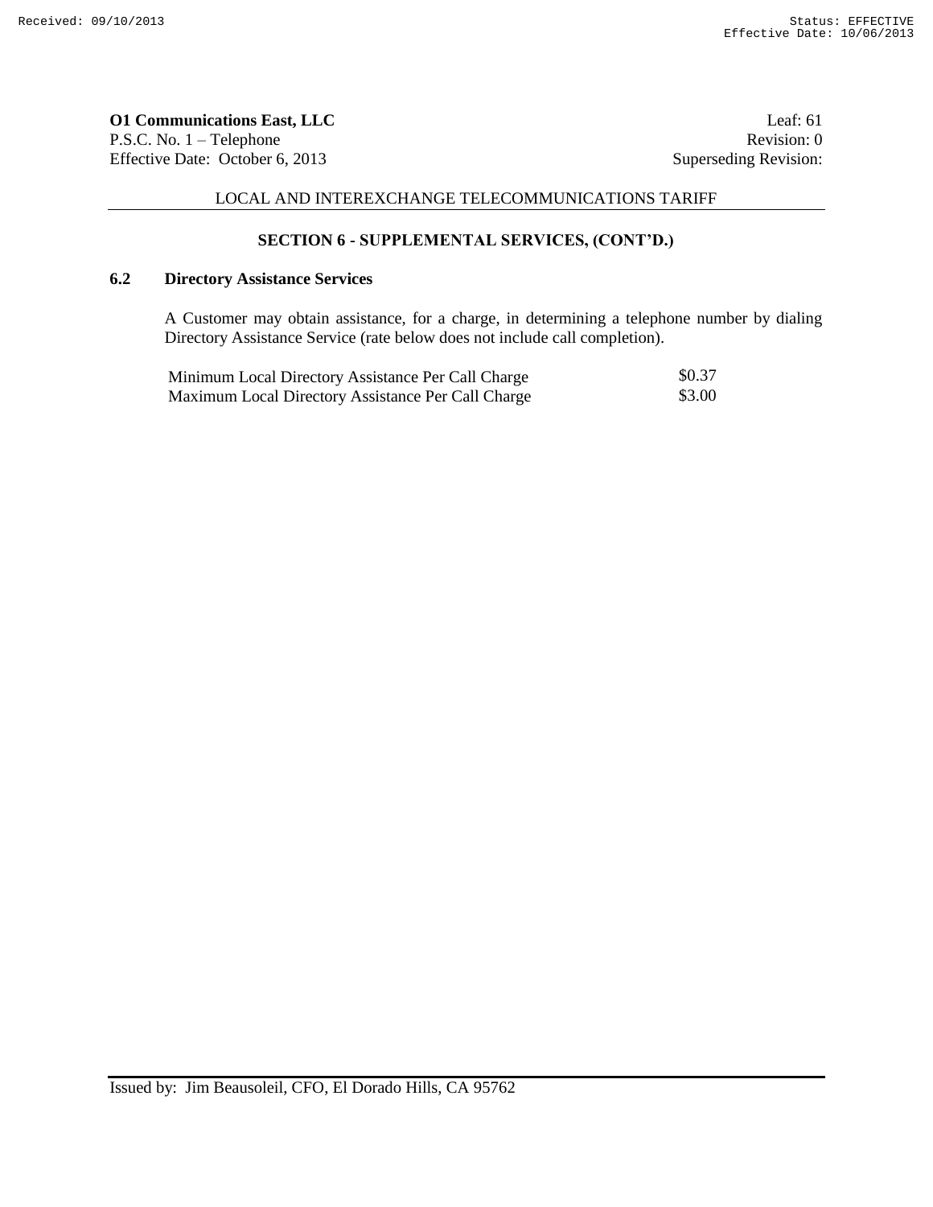## SECTION 6 - SUPPLEMENTAL SERVICES, (CONT'D.)

### 6.2 Directory Assistance Services

A Customer may obtain assistance, for a charge, in determining a telephone number by dialing Directory Assistance Service (rate below does not include call completion).

| | |
|---|---|
| Minimum Local Directory Assistance Per Call Charge | $0.37 |
| Maximum Local Directory Assistance Per Call Charge | $3.00 |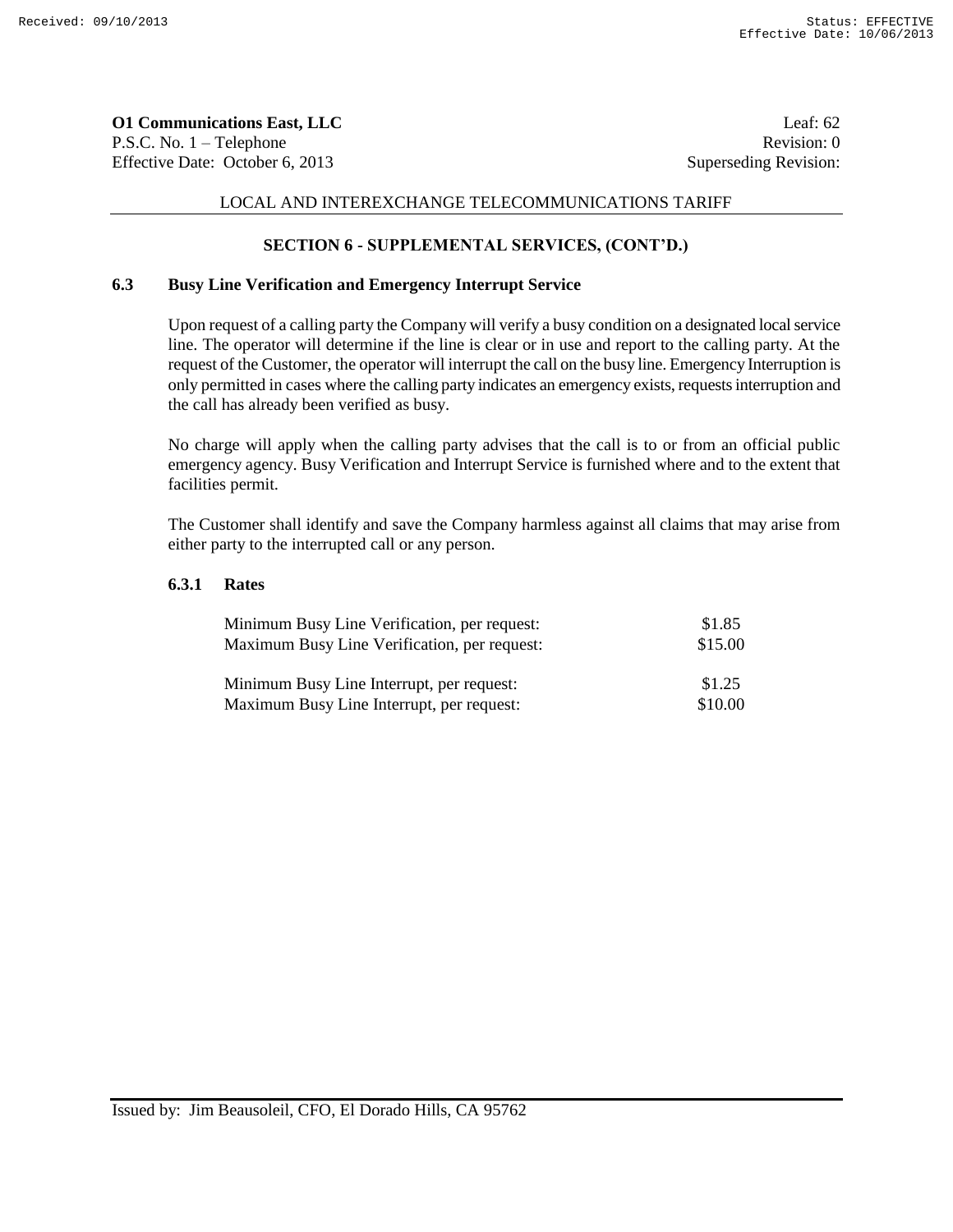**O1 Communications East, LLC**
P.S.C. No. 1 – Telephone
Effective Date: October 6, 2013

Leaf: 62
Revision: 0
Superseding Revision:

LOCAL AND INTEREXCHANGE TELECOMMUNICATIONS TARIFF

## SECTION 6 - SUPPLEMENTAL SERVICES, (CONT'D.)

### 6.3 Busy Line Verification and Emergency Interrupt Service

Upon request of a calling party the Company will verify a busy condition on a designated local service line. The operator will determine if the line is clear or in use and report to the calling party. At the request of the Customer, the operator will interrupt the call on the busy line. Emergency Interruption is only permitted in cases where the calling party indicates an emergency exists, requests interruption and the call has already been verified as busy.

No charge will apply when the calling party advises that the call is to or from an official public emergency agency. Busy Verification and Interrupt Service is furnished where and to the extent that facilities permit.

The Customer shall identify and save the Company harmless against all claims that may arise from either party to the interrupted call or any person.

#### 6.3.1 Rates

| | |
|---|---|
| Minimum Busy Line Verification, per request: | $1.85 |
| Maximum Busy Line Verification, per request: | $15.00 |
| Minimum Busy Line Interrupt, per request: | $1.25 |
| Maximum Busy Line Interrupt, per request: | $10.00 |

Issued by: Jim Beausoleil, CFO, El Dorado Hills, CA 95762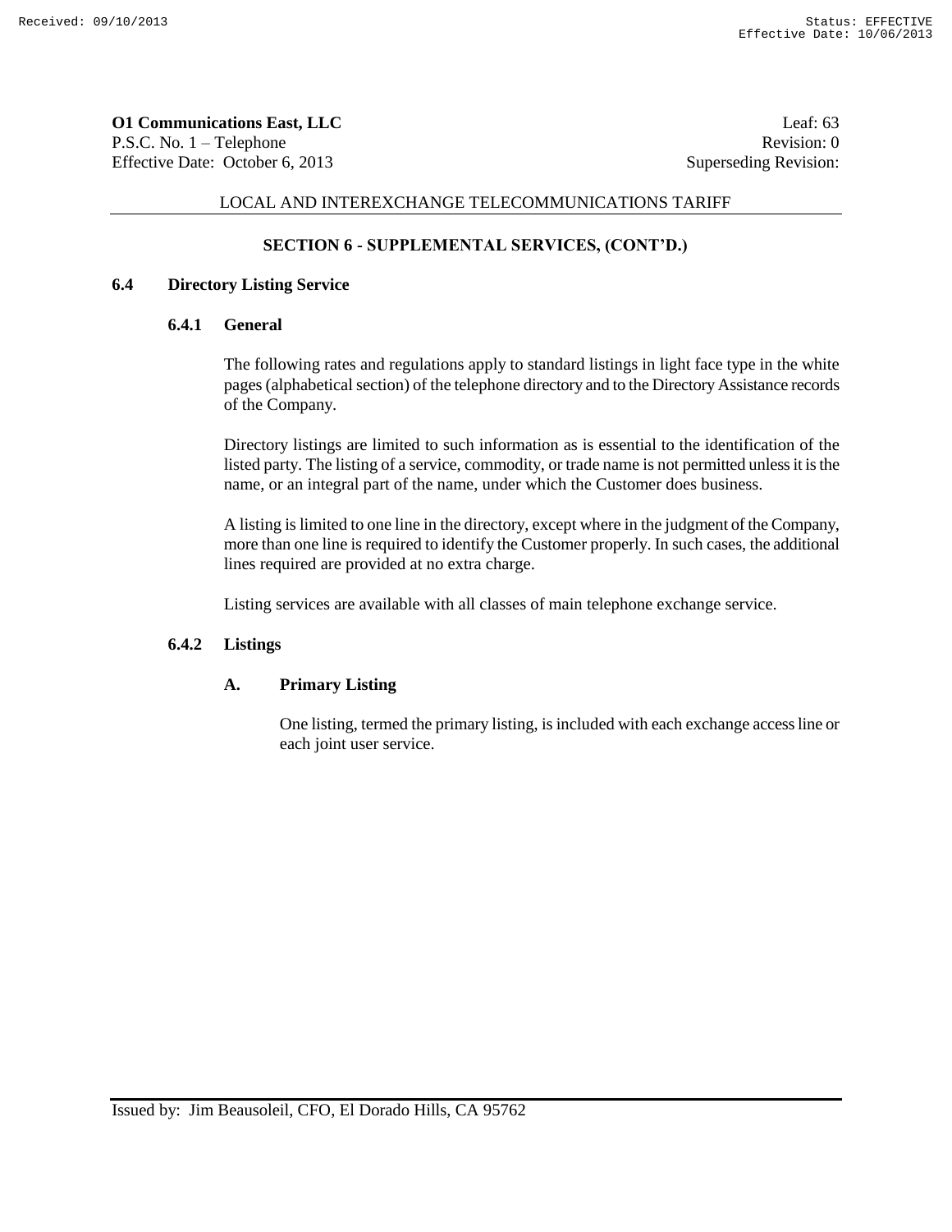## SECTION 6 - SUPPLEMENTAL SERVICES, (CONT'D.)

### 6.4 Directory Listing Service

#### 6.4.1 General

The following rates and regulations apply to standard listings in light face type in the white pages (alphabetical section) of the telephone directory and to the Directory Assistance records of the Company.

Directory listings are limited to such information as is essential to the identification of the listed party. The listing of a service, commodity, or trade name is not permitted unless it is the name, or an integral part of the name, under which the Customer does business.

A listing is limited to one line in the directory, except where in the judgment of the Company, more than one line is required to identify the Customer properly. In such cases, the additional lines required are provided at no extra charge.

Listing services are available with all classes of main telephone exchange service.

#### 6.4.2 Listings

**A. Primary Listing**

One listing, termed the primary listing, is included with each exchange access line or each joint user service.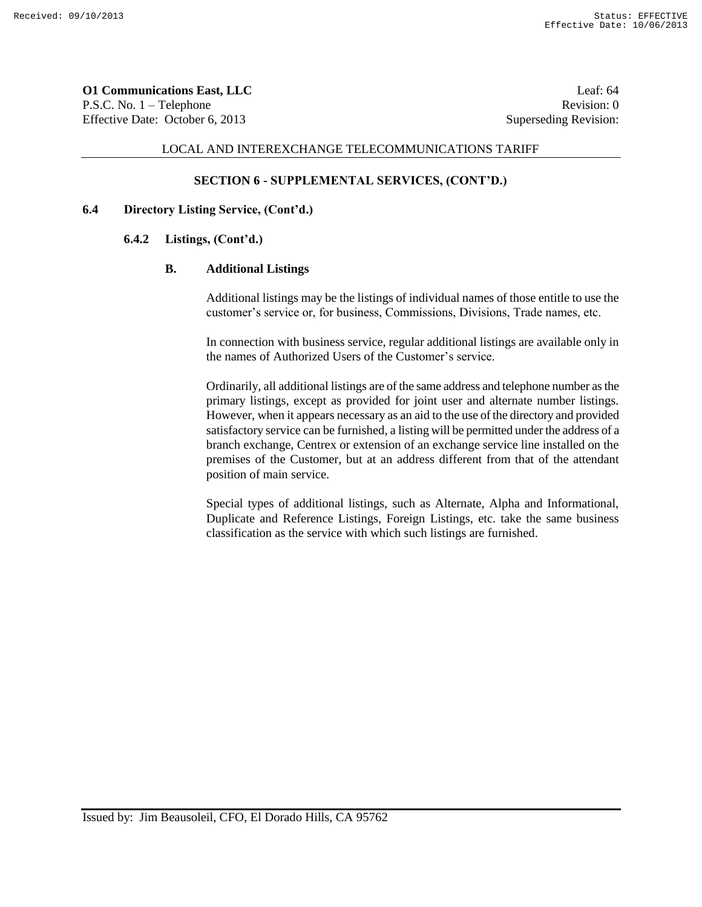**SECTION 6 - SUPPLEMENTAL SERVICES, (CONT'D.)**

**6.4 Directory Listing Service, (Cont'd.)**

**6.4.2 Listings, (Cont'd.)**

**B. Additional Listings**

Additional listings may be the listings of individual names of those entitle to use the customer's service or, for business, Commissions, Divisions, Trade names, etc.

In connection with business service, regular additional listings are available only in the names of Authorized Users of the Customer's service.

Ordinarily, all additional listings are of the same address and telephone number as the primary listings, except as provided for joint user and alternate number listings. However, when it appears necessary as an aid to the use of the directory and provided satisfactory service can be furnished, a listing will be permitted under the address of a branch exchange, Centrex or extension of an exchange service line installed on the premises of the Customer, but at an address different from that of the attendant position of main service.

Special types of additional listings, such as Alternate, Alpha and Informational, Duplicate and Reference Listings, Foreign Listings, etc. take the same business classification as the service with which such listings are furnished.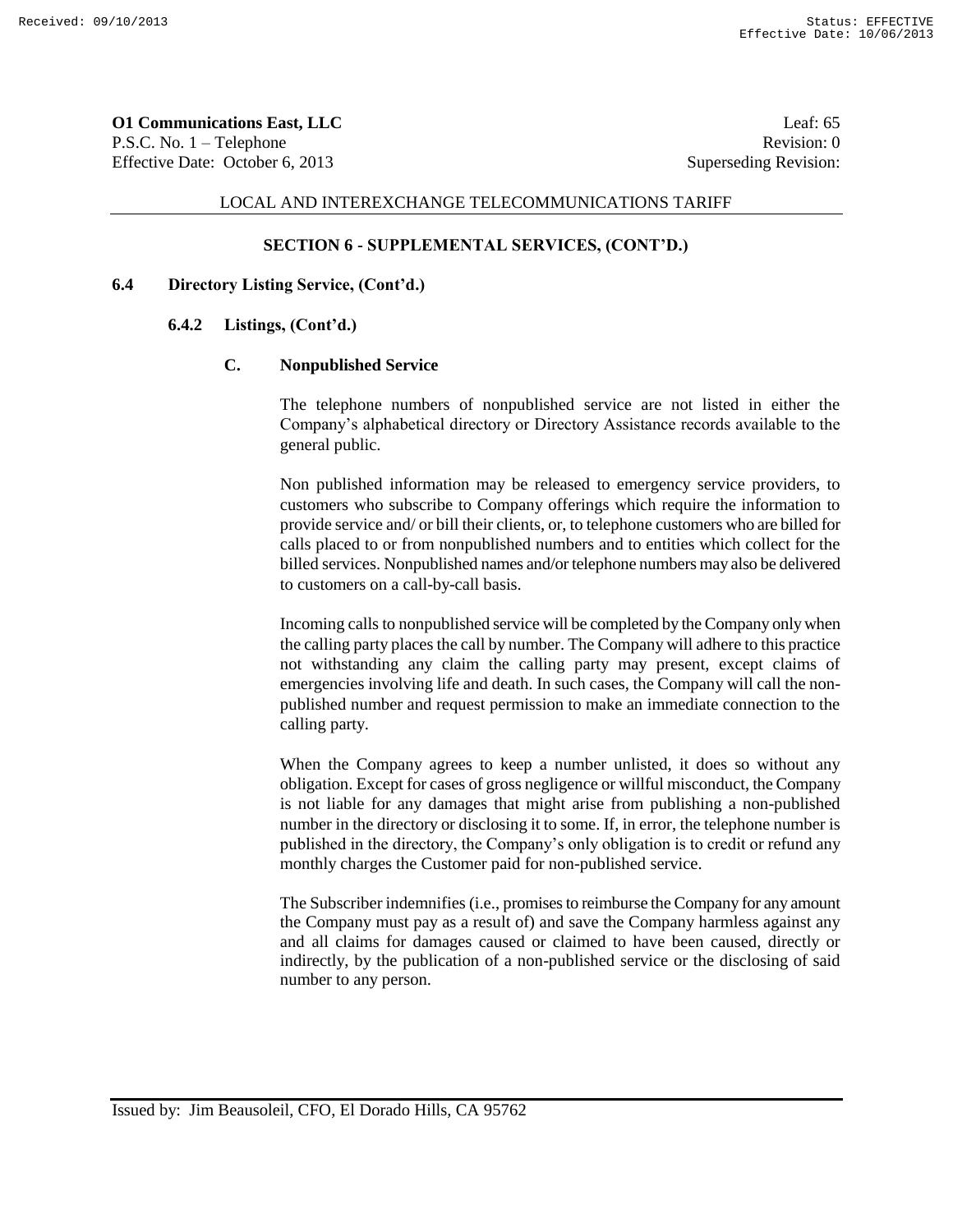## SECTION 6 - SUPPLEMENTAL SERVICES, (CONT'D.)

### 6.4 Directory Listing Service, (Cont'd.)

#### 6.4.2 Listings, (Cont'd.)

##### C. Nonpublished Service

The telephone numbers of nonpublished service are not listed in either the Company's alphabetical directory or Directory Assistance records available to the general public.

Non published information may be released to emergency service providers, to customers who subscribe to Company offerings which require the information to provide service and/ or bill their clients, or, to telephone customers who are billed for calls placed to or from nonpublished numbers and to entities which collect for the billed services. Nonpublished names and/or telephone numbers may also be delivered to customers on a call-by-call basis.

Incoming calls to nonpublished service will be completed by the Company only when the calling party places the call by number. The Company will adhere to this practice not withstanding any claim the calling party may present, except claims of emergencies involving life and death. In such cases, the Company will call the non-published number and request permission to make an immediate connection to the calling party.

When the Company agrees to keep a number unlisted, it does so without any obligation. Except for cases of gross negligence or willful misconduct, the Company is not liable for any damages that might arise from publishing a non-published number in the directory or disclosing it to some. If, in error, the telephone number is published in the directory, the Company's only obligation is to credit or refund any monthly charges the Customer paid for non-published service.

The Subscriber indemnifies (i.e., promises to reimburse the Company for any amount the Company must pay as a result of) and save the Company harmless against any and all claims for damages caused or claimed to have been caused, directly or indirectly, by the publication of a non-published service or the disclosing of said number to any person.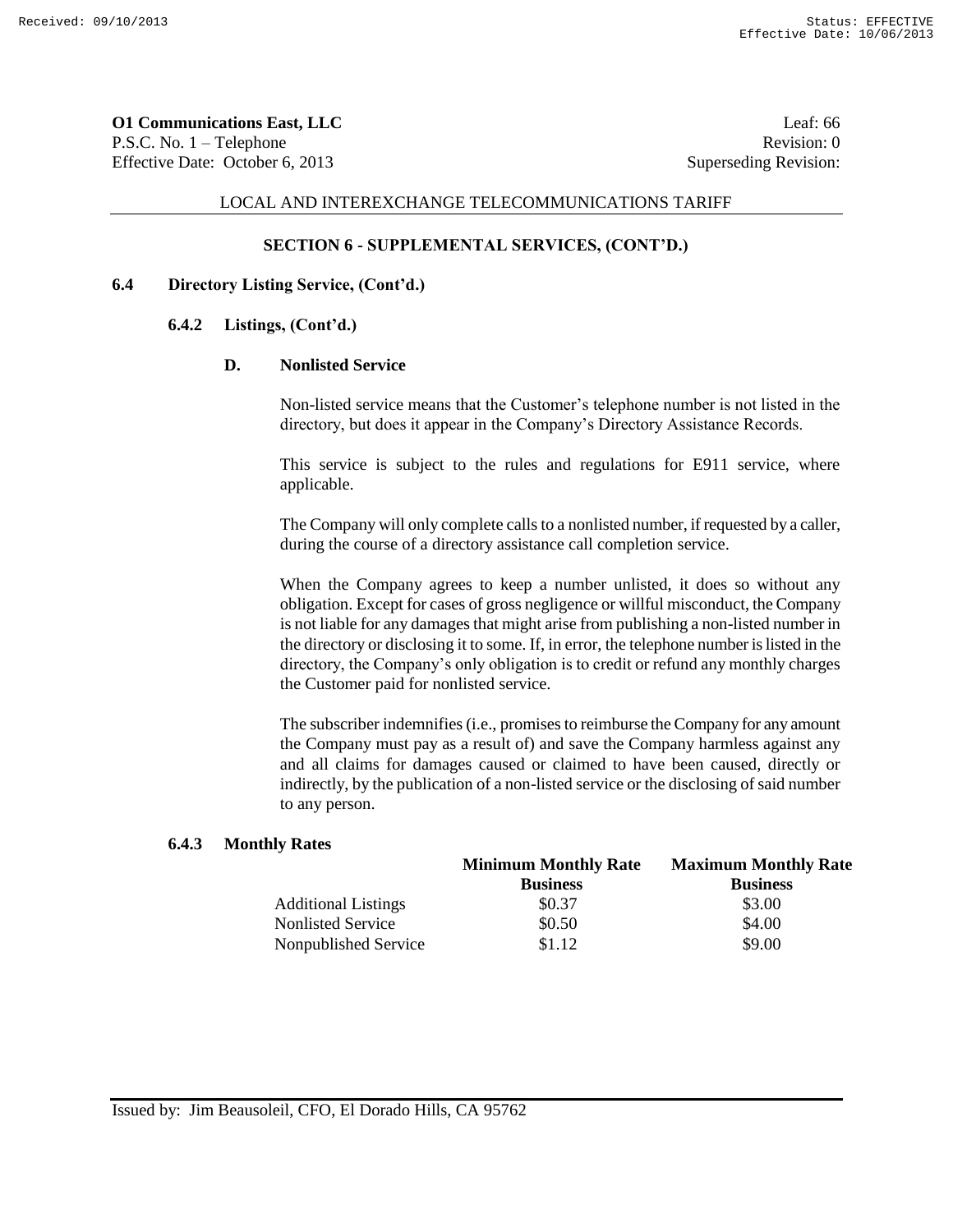**O1 Communications East, LLC**
P.S.C. No. 1 – Telephone
Effective Date: October 6, 2013

Leaf: 66
Revision: 0
Superseding Revision:

LOCAL AND INTEREXCHANGE TELECOMMUNICATIONS TARIFF

## SECTION 6 - SUPPLEMENTAL SERVICES, (CONT'D.)

### 6.4 Directory Listing Service, (Cont'd.)

#### 6.4.2 Listings, (Cont'd.)

**D. Nonlisted Service**

Non-listed service means that the Customer's telephone number is not listed in the directory, but does it appear in the Company's Directory Assistance Records.

This service is subject to the rules and regulations for E911 service, where applicable.

The Company will only complete calls to a nonlisted number, if requested by a caller, during the course of a directory assistance call completion service.

When the Company agrees to keep a number unlisted, it does so without any obligation. Except for cases of gross negligence or willful misconduct, the Company is not liable for any damages that might arise from publishing a non-listed number in the directory or disclosing it to some. If, in error, the telephone number is listed in the directory, the Company's only obligation is to credit or refund any monthly charges the Customer paid for nonlisted service.

The subscriber indemnifies (i.e., promises to reimburse the Company for any amount the Company must pay as a result of) and save the Company harmless against any and all claims for damages caused or claimed to have been caused, directly or indirectly, by the publication of a non-listed service or the disclosing of said number to any person.

#### 6.4.3 Monthly Rates

| | Minimum Monthly Rate Business | Maximum Monthly Rate Business |
|---|---|---|
| Additional Listings | \$0.37 | \$3.00 |
| Nonlisted Service | \$0.50 | \$4.00 |
| Nonpublished Service | \$1.12 | \$9.00 |

Issued by: Jim Beausoleil, CFO, El Dorado Hills, CA 95762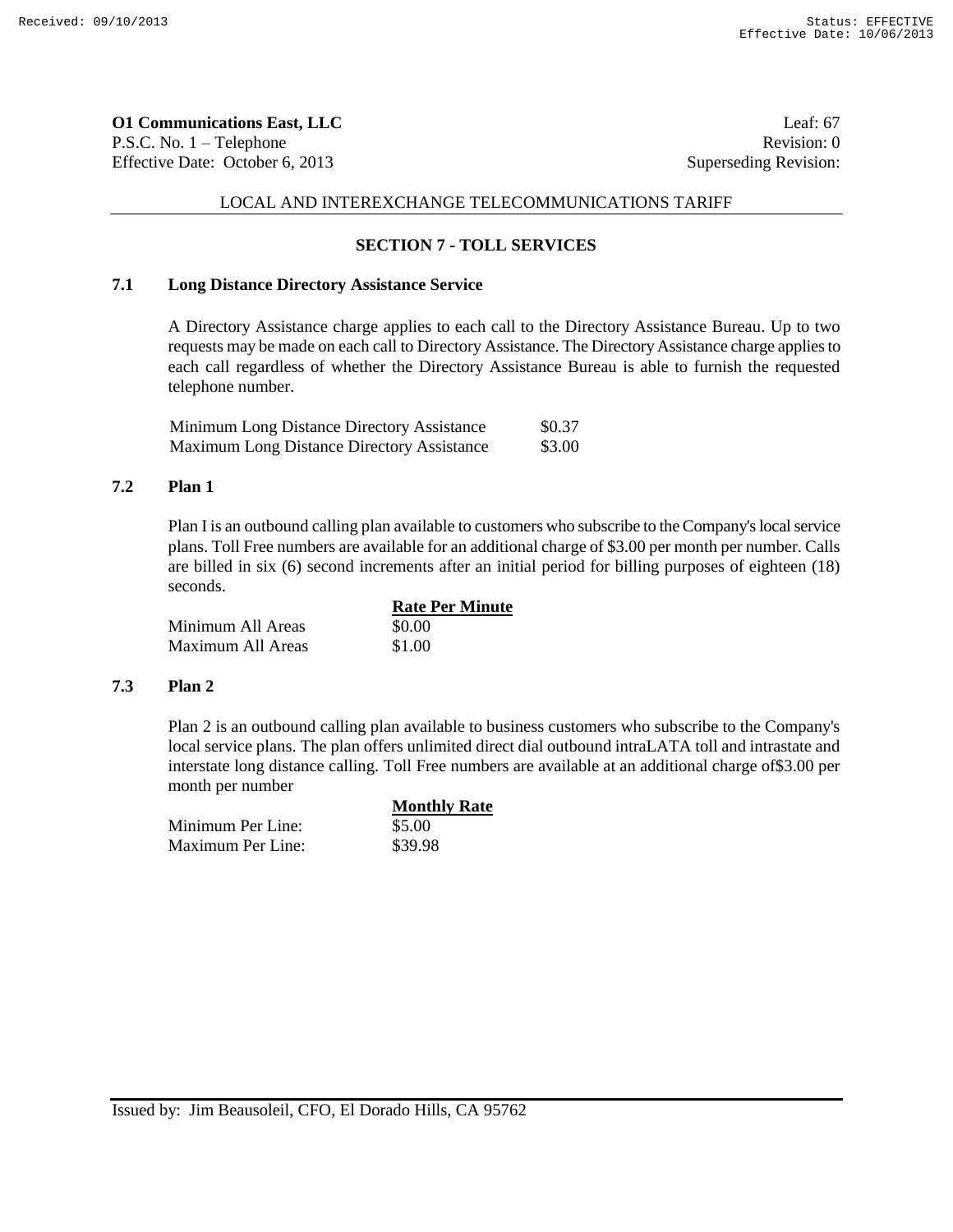**O1 Communications East, LLC** Leaf: 67
P.S.C. No. 1 – Telephone Revision: 0
Effective Date: October 6, 2013 Superseding Revision:

LOCAL AND INTEREXCHANGE TELECOMMUNICATIONS TARIFF

## SECTION 7 - TOLL SERVICES

### 7.1 Long Distance Directory Assistance Service

A Directory Assistance charge applies to each call to the Directory Assistance Bureau. Up to two requests may be made on each call to Directory Assistance. The Directory Assistance charge applies to each call regardless of whether the Directory Assistance Bureau is able to furnish the requested telephone number.

| | |
|---|---|
| Minimum Long Distance Directory Assistance | $0.37 |
| Maximum Long Distance Directory Assistance | $3.00 |

### 7.2 Plan 1

Plan I is an outbound calling plan available to customers who subscribe to the Company's local service plans. Toll Free numbers are available for an additional charge of $3.00 per month per number. Calls are billed in six (6) second increments after an initial period for billing purposes of eighteen (18) seconds.

| | Rate Per Minute |
|---|---|
| Minimum All Areas | $0.00 |
| Maximum All Areas | $1.00 |

### 7.3 Plan 2

Plan 2 is an outbound calling plan available to business customers who subscribe to the Company's local service plans. The plan offers unlimited direct dial outbound intraLATA toll and intrastate and interstate long distance calling. Toll Free numbers are available at an additional charge of$3.00 per month per number

| | Monthly Rate |
|---|---|
| Minimum Per Line: | $5.00 |
| Maximum Per Line: | $39.98 |

Issued by: Jim Beausoleil, CFO, El Dorado Hills, CA 95762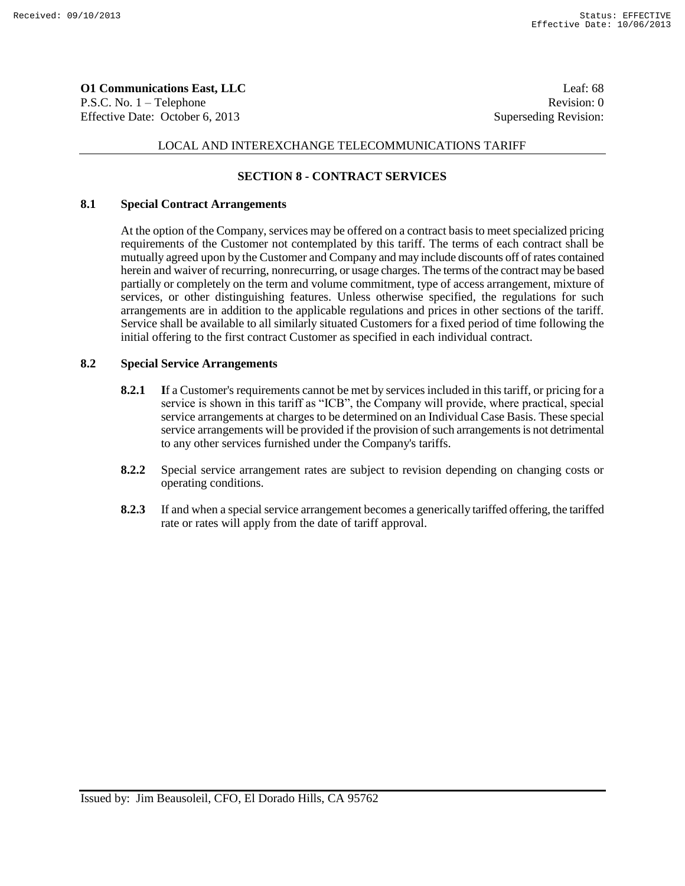## SECTION 8 - CONTRACT SERVICES

### 8.1 Special Contract Arrangements

At the option of the Company, services may be offered on a contract basis to meet specialized pricing requirements of the Customer not contemplated by this tariff. The terms of each contract shall be mutually agreed upon by the Customer and Company and may include discounts off of rates contained herein and waiver of recurring, nonrecurring, or usage charges. The terms of the contract may be based partially or completely on the term and volume commitment, type of access arrangement, mixture of services, or other distinguishing features. Unless otherwise specified, the regulations for such arrangements are in addition to the applicable regulations and prices in other sections of the tariff. Service shall be available to all similarly situated Customers for a fixed period of time following the initial offering to the first contract Customer as specified in each individual contract.

### 8.2 Special Service Arrangements

**8.2.1** **I**f a Customer's requirements cannot be met by services included in this tariff, or pricing for a service is shown in this tariff as "ICB", the Company will provide, where practical, special service arrangements at charges to be determined on an Individual Case Basis. These special service arrangements will be provided if the provision of such arrangements is not detrimental to any other services furnished under the Company's tariffs.

**8.2.2** Special service arrangement rates are subject to revision depending on changing costs or operating conditions.

**8.2.3** If and when a special service arrangement becomes a generically tariffed offering, the tariffed rate or rates will apply from the date of tariff approval.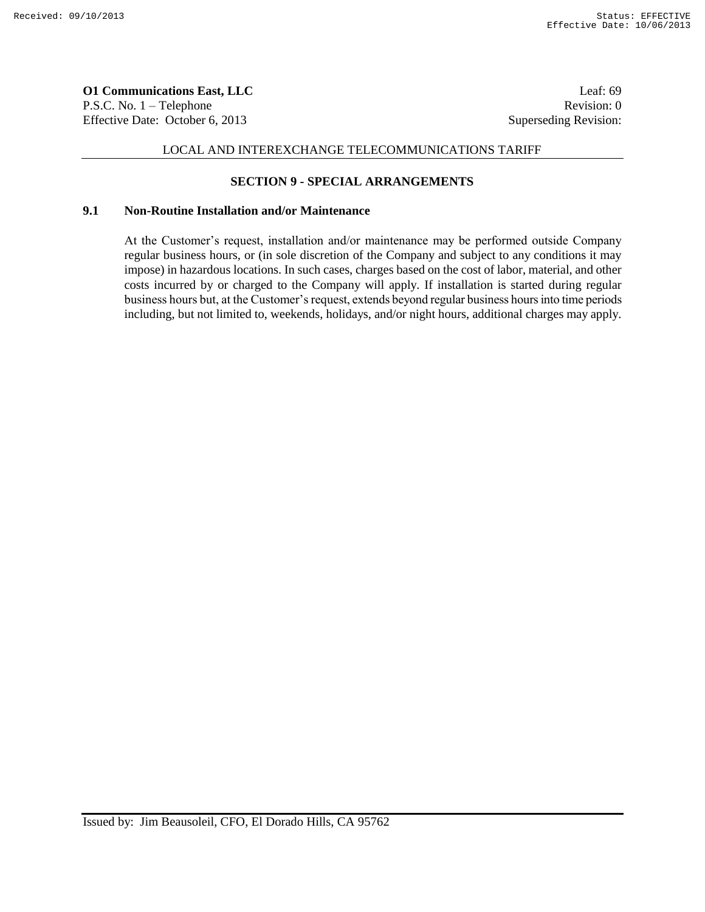## SECTION 9 - SPECIAL ARRANGEMENTS

### 9.1 Non-Routine Installation and/or Maintenance

At the Customer's request, installation and/or maintenance may be performed outside Company regular business hours, or (in sole discretion of the Company and subject to any conditions it may impose) in hazardous locations. In such cases, charges based on the cost of labor, material, and other costs incurred by or charged to the Company will apply. If installation is started during regular business hours but, at the Customer's request, extends beyond regular business hours into time periods including, but not limited to, weekends, holidays, and/or night hours, additional charges may apply.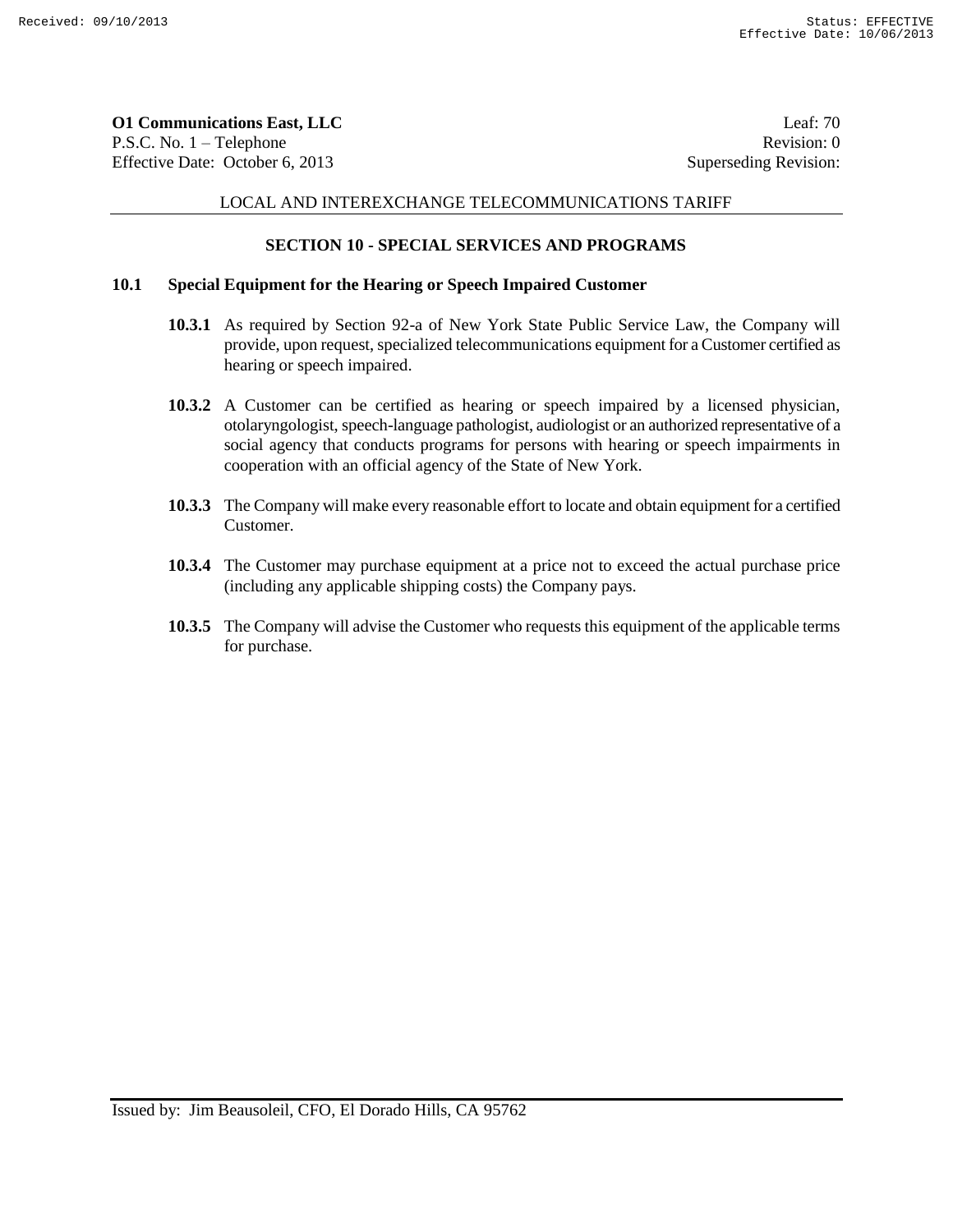**O1 Communications East, LLC** Leaf: 70
P.S.C. No. 1 – Telephone Revision: 0
Effective Date: October 6, 2013 Superseding Revision:

LOCAL AND INTEREXCHANGE TELECOMMUNICATIONS TARIFF

## SECTION 10 - SPECIAL SERVICES AND PROGRAMS

### 10.1 Special Equipment for the Hearing or Speech Impaired Customer

**10.3.1** As required by Section 92-a of New York State Public Service Law, the Company will provide, upon request, specialized telecommunications equipment for a Customer certified as hearing or speech impaired.

**10.3.2** A Customer can be certified as hearing or speech impaired by a licensed physician, otolaryngologist, speech-language pathologist, audiologist or an authorized representative of a social agency that conducts programs for persons with hearing or speech impairments in cooperation with an official agency of the State of New York.

**10.3.3** The Company will make every reasonable effort to locate and obtain equipment for a certified Customer.

**10.3.4** The Customer may purchase equipment at a price not to exceed the actual purchase price (including any applicable shipping costs) the Company pays.

**10.3.5** The Company will advise the Customer who requests this equipment of the applicable terms for purchase.

Issued by: Jim Beausoleil, CFO, El Dorado Hills, CA 95762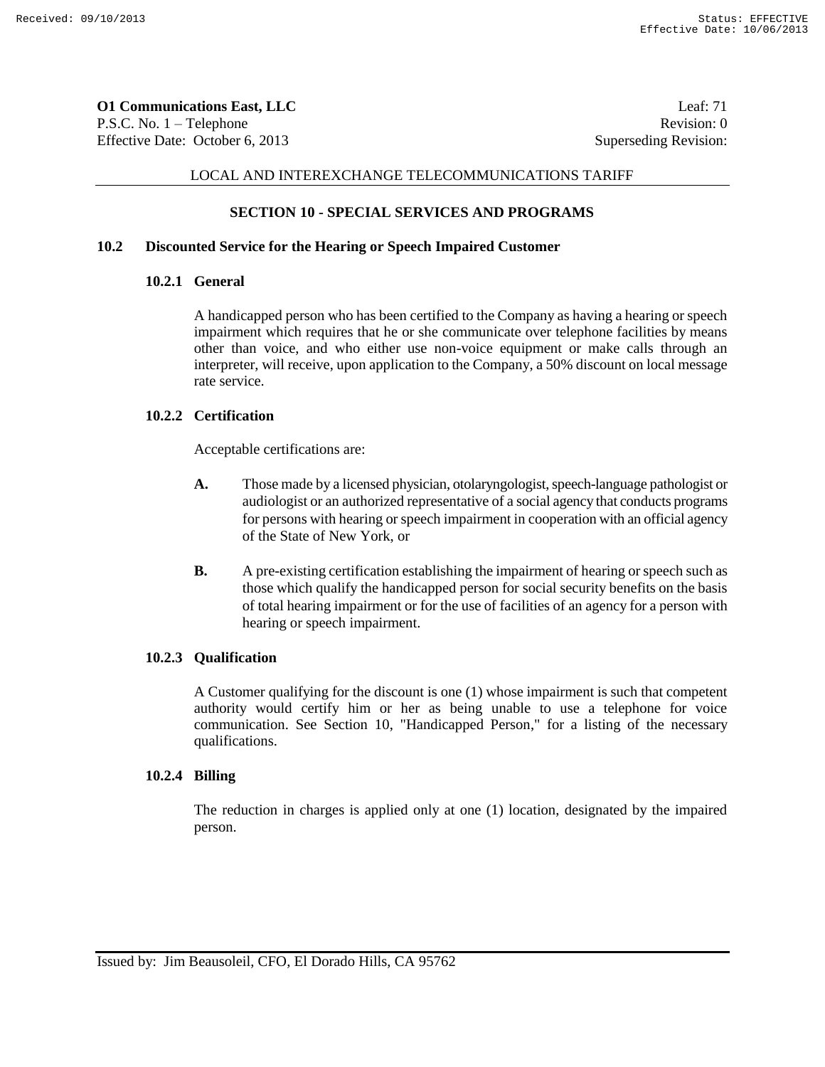**O1 Communications East, LLC** Leaf: 71
P.S.C. No. 1 – Telephone Revision: 0
Effective Date: October 6, 2013 Superseding Revision:

LOCAL AND INTEREXCHANGE TELECOMMUNICATIONS TARIFF

## SECTION 10 - SPECIAL SERVICES AND PROGRAMS

### 10.2 Discounted Service for the Hearing or Speech Impaired Customer

#### 10.2.1 General

A handicapped person who has been certified to the Company as having a hearing or speech impairment which requires that he or she communicate over telephone facilities by means other than voice, and who either use non-voice equipment or make calls through an interpreter, will receive, upon application to the Company, a 50% discount on local message rate service.

#### 10.2.2 Certification

Acceptable certifications are:

**A.** Those made by a licensed physician, otolaryngologist, speech-language pathologist or audiologist or an authorized representative of a social agency that conducts programs for persons with hearing or speech impairment in cooperation with an official agency of the State of New York, or

**B.** A pre-existing certification establishing the impairment of hearing or speech such as those which qualify the handicapped person for social security benefits on the basis of total hearing impairment or for the use of facilities of an agency for a person with hearing or speech impairment.

#### 10.2.3 Qualification

A Customer qualifying for the discount is one (1) whose impairment is such that competent authority would certify him or her as being unable to use a telephone for voice communication. See Section 10, "Handicapped Person," for a listing of the necessary qualifications.

#### 10.2.4 Billing

The reduction in charges is applied only at one (1) location, designated by the impaired person.

Issued by: Jim Beausoleil, CFO, El Dorado Hills, CA 95762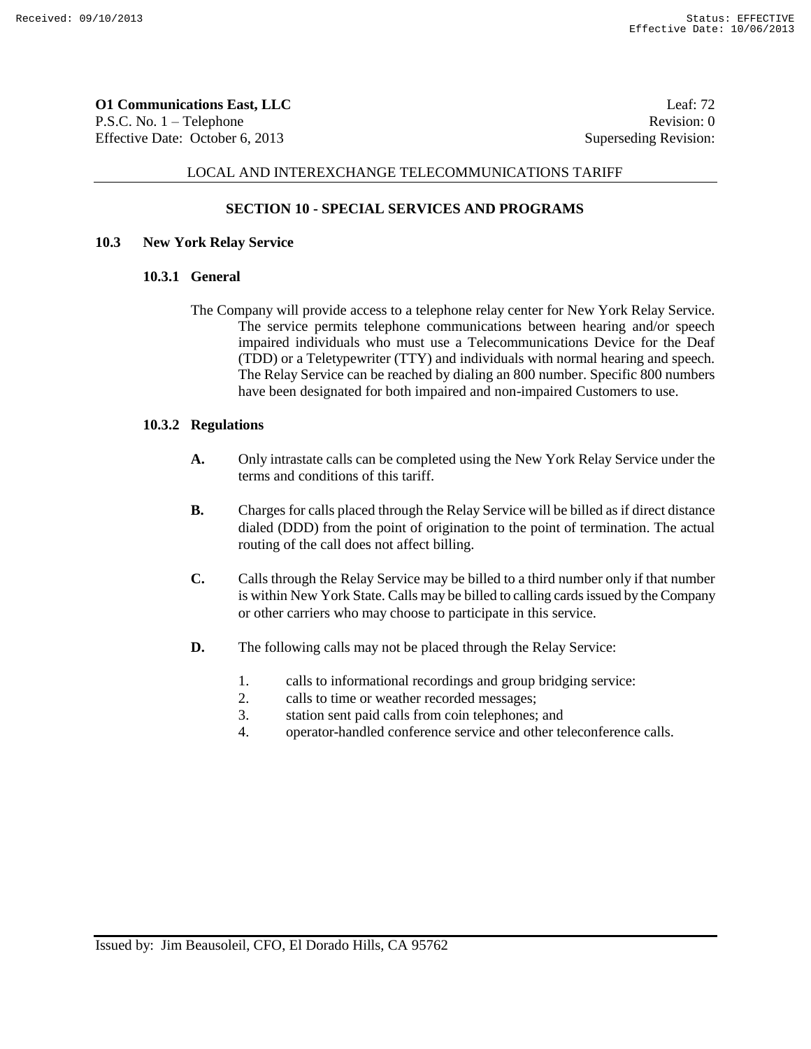**O1 Communications East, LLC** Leaf: 72
P.S.C. No. 1 – Telephone Revision: 0
Effective Date: October 6, 2013 Superseding Revision:

LOCAL AND INTEREXCHANGE TELECOMMUNICATIONS TARIFF

## SECTION 10 - SPECIAL SERVICES AND PROGRAMS

### 10.3 New York Relay Service

#### 10.3.1 General

The Company will provide access to a telephone relay center for New York Relay Service. The service permits telephone communications between hearing and/or speech impaired individuals who must use a Telecommunications Device for the Deaf (TDD) or a Teletypewriter (TTY) and individuals with normal hearing and speech. The Relay Service can be reached by dialing an 800 number. Specific 800 numbers have been designated for both impaired and non-impaired Customers to use.

#### 10.3.2 Regulations

**A.** Only intrastate calls can be completed using the New York Relay Service under the terms and conditions of this tariff.

**B.** Charges for calls placed through the Relay Service will be billed as if direct distance dialed (DDD) from the point of origination to the point of termination. The actual routing of the call does not affect billing.

**C.** Calls through the Relay Service may be billed to a third number only if that number is within New York State. Calls may be billed to calling cards issued by the Company or other carriers who may choose to participate in this service.

**D.** The following calls may not be placed through the Relay Service:

1. calls to informational recordings and group bridging service:
2. calls to time or weather recorded messages;
3. station sent paid calls from coin telephones; and
4. operator-handled conference service and other teleconference calls.

Issued by: Jim Beausoleil, CFO, El Dorado Hills, CA 95762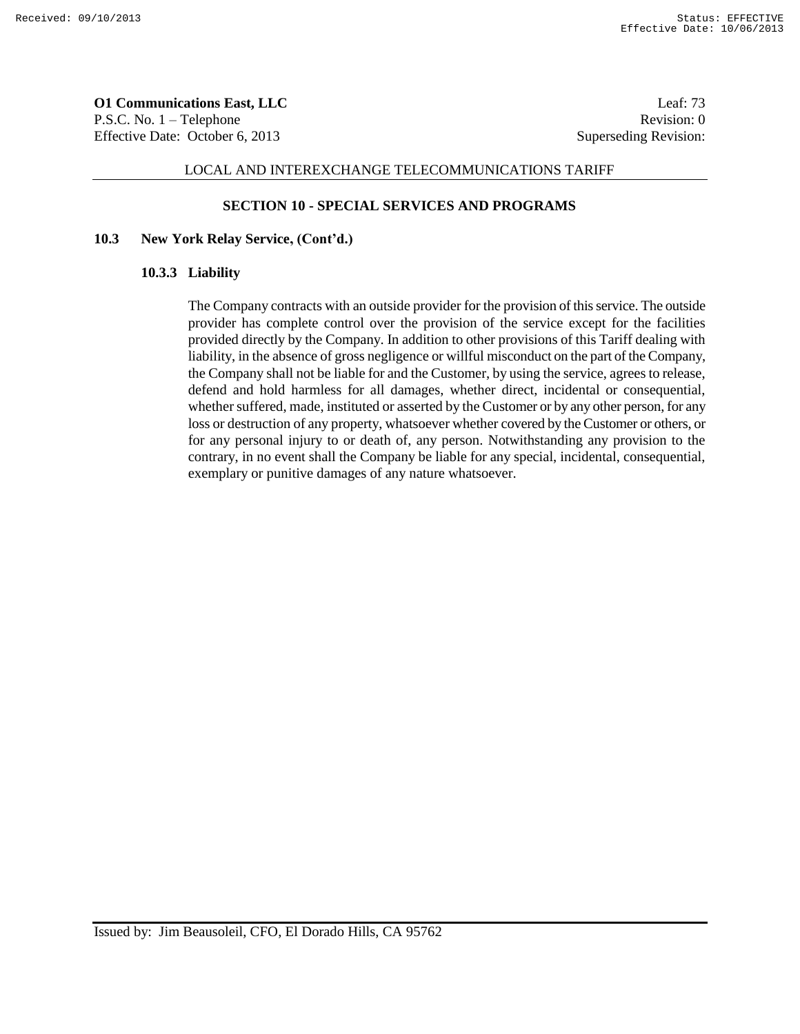**SECTION 10 - SPECIAL SERVICES AND PROGRAMS**

**10.3 New York Relay Service, (Cont'd.)**

**10.3.3 Liability**

The Company contracts with an outside provider for the provision of this service. The outside provider has complete control over the provision of the service except for the facilities provided directly by the Company. In addition to other provisions of this Tariff dealing with liability, in the absence of gross negligence or willful misconduct on the part of the Company, the Company shall not be liable for and the Customer, by using the service, agrees to release, defend and hold harmless for all damages, whether direct, incidental or consequential, whether suffered, made, instituted or asserted by the Customer or by any other person, for any loss or destruction of any property, whatsoever whether covered by the Customer or others, or for any personal injury to or death of, any person. Notwithstanding any provision to the contrary, in no event shall the Company be liable for any special, incidental, consequential, exemplary or punitive damages of any nature whatsoever.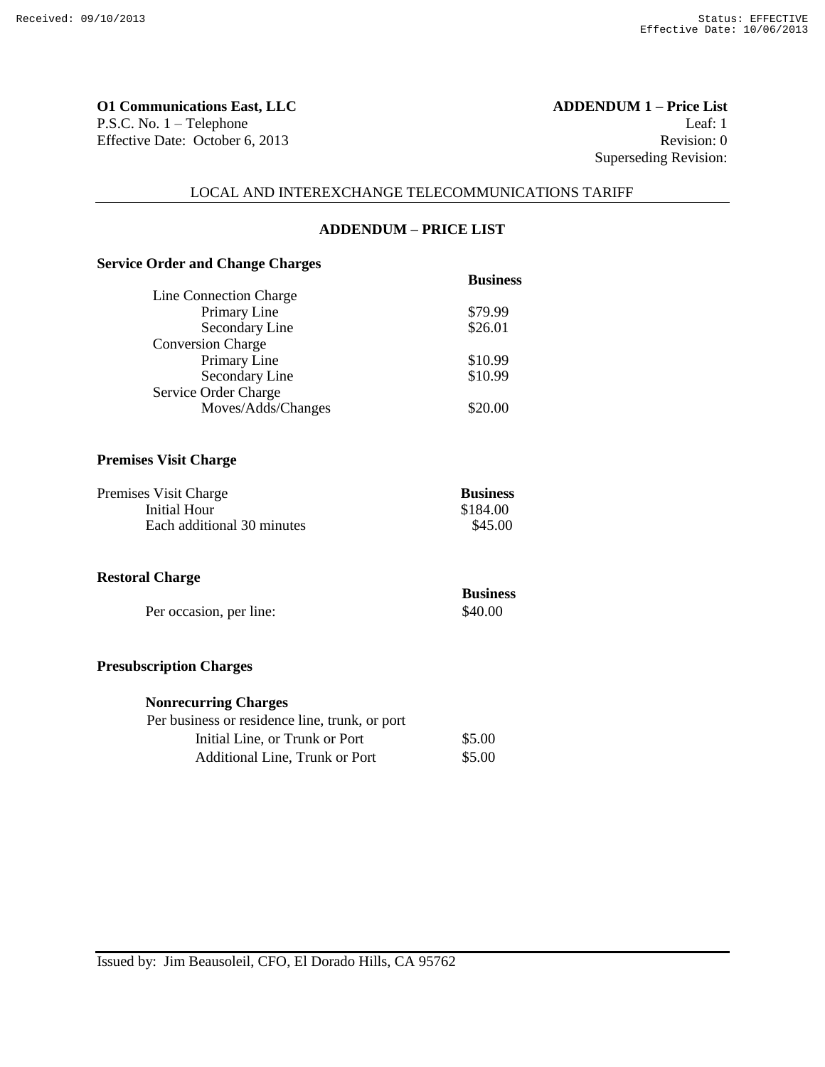**O1 Communications East, LLC** **ADDENDUM 1 – Price List**
P.S.C. No. 1 – Telephone Leaf: 1
Effective Date: October 6, 2013 Revision: 0
Superseding Revision:

LOCAL AND INTEREXCHANGE TELECOMMUNICATIONS TARIFF

## ADDENDUM – PRICE LIST

### Service Order and Change Charges

| | **Business** |
|---|---|
| Line Connection Charge | |
| Primary Line | $79.99 |
| Secondary Line | $26.01 |
| Conversion Charge | |
| Primary Line | $10.99 |
| Secondary Line | $10.99 |
| Service Order Charge | |
| Moves/Adds/Changes | $20.00 |

### Premises Visit Charge

| Premises Visit Charge | **Business** |
|---|---|
| Initial Hour | $184.00 |
| Each additional 30 minutes | $45.00 |

### Restoral Charge

| | **Business** |
|---|---|
| Per occasion, per line: | $40.00 |

### Presubscription Charges

**Nonrecurring Charges**

| Per business or residence line, trunk, or port | |
|---|---|
| Initial Line, or Trunk or Port | $5.00 |
| Additional Line, Trunk or Port | $5.00 |

Issued by: Jim Beausoleil, CFO, El Dorado Hills, CA 95762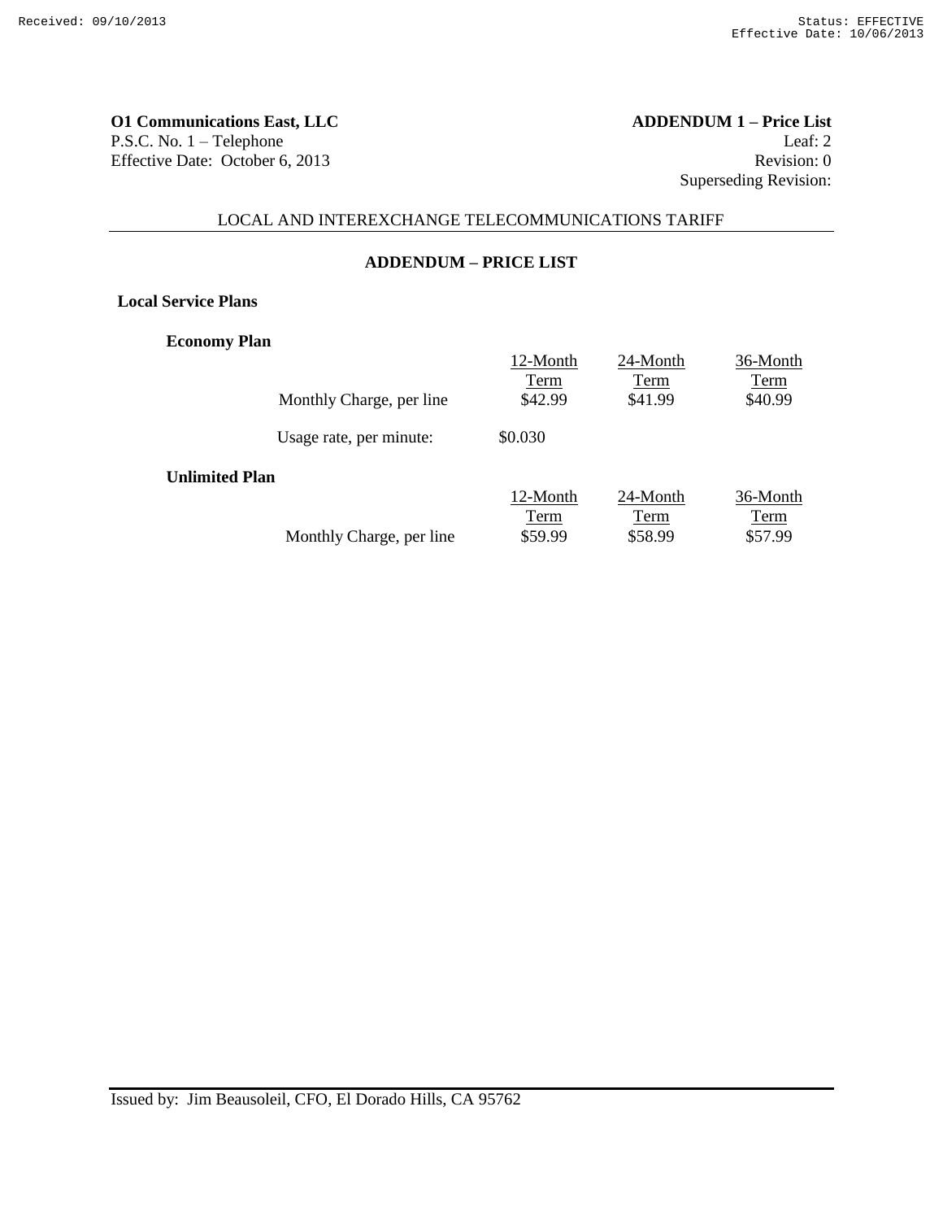**O1 Communications East, LLC** **ADDENDUM 1 – Price List**
P.S.C. No. 1 – Telephone Leaf: 2
Effective Date: October 6, 2013 Revision: 0
Superseding Revision:

LOCAL AND INTEREXCHANGE TELECOMMUNICATIONS TARIFF

## ADDENDUM – PRICE LIST

### Local Service Plans

**Economy Plan**

| | 12-Month Term | 24-Month Term | 36-Month Term |
|---|---|---|---|
| Monthly Charge, per line | $42.99 | $41.99 | $40.99 |
| Usage rate, per minute: | $0.030 | | |

**Unlimited Plan**

| | 12-Month Term | 24-Month Term | 36-Month Term |
|---|---|---|---|
| Monthly Charge, per line | $59.99 | $58.99 | $57.99 |

Issued by: Jim Beausoleil, CFO, El Dorado Hills, CA 95762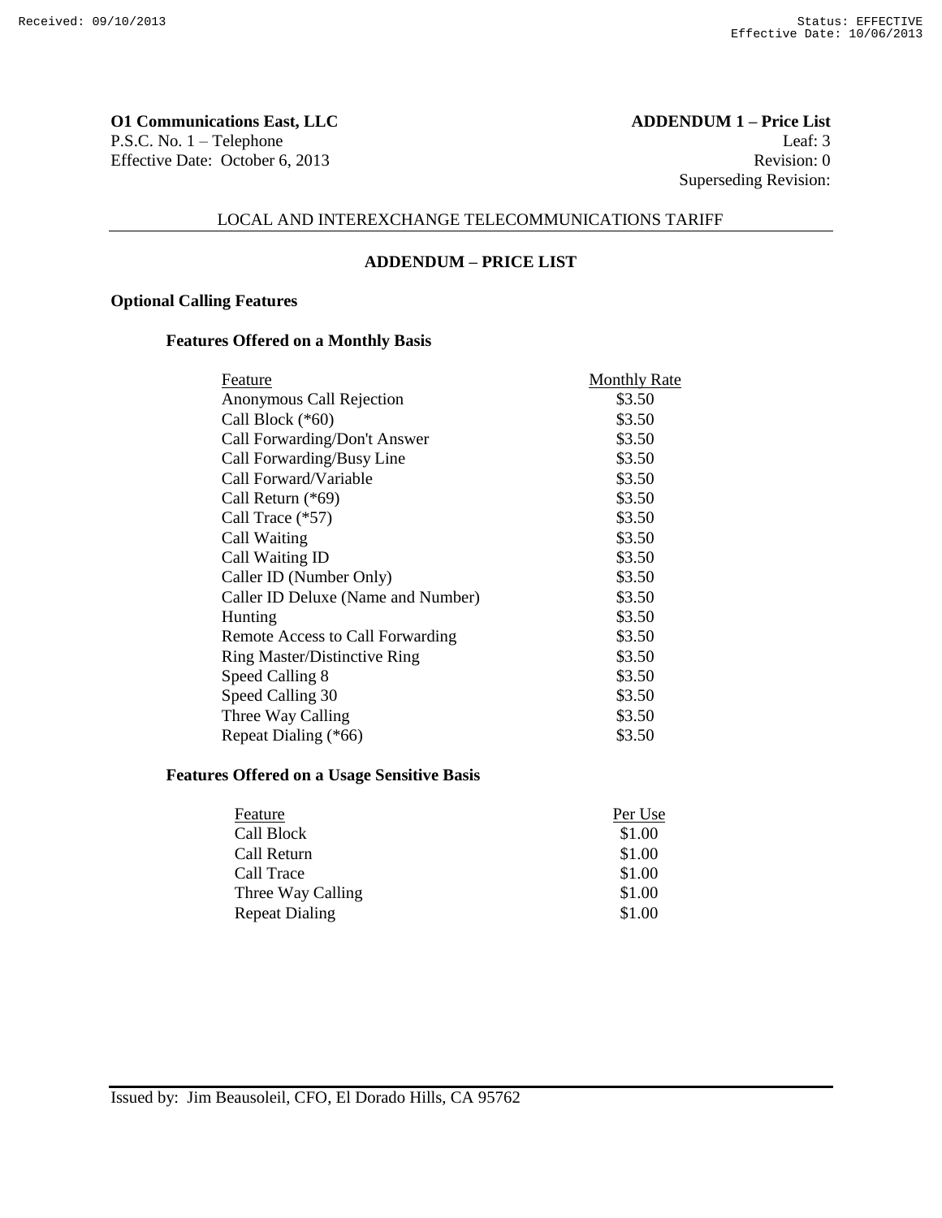**O1 Communications East, LLC** **ADDENDUM 1 – Price List**
P.S.C. No. 1 – Telephone Leaf: 3
Effective Date: October 6, 2013 Revision: 0
Superseding Revision:

LOCAL AND INTEREXCHANGE TELECOMMUNICATIONS TARIFF

## ADDENDUM – PRICE LIST

### Optional Calling Features

#### Features Offered on a Monthly Basis

| Feature | Monthly Rate |
|---|---|
| Anonymous Call Rejection | $3.50 |
| Call Block (*60) | $3.50 |
| Call Forwarding/Don't Answer | $3.50 |
| Call Forwarding/Busy Line | $3.50 |
| Call Forward/Variable | $3.50 |
| Call Return (*69) | $3.50 |
| Call Trace (*57) | $3.50 |
| Call Waiting | $3.50 |
| Call Waiting ID | $3.50 |
| Caller ID (Number Only) | $3.50 |
| Caller ID Deluxe (Name and Number) | $3.50 |
| Hunting | $3.50 |
| Remote Access to Call Forwarding | $3.50 |
| Ring Master/Distinctive Ring | $3.50 |
| Speed Calling 8 | $3.50 |
| Speed Calling 30 | $3.50 |
| Three Way Calling | $3.50 |
| Repeat Dialing (*66) | $3.50 |

#### Features Offered on a Usage Sensitive Basis

| Feature | Per Use |
|---|---|
| Call Block | $1.00 |
| Call Return | $1.00 |
| Call Trace | $1.00 |
| Three Way Calling | $1.00 |
| Repeat Dialing | $1.00 |

Issued by: Jim Beausoleil, CFO, El Dorado Hills, CA 95762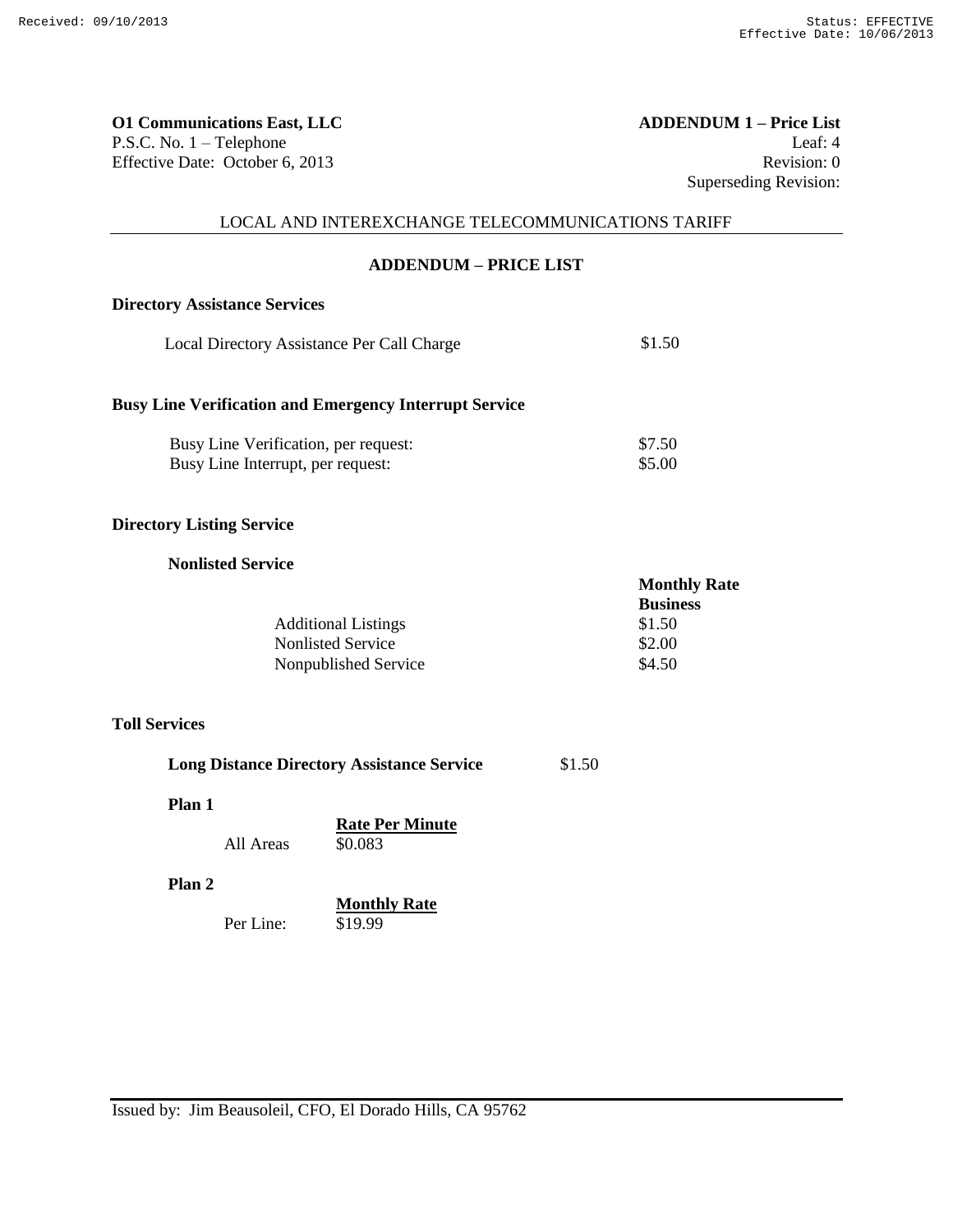**O1 Communications East, LLC**
P.S.C. No. 1 – Telephone
Effective Date: October 6, 2013

**ADDENDUM 1 – Price List**
Leaf: 4
Revision: 0
Superseding Revision:

LOCAL AND INTEREXCHANGE TELECOMMUNICATIONS TARIFF

## ADDENDUM – PRICE LIST

### Directory Assistance Services

| | |
|---|---|
| Local Directory Assistance Per Call Charge | $1.50 |

### Busy Line Verification and Emergency Interrupt Service

| | |
|---|---|
| Busy Line Verification, per request: | $7.50 |
| Busy Line Interrupt, per request: | $5.00 |

### Directory Listing Service

**Nonlisted Service**

| | Monthly Rate Business |
|---|---|
| Additional Listings | $1.50 |
| Nonlisted Service | $2.00 |
| Nonpublished Service | $4.50 |

### Toll Services

**Long Distance Directory Assistance Service** $1.50

**Plan 1**

| | Rate Per Minute |
|---|---|
| All Areas | $0.083 |

**Plan 2**

| | Monthly Rate |
|---|---|
| Per Line: | $19.99 |

Issued by: Jim Beausoleil, CFO, El Dorado Hills, CA 95762